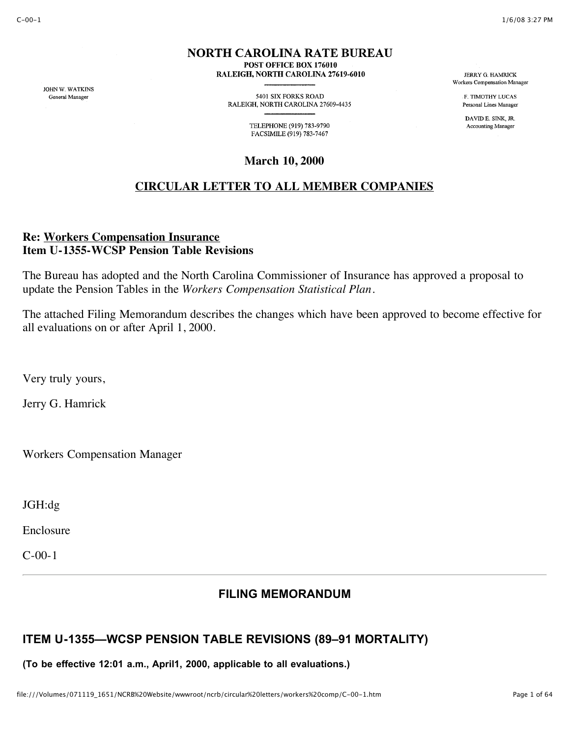# NORTH CAROLINA RATE BUREAU

POST OFFICE BOX 176010
RALEIGH, NORTH CAROLINA 27619-6010

5401 SIX FORKS ROAD
RALEIGH, NORTH CAROLINA 27609-4435

TELEPHONE (919) 783-9790
FACSIMILE (919) 783-7467

JOHN W. WATKINS
General Manager

JERRY G. HAMRICK
Workers Compensation Manager

F. TIMOTHY LUCAS
Personal Lines Manager

DAVID E. SINK, JR.
Accounting Manager

**March 10, 2000**

## CIRCULAR LETTER TO ALL MEMBER COMPANIES

**Re: Workers Compensation Insurance**
**Item U-1355-WCSP Pension Table Revisions**

The Bureau has adopted and the North Carolina Commissioner of Insurance has approved a proposal to update the Pension Tables in the *Workers Compensation Statistical Plan*.

The attached Filing Memorandum describes the changes which have been approved to become effective for all evaluations on or after April 1, 2000.

Very truly yours,

Jerry G. Hamrick

Workers Compensation Manager

JGH:dg

Enclosure

C-00-1

---

## FILING MEMORANDUM

## ITEM U-1355—WCSP PENSION TABLE REVISIONS (89–91 MORTALITY)

**(To be effective 12:01 a.m., April1, 2000, applicable to all evaluations.)**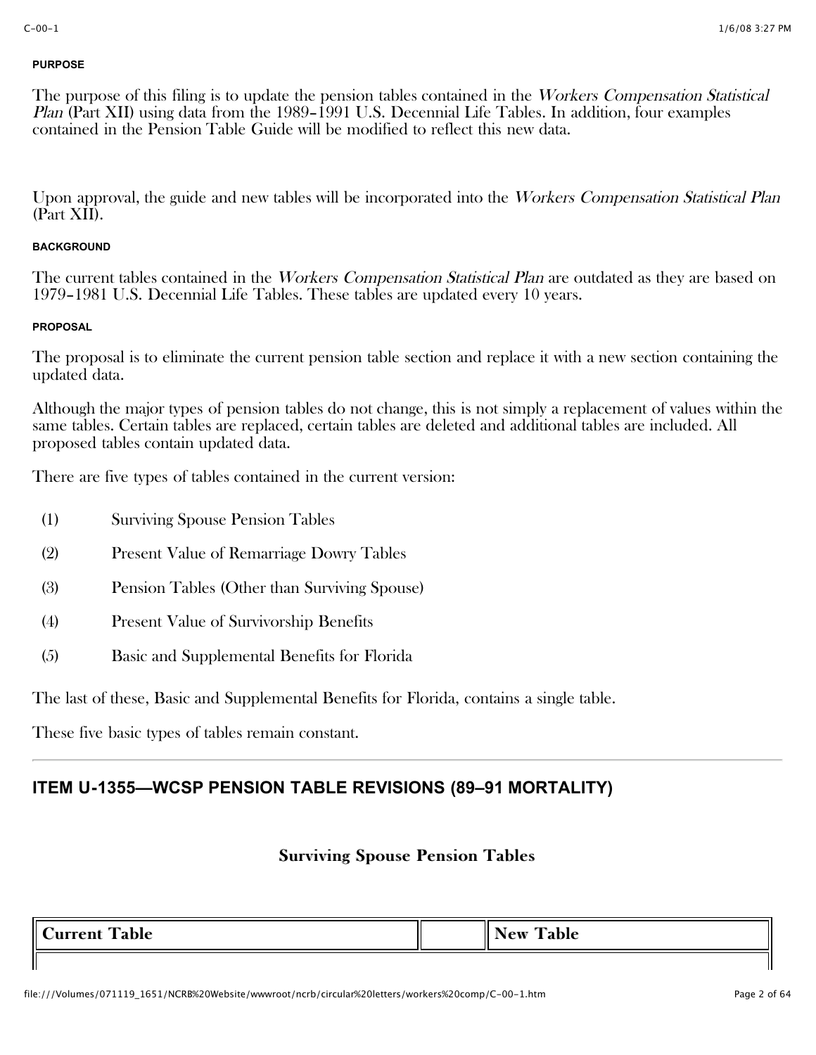#### PURPOSE

The purpose of this filing is to update the pension tables contained in the *Workers Compensation Statistical Plan* (Part XII) using data from the 1989–1991 U.S. Decennial Life Tables. In addition, four examples contained in the Pension Table Guide will be modified to reflect this new data.

Upon approval, the guide and new tables will be incorporated into the *Workers Compensation Statistical Plan* (Part XII).

#### BACKGROUND

The current tables contained in the *Workers Compensation Statistical Plan* are outdated as they are based on 1979–1981 U.S. Decennial Life Tables. These tables are updated every 10 years.

#### PROPOSAL

The proposal is to eliminate the current pension table section and replace it with a new section containing the updated data.

Although the major types of pension tables do not change, this is not simply a replacement of values within the same tables. Certain tables are replaced, certain tables are deleted and additional tables are included. All proposed tables contain updated data.

There are five types of tables contained in the current version:

(1) Surviving Spouse Pension Tables

(2) Present Value of Remarriage Dowry Tables

(3) Pension Tables (Other than Surviving Spouse)

(4) Present Value of Survivorship Benefits

(5) Basic and Supplemental Benefits for Florida

The last of these, Basic and Supplemental Benefits for Florida, contains a single table.

These five basic types of tables remain constant.

---

## ITEM U-1355—WCSP PENSION TABLE REVISIONS (89–91 MORTALITY)

### Surviving Spouse Pension Tables

| Current Table | | New Table |
|---|---|---|
| | | |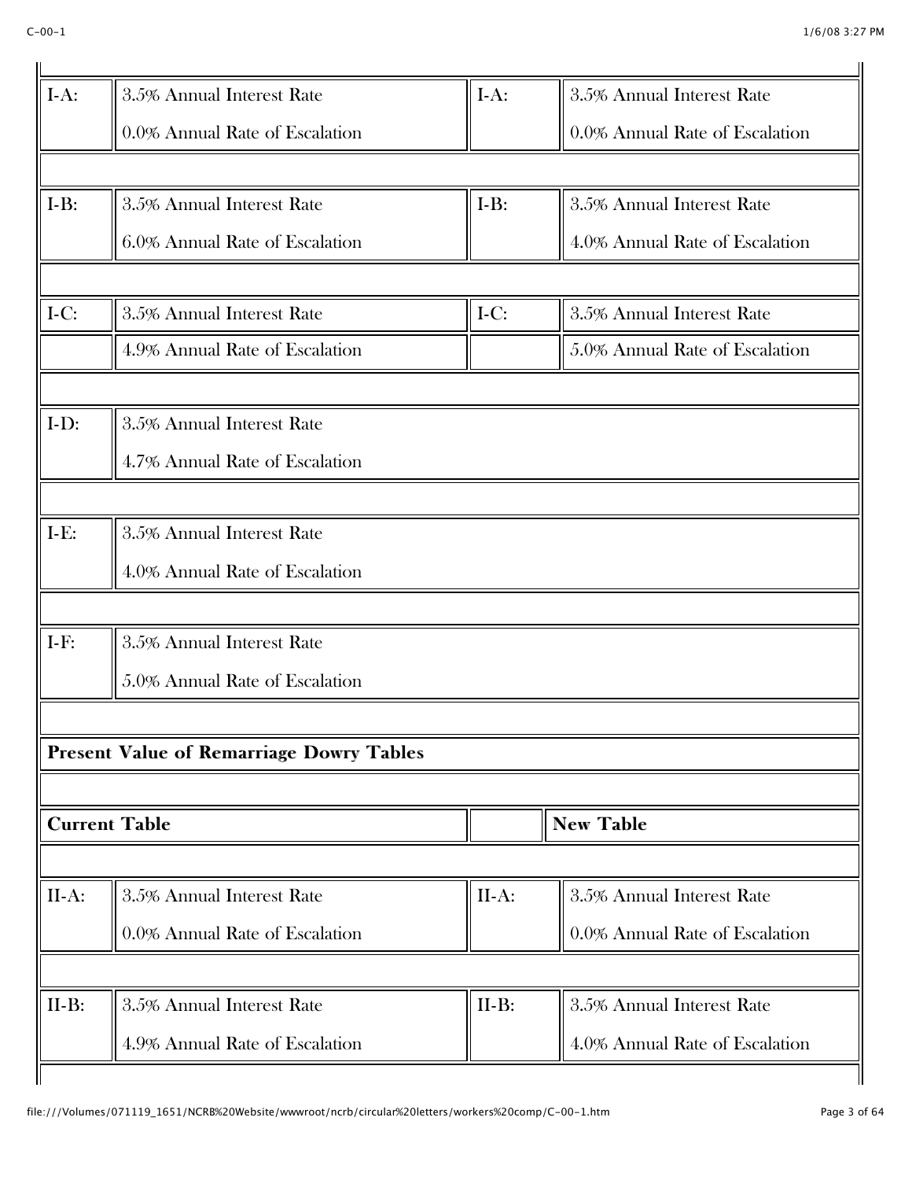| | | | |
|---|---|---|---|
| I-A: | 3.5% Annual Interest Rate<br>0.0% Annual Rate of Escalation | I-A: | 3.5% Annual Interest Rate<br>0.0% Annual Rate of Escalation |
| I-B: | 3.5% Annual Interest Rate<br>6.0% Annual Rate of Escalation | I-B: | 3.5% Annual Interest Rate<br>4.0% Annual Rate of Escalation |
| I-C: | 3.5% Annual Interest Rate<br>4.9% Annual Rate of Escalation | I-C: | 3.5% Annual Interest Rate<br>5.0% Annual Rate of Escalation |
| I-D: | 3.5% Annual Interest Rate<br>4.7% Annual Rate of Escalation | | |
| I-E: | 3.5% Annual Interest Rate<br>4.0% Annual Rate of Escalation | | |
| I-F: | 3.5% Annual Interest Rate<br>5.0% Annual Rate of Escalation | | |

**Present Value of Remarriage Dowry Tables**

| **Current Table** | | | **New Table** |
|---|---|---|---|
| II-A: | 3.5% Annual Interest Rate<br>0.0% Annual Rate of Escalation | II-A: | 3.5% Annual Interest Rate<br>0.0% Annual Rate of Escalation |
| II-B: | 3.5% Annual Interest Rate<br>4.9% Annual Rate of Escalation | II-B: | 3.5% Annual Interest Rate<br>4.0% Annual Rate of Escalation |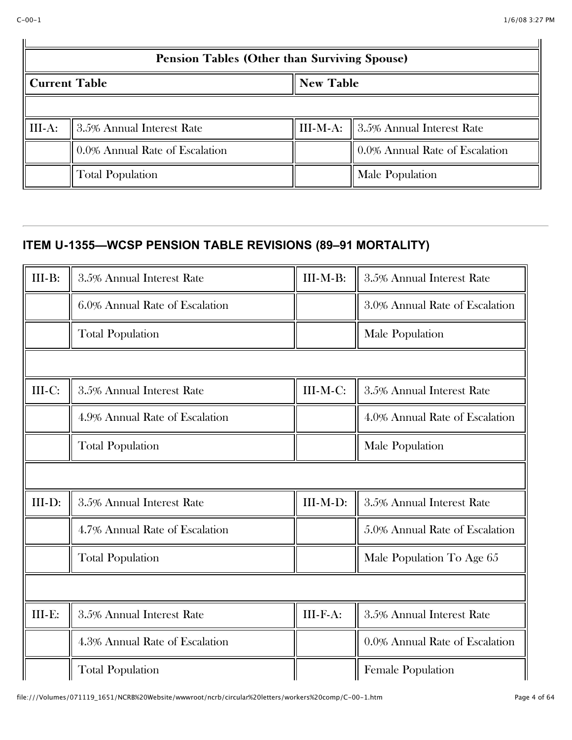| Pension Tables (Other than Surviving Spouse) | | | |
|---|---|---|---|
| **Current Table** | | **New Table** | |
| | | | |
| III-A: | 3.5% Annual Interest Rate | III-M-A: | 3.5% Annual Interest Rate |
| | 0.0% Annual Rate of Escalation | | 0.0% Annual Rate of Escalation |
| | Total Population | | Male Population |

---

## ITEM U-1355—WCSP PENSION TABLE REVISIONS (89–91 MORTALITY)

| | | | |
|---|---|---|---|
| III-B: | 3.5% Annual Interest Rate | III-M-B: | 3.5% Annual Interest Rate |
| | 6.0% Annual Rate of Escalation | | 3.0% Annual Rate of Escalation |
| | Total Population | | Male Population |
| | | | |
| III-C: | 3.5% Annual Interest Rate | III-M-C: | 3.5% Annual Interest Rate |
| | 4.9% Annual Rate of Escalation | | 4.0% Annual Rate of Escalation |
| | Total Population | | Male Population |
| | | | |
| III-D: | 3.5% Annual Interest Rate | III-M-D: | 3.5% Annual Interest Rate |
| | 4.7% Annual Rate of Escalation | | 5.0% Annual Rate of Escalation |
| | Total Population | | Male Population To Age 65 |
| | | | |
| III-E: | 3.5% Annual Interest Rate | III-F-A: | 3.5% Annual Interest Rate |
| | 4.3% Annual Rate of Escalation | | 0.0% Annual Rate of Escalation |
| | Total Population | | Female Population |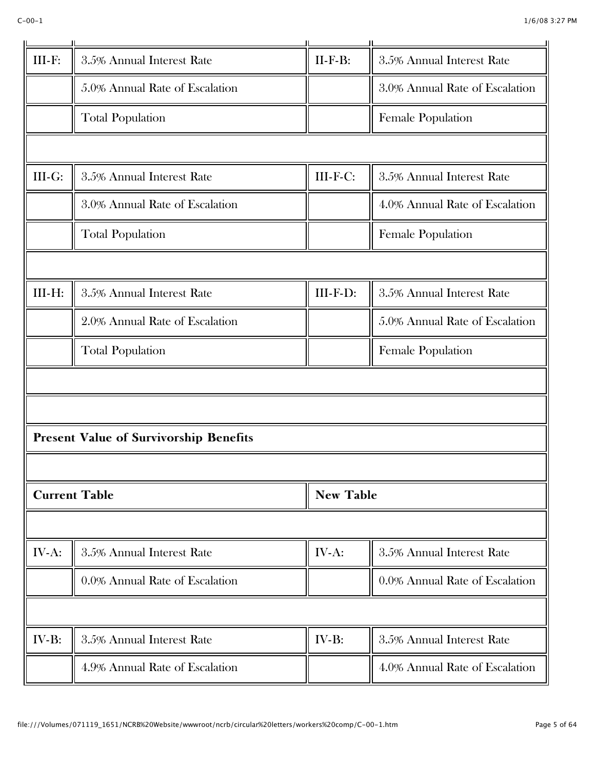| | | | |
|---|---|---|---|
| III-F: | 3.5% Annual Interest Rate | II-F-B: | 3.5% Annual Interest Rate |
| | 5.0% Annual Rate of Escalation | | 3.0% Annual Rate of Escalation |
| | Total Population | | Female Population |
| | | | |
| III-G: | 3.5% Annual Interest Rate | III-F-C: | 3.5% Annual Interest Rate |
| | 3.0% Annual Rate of Escalation | | 4.0% Annual Rate of Escalation |
| | Total Population | | Female Population |
| | | | |
| III-H: | 3.5% Annual Interest Rate | III-F-D: | 3.5% Annual Interest Rate |
| | 2.0% Annual Rate of Escalation | | 5.0% Annual Rate of Escalation |
| | Total Population | | Female Population |
| | | | |
| | | | |
| **Present Value of Survivorship Benefits** | | | |
| | | | |
| **Current Table** | | **New Table** | |
| | | | |
| IV-A: | 3.5% Annual Interest Rate | IV-A: | 3.5% Annual Interest Rate |
| | 0.0% Annual Rate of Escalation | | 0.0% Annual Rate of Escalation |
| | | | |
| IV-B: | 3.5% Annual Interest Rate | IV-B: | 3.5% Annual Interest Rate |
| | 4.9% Annual Rate of Escalation | | 4.0% Annual Rate of Escalation |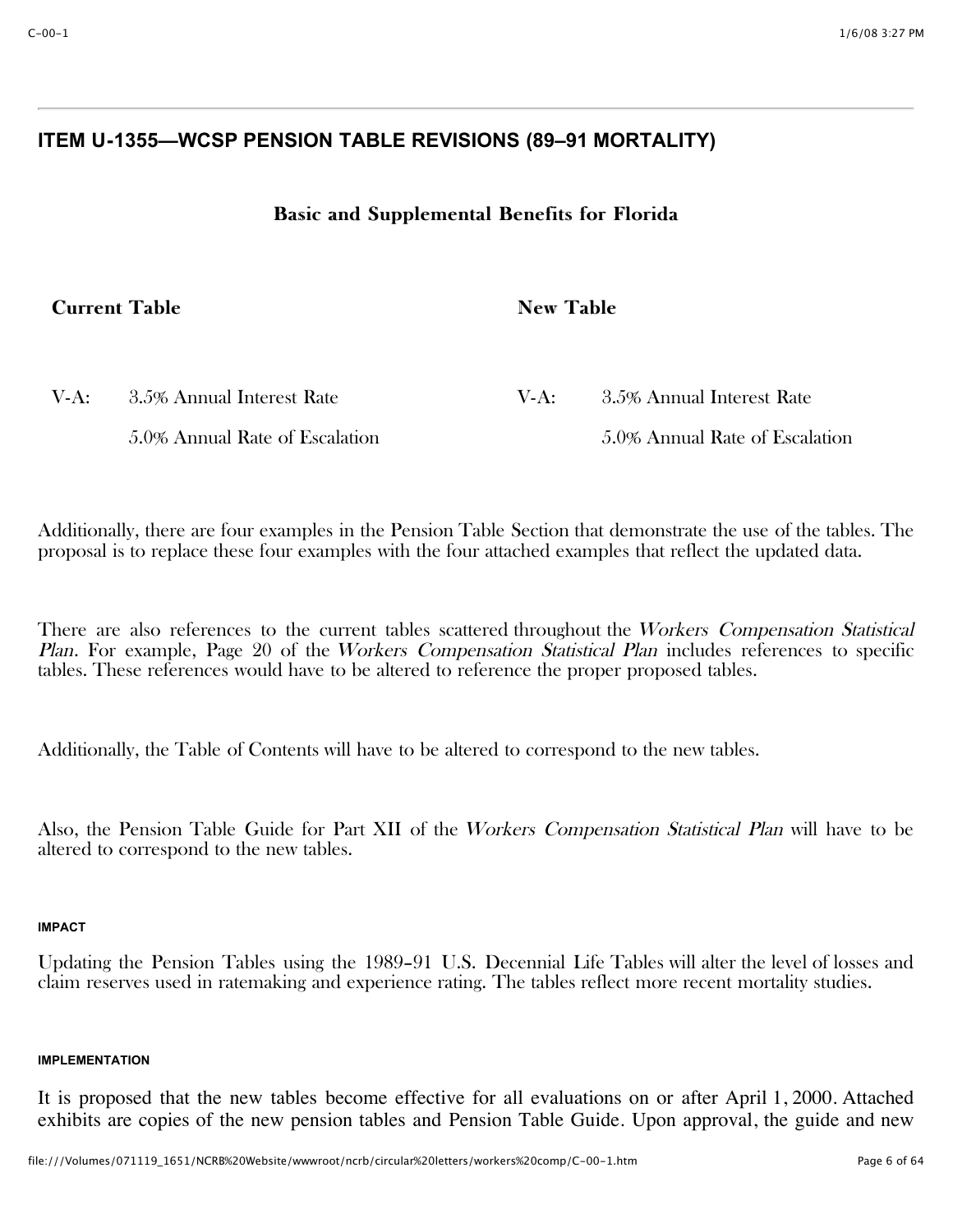## ITEM U-1355—WCSP PENSION TABLE REVISIONS (89–91 MORTALITY)

### Basic and Supplemental Benefits for Florida

| Current Table | | New Table | |
|---|---|---|---|
| V-A: | 3.5% Annual Interest Rate | V-A: | 3.5% Annual Interest Rate |
| | 5.0% Annual Rate of Escalation | | 5.0% Annual Rate of Escalation |

Additionally, there are four examples in the Pension Table Section that demonstrate the use of the tables. The proposal is to replace these four examples with the four attached examples that reflect the updated data.

There are also references to the current tables scattered throughout the *Workers Compensation Statistical Plan*. For example, Page 20 of the *Workers Compensation Statistical Plan* includes references to specific tables. These references would have to be altered to reference the proper proposed tables.

Additionally, the Table of Contents will have to be altered to correspond to the new tables.

Also, the Pension Table Guide for Part XII of the *Workers Compensation Statistical Plan* will have to be altered to correspond to the new tables.

##### IMPACT

Updating the Pension Tables using the 1989–91 U.S. Decennial Life Tables will alter the level of losses and claim reserves used in ratemaking and experience rating. The tables reflect more recent mortality studies.

##### IMPLEMENTATION

It is proposed that the new tables become effective for all evaluations on or after April 1, 2000. Attached exhibits are copies of the new pension tables and Pension Table Guide. Upon approval, the guide and new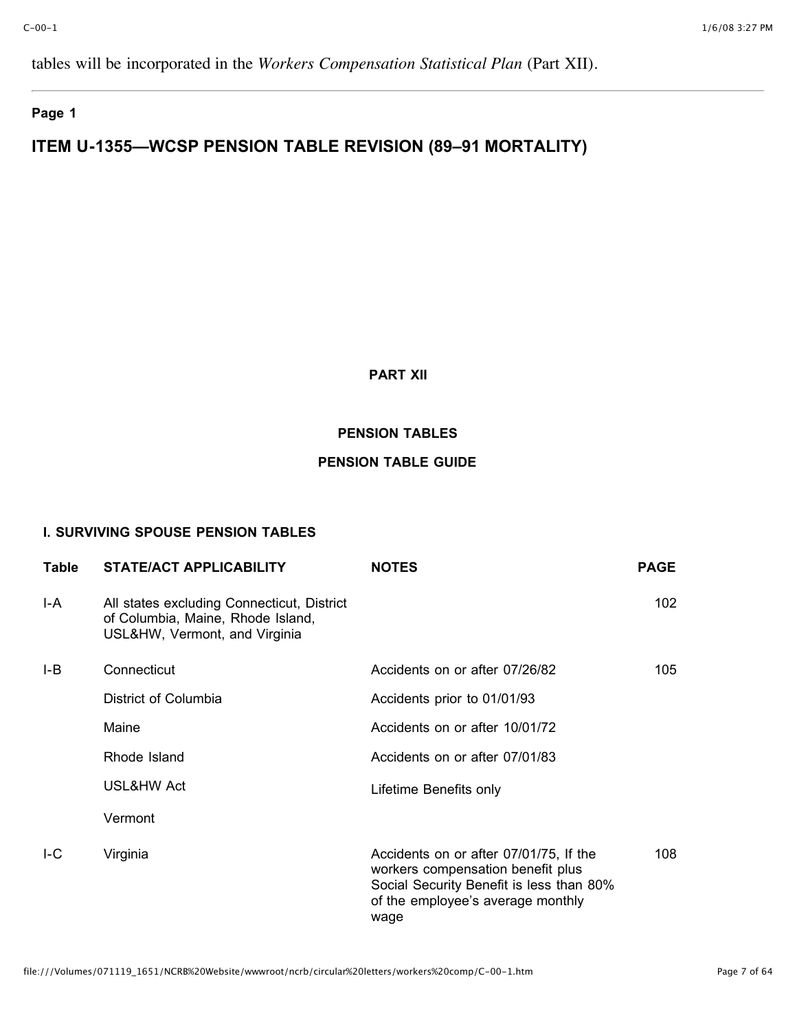tables will be incorporated in the *Workers Compensation Statistical Plan* (Part XII).

---

**Page 1**

## ITEM U-1355—WCSP PENSION TABLE REVISION (89–91 MORTALITY)

**PART XII**

**PENSION TABLES**

**PENSION TABLE GUIDE**

### I. SURVIVING SPOUSE PENSION TABLES

| Table | STATE/ACT APPLICABILITY | NOTES | PAGE |
|---|---|---|---|
| I-A | All states excluding Connecticut, District of Columbia, Maine, Rhode Island, USL&HW, Vermont, and Virginia | | 102 |
| I-B | Connecticut | Accidents on or after 07/26/82 | 105 |
| | District of Columbia | Accidents prior to 01/01/93 | |
| | Maine | Accidents on or after 10/01/72 | |
| | Rhode Island | Accidents on or after 07/01/83 | |
| | USL&HW Act | Lifetime Benefits only | |
| | Vermont | | |
| I-C | Virginia | Accidents on or after 07/01/75, If the workers compensation benefit plus Social Security Benefit is less than 80% of the employee's average monthly wage | 108 |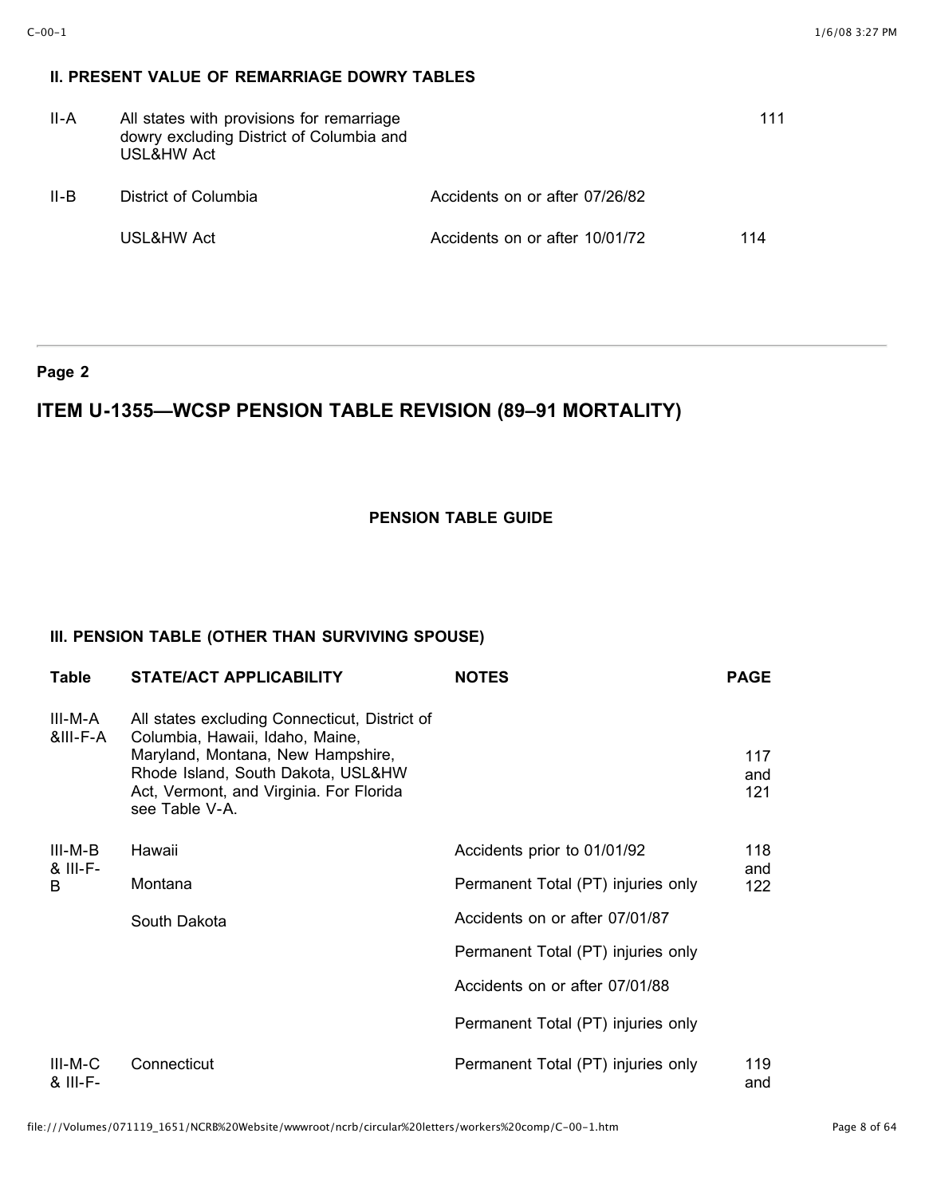**II. PRESENT VALUE OF REMARRIAGE DOWRY TABLES**

| | | | |
|---|---|---|---|
| II-A | All states with provisions for remarriage dowry excluding District of Columbia and USL&HW Act | | 111 |
| II-B | District of Columbia | Accidents on or after 07/26/82 | |
| | USL&HW Act | Accidents on or after 10/01/72 | 114 |

---

**Page 2**

## ITEM U-1355—WCSP PENSION TABLE REVISION (89–91 MORTALITY)

**PENSION TABLE GUIDE**

**III. PENSION TABLE (OTHER THAN SURVIVING SPOUSE)**

| Table | STATE/ACT APPLICABILITY | NOTES | PAGE |
|---|---|---|---|
| III-M-A &III-F-A | All states excluding Connecticut, District of Columbia, Hawaii, Idaho, Maine, Maryland, Montana, New Hampshire, Rhode Island, South Dakota, USL&HW Act, Vermont, and Virginia. For Florida see Table V-A. | | 117 and 121 |
| III-M-B & III-F-B | Hawaii | Accidents prior to 01/01/92 | 118 and 122 |
| | Montana | Permanent Total (PT) injuries only | |
| | South Dakota | Accidents on or after 07/01/87 | |
| | | Permanent Total (PT) injuries only | |
| | | Accidents on or after 07/01/88 | |
| | | Permanent Total (PT) injuries only | |
| III-M-C & III-F- | Connecticut | Permanent Total (PT) injuries only | 119 and |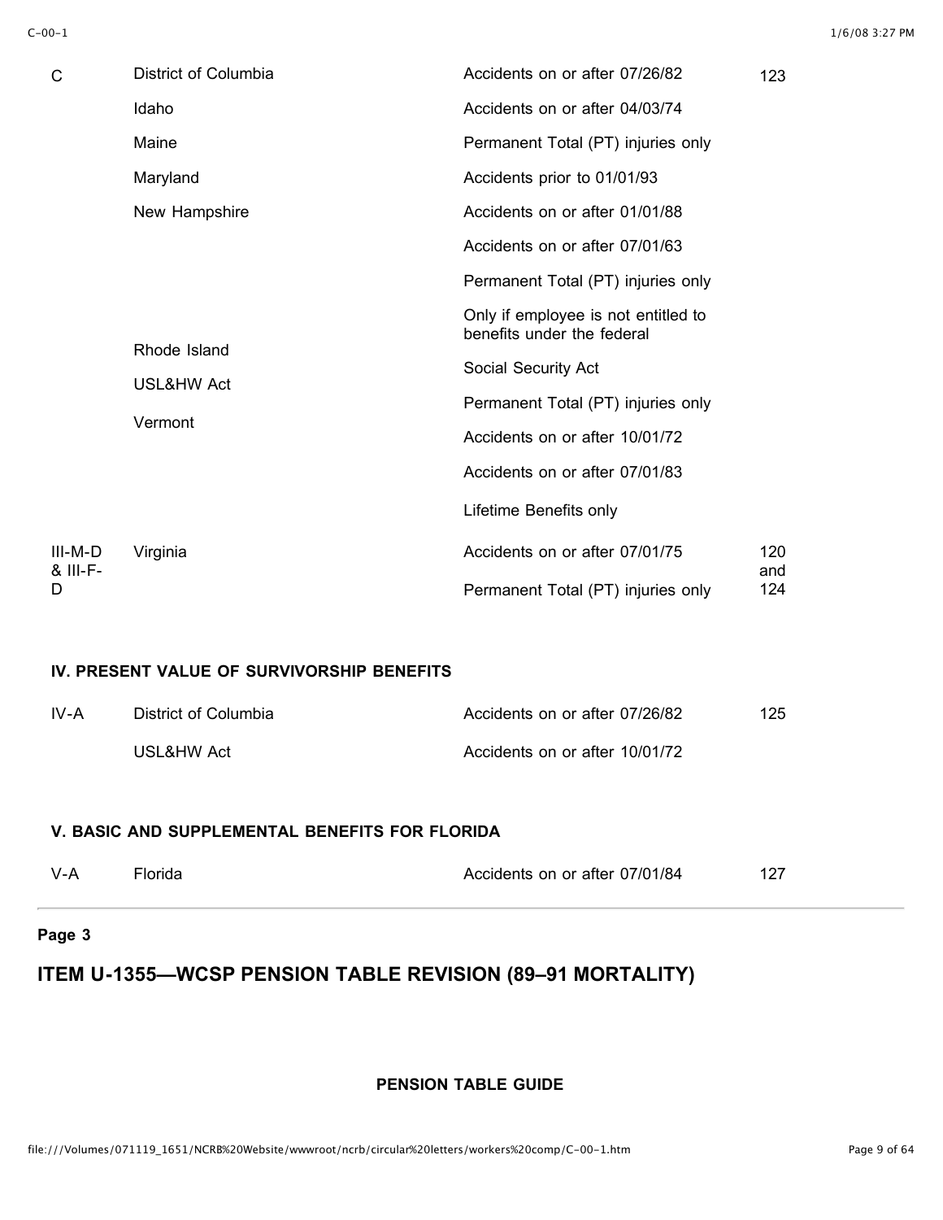| | | | |
|---|---|---|---|
| C | District of Columbia | Accidents on or after 07/26/82 | 123 |
| | Idaho | Accidents on or after 04/03/74 | |
| | Maine | Permanent Total (PT) injuries only | |
| | Maryland | Accidents prior to 01/01/93 | |
| | New Hampshire | Accidents on or after 01/01/88 | |
| | | Accidents on or after 07/01/63 | |
| | | Permanent Total (PT) injuries only | |
| | Rhode Island | Only if employee is not entitled to benefits under the federal | |
| | USL&HW Act | Social Security Act | |
| | Vermont | Permanent Total (PT) injuries only | |
| | | Accidents on or after 10/01/72 | |
| | | Accidents on or after 07/01/83 | |
| | | Lifetime Benefits only | |
| III-M-D & III-F-D | Virginia | Accidents on or after 07/01/75 | 120 and 124 |
| | | Permanent Total (PT) injuries only | |

**IV. PRESENT VALUE OF SURVIVORSHIP BENEFITS**

| | | | |
|---|---|---|---|
| IV-A | District of Columbia | Accidents on or after 07/26/82 | 125 |
| | USL&HW Act | Accidents on or after 10/01/72 | |

**V. BASIC AND SUPPLEMENTAL BENEFITS FOR FLORIDA**

| | | | |
|---|---|---|---|
| V-A | Florida | Accidents on or after 07/01/84 | 127 |

**Page 3**

## ITEM U-1355—WCSP PENSION TABLE REVISION (89–91 MORTALITY)

**PENSION TABLE GUIDE**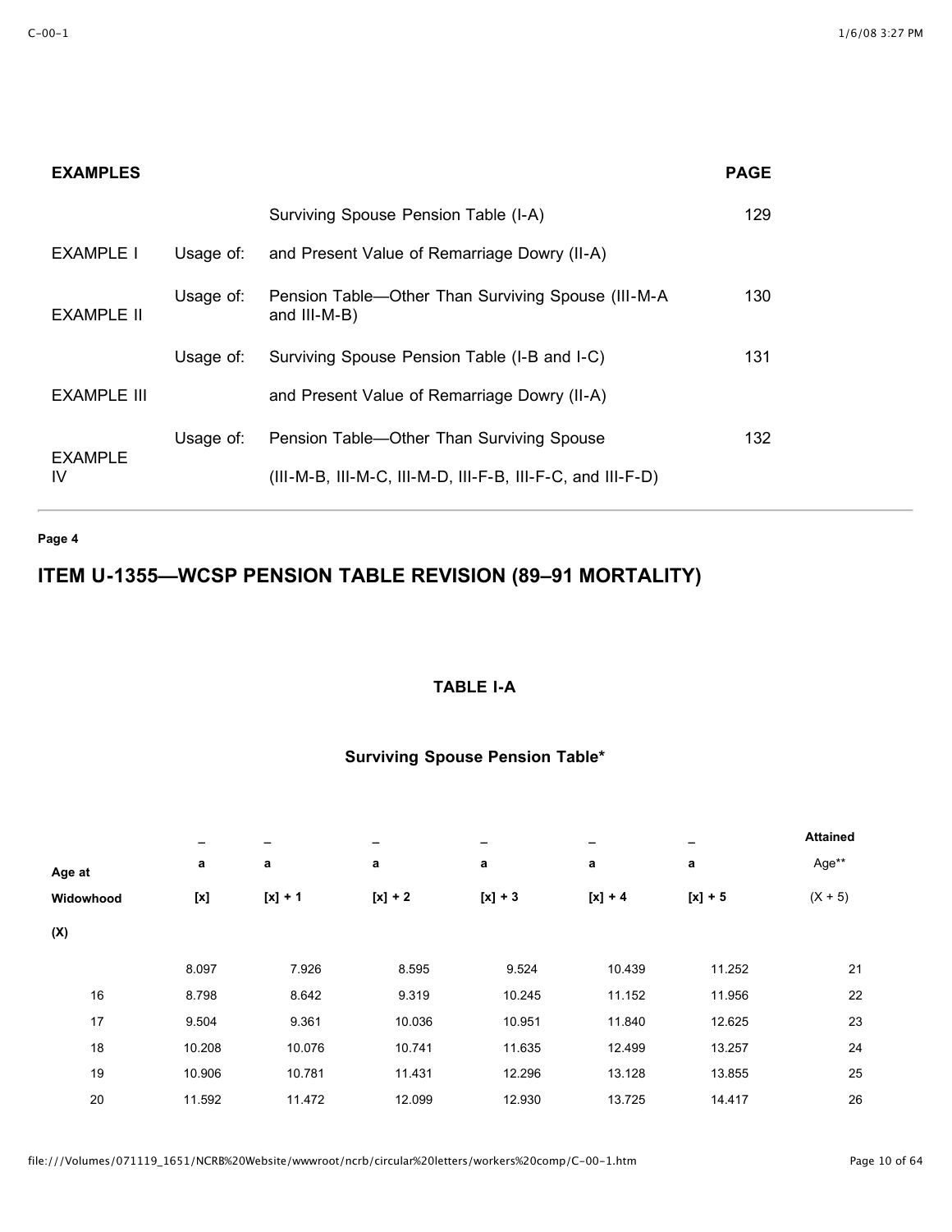| EXAMPLES | | | PAGE |
|---|---|---|---|
| | | Surviving Spouse Pension Table (I-A) | 129 |
| EXAMPLE I | Usage of: | and Present Value of Remarriage Dowry (II-A) | |
| EXAMPLE II | Usage of: | Pension Table—Other Than Surviving Spouse (III-M-A and III-M-B) | 130 |
| | Usage of: | Surviving Spouse Pension Table (I-B and I-C) | 131 |
| EXAMPLE III | | and Present Value of Remarriage Dowry (II-A) | |
| | Usage of: | Pension Table—Other Than Surviving Spouse | 132 |
| EXAMPLE IV | | (III-M-B, III-M-C, III-M-D, III-F-B, III-F-C, and III-F-D) | |

Page 4

## ITEM U-1355—WCSP PENSION TABLE REVISION (89–91 MORTALITY)

### TABLE I-A

### Surviving Spouse Pension Table*

| Age at Widowhood (X) | $\bar{a}_{[x]}$ | $\bar{a}_{[x]+1}$ | $\bar{a}_{[x]+2}$ | $\bar{a}_{[x]+3}$ | $\bar{a}_{[x]+4}$ | $\bar{a}_{[x]+5}$ | Attained Age** (X + 5) |
|---|---|---|---|---|---|---|---|
| | 8.097 | 7.926 | 8.595 | 9.524 | 10.439 | 11.252 | 21 |
| 16 | 8.798 | 8.642 | 9.319 | 10.245 | 11.152 | 11.956 | 22 |
| 17 | 9.504 | 9.361 | 10.036 | 10.951 | 11.840 | 12.625 | 23 |
| 18 | 10.208 | 10.076 | 10.741 | 11.635 | 12.499 | 13.257 | 24 |
| 19 | 10.906 | 10.781 | 11.431 | 12.296 | 13.128 | 13.855 | 25 |
| 20 | 11.592 | 11.472 | 12.099 | 12.930 | 13.725 | 14.417 | 26 |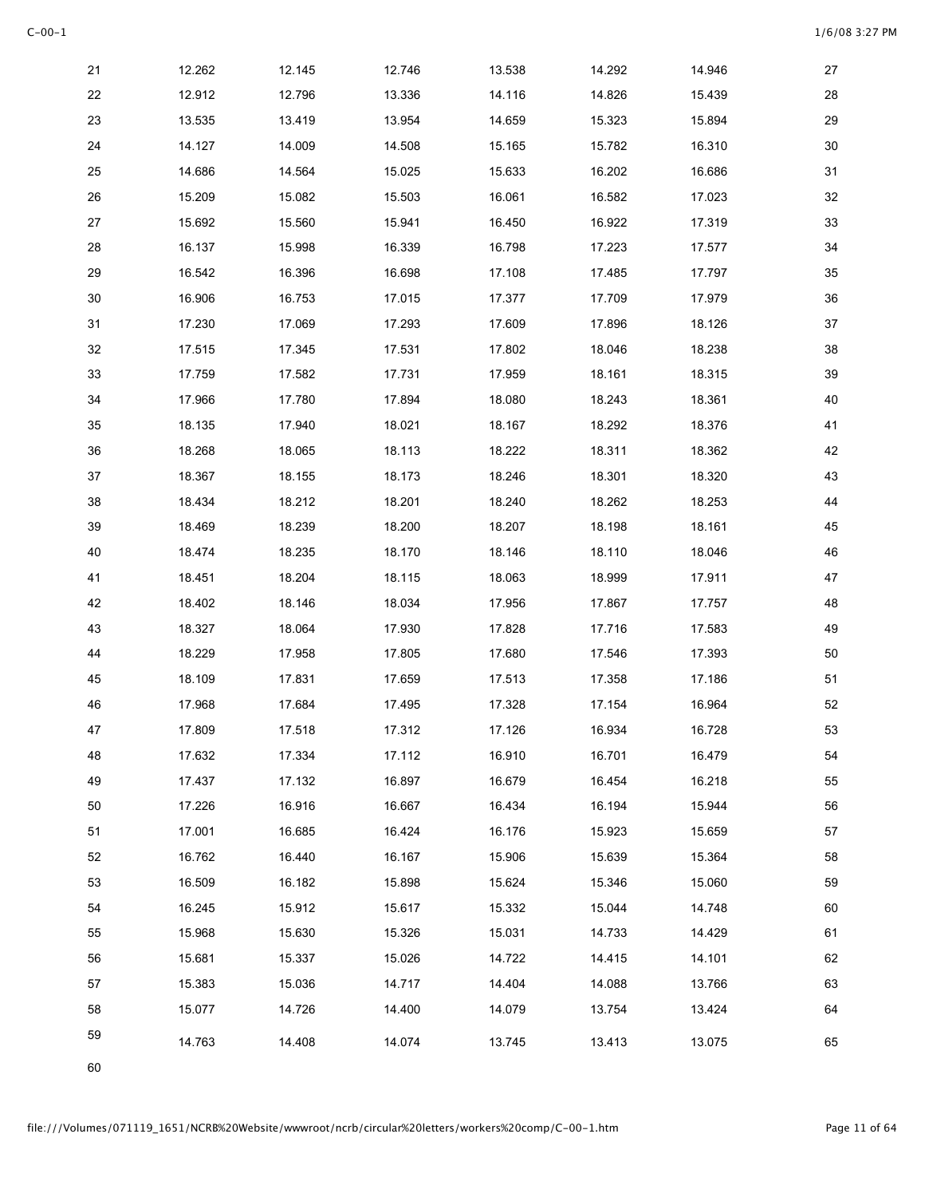| | | | | | | | |
|---|---|---|---|---|---|---|---|
| 21 | 12.262 | 12.145 | 12.746 | 13.538 | 14.292 | 14.946 | 27 |
| 22 | 12.912 | 12.796 | 13.336 | 14.116 | 14.826 | 15.439 | 28 |
| 23 | 13.535 | 13.419 | 13.954 | 14.659 | 15.323 | 15.894 | 29 |
| 24 | 14.127 | 14.009 | 14.508 | 15.165 | 15.782 | 16.310 | 30 |
| 25 | 14.686 | 14.564 | 15.025 | 15.633 | 16.202 | 16.686 | 31 |
| 26 | 15.209 | 15.082 | 15.503 | 16.061 | 16.582 | 17.023 | 32 |
| 27 | 15.692 | 15.560 | 15.941 | 16.450 | 16.922 | 17.319 | 33 |
| 28 | 16.137 | 15.998 | 16.339 | 16.798 | 17.223 | 17.577 | 34 |
| 29 | 16.542 | 16.396 | 16.698 | 17.108 | 17.485 | 17.797 | 35 |
| 30 | 16.906 | 16.753 | 17.015 | 17.377 | 17.709 | 17.979 | 36 |
| 31 | 17.230 | 17.069 | 17.293 | 17.609 | 17.896 | 18.126 | 37 |
| 32 | 17.515 | 17.345 | 17.531 | 17.802 | 18.046 | 18.238 | 38 |
| 33 | 17.759 | 17.582 | 17.731 | 17.959 | 18.161 | 18.315 | 39 |
| 34 | 17.966 | 17.780 | 17.894 | 18.080 | 18.243 | 18.361 | 40 |
| 35 | 18.135 | 17.940 | 18.021 | 18.167 | 18.292 | 18.376 | 41 |
| 36 | 18.268 | 18.065 | 18.113 | 18.222 | 18.311 | 18.362 | 42 |
| 37 | 18.367 | 18.155 | 18.173 | 18.246 | 18.301 | 18.320 | 43 |
| 38 | 18.434 | 18.212 | 18.201 | 18.240 | 18.262 | 18.253 | 44 |
| 39 | 18.469 | 18.239 | 18.200 | 18.207 | 18.198 | 18.161 | 45 |
| 40 | 18.474 | 18.235 | 18.170 | 18.146 | 18.110 | 18.046 | 46 |
| 41 | 18.451 | 18.204 | 18.115 | 18.063 | 18.999 | 17.911 | 47 |
| 42 | 18.402 | 18.146 | 18.034 | 17.956 | 17.867 | 17.757 | 48 |
| 43 | 18.327 | 18.064 | 17.930 | 17.828 | 17.716 | 17.583 | 49 |
| 44 | 18.229 | 17.958 | 17.805 | 17.680 | 17.546 | 17.393 | 50 |
| 45 | 18.109 | 17.831 | 17.659 | 17.513 | 17.358 | 17.186 | 51 |
| 46 | 17.968 | 17.684 | 17.495 | 17.328 | 17.154 | 16.964 | 52 |
| 47 | 17.809 | 17.518 | 17.312 | 17.126 | 16.934 | 16.728 | 53 |
| 48 | 17.632 | 17.334 | 17.112 | 16.910 | 16.701 | 16.479 | 54 |
| 49 | 17.437 | 17.132 | 16.897 | 16.679 | 16.454 | 16.218 | 55 |
| 50 | 17.226 | 16.916 | 16.667 | 16.434 | 16.194 | 15.944 | 56 |
| 51 | 17.001 | 16.685 | 16.424 | 16.176 | 15.923 | 15.659 | 57 |
| 52 | 16.762 | 16.440 | 16.167 | 15.906 | 15.639 | 15.364 | 58 |
| 53 | 16.509 | 16.182 | 15.898 | 15.624 | 15.346 | 15.060 | 59 |
| 54 | 16.245 | 15.912 | 15.617 | 15.332 | 15.044 | 14.748 | 60 |
| 55 | 15.968 | 15.630 | 15.326 | 15.031 | 14.733 | 14.429 | 61 |
| 56 | 15.681 | 15.337 | 15.026 | 14.722 | 14.415 | 14.101 | 62 |
| 57 | 15.383 | 15.036 | 14.717 | 14.404 | 14.088 | 13.766 | 63 |
| 58 | 15.077 | 14.726 | 14.400 | 14.079 | 13.754 | 13.424 | 64 |
| 59 | 14.763 | 14.408 | 14.074 | 13.745 | 13.413 | 13.075 | 65 |
| 60 | | | | | | | |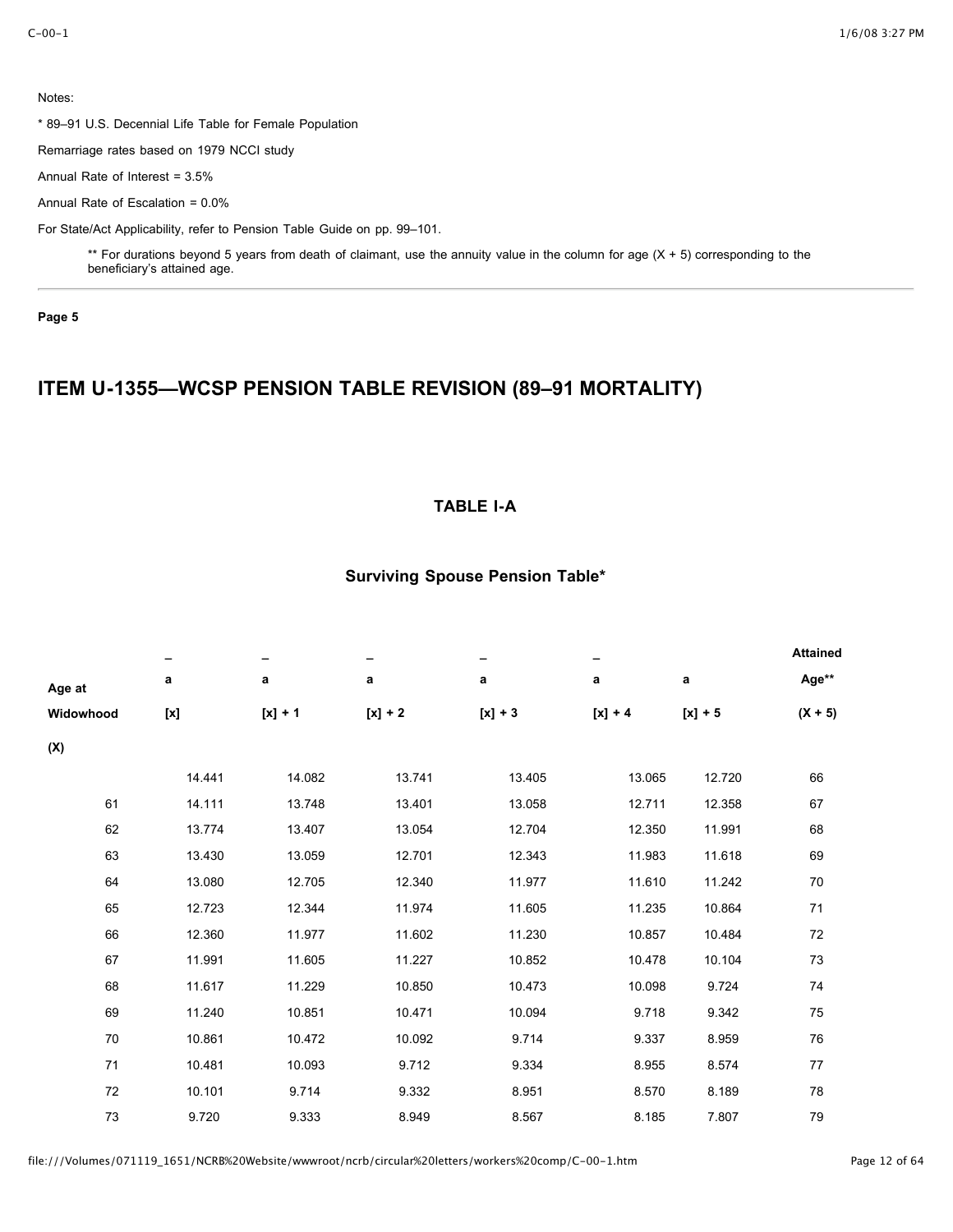Notes:

* 89–91 U.S. Decennial Life Table for Female Population

Remarriage rates based on 1979 NCCI study

Annual Rate of Interest = 3.5%

Annual Rate of Escalation = 0.0%

For State/Act Applicability, refer to Pension Table Guide on pp. 99–101.

** For durations beyond 5 years from death of claimant, use the annuity value in the column for age (X + 5) corresponding to the beneficiary's attained age.

---

**Page 5**

## ITEM U-1355—WCSP PENSION TABLE REVISION (89–91 MORTALITY)

### TABLE I-A

### Surviving Spouse Pension Table*

| Age at Widowhood (X) | $\bar{a}_{[x]}$ | $\bar{a}_{[x]+1}$ | $\bar{a}_{[x]+2}$ | $\bar{a}_{[x]+3}$ | $\bar{a}_{[x]+4}$ | $a_{[x]+5}$ | Attained Age** (X + 5) |
|---|---|---|---|---|---|---|---|
| | 14.441 | 14.082 | 13.741 | 13.405 | 13.065 | 12.720 | 66 |
| 61 | 14.111 | 13.748 | 13.401 | 13.058 | 12.711 | 12.358 | 67 |
| 62 | 13.774 | 13.407 | 13.054 | 12.704 | 12.350 | 11.991 | 68 |
| 63 | 13.430 | 13.059 | 12.701 | 12.343 | 11.983 | 11.618 | 69 |
| 64 | 13.080 | 12.705 | 12.340 | 11.977 | 11.610 | 11.242 | 70 |
| 65 | 12.723 | 12.344 | 11.974 | 11.605 | 11.235 | 10.864 | 71 |
| 66 | 12.360 | 11.977 | 11.602 | 11.230 | 10.857 | 10.484 | 72 |
| 67 | 11.991 | 11.605 | 11.227 | 10.852 | 10.478 | 10.104 | 73 |
| 68 | 11.617 | 11.229 | 10.850 | 10.473 | 10.098 | 9.724 | 74 |
| 69 | 11.240 | 10.851 | 10.471 | 10.094 | 9.718 | 9.342 | 75 |
| 70 | 10.861 | 10.472 | 10.092 | 9.714 | 9.337 | 8.959 | 76 |
| 71 | 10.481 | 10.093 | 9.712 | 9.334 | 8.955 | 8.574 | 77 |
| 72 | 10.101 | 9.714 | 9.332 | 8.951 | 8.570 | 8.189 | 78 |
| 73 | 9.720 | 9.333 | 8.949 | 8.567 | 8.185 | 7.807 | 79 |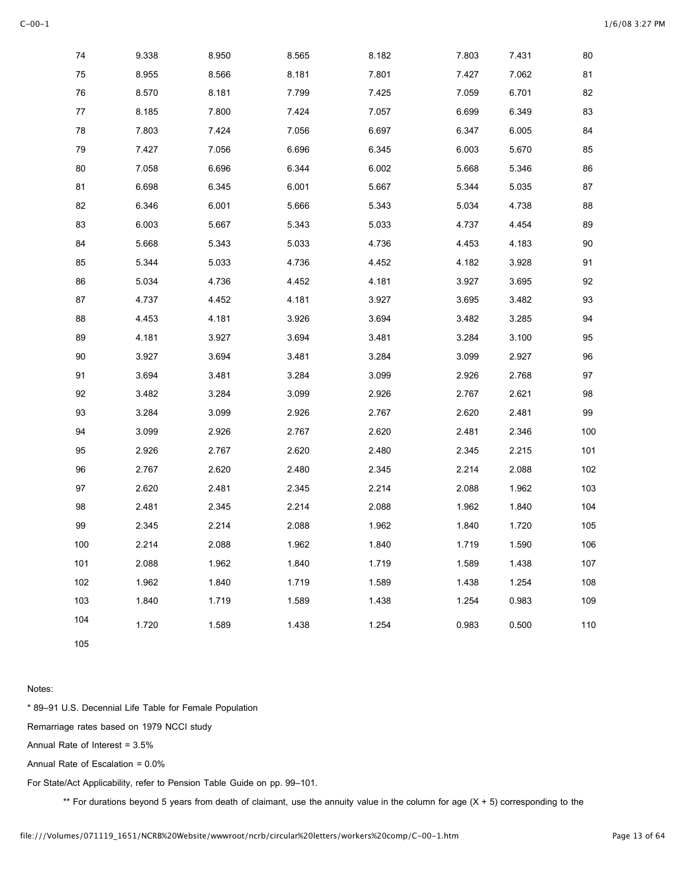| | | | | | | | |
|---|---|---|---|---|---|---|---|
| 74 | 9.338 | 8.950 | 8.565 | 8.182 | 7.803 | 7.431 | 80 |
| 75 | 8.955 | 8.566 | 8.181 | 7.801 | 7.427 | 7.062 | 81 |
| 76 | 8.570 | 8.181 | 7.799 | 7.425 | 7.059 | 6.701 | 82 |
| 77 | 8.185 | 7.800 | 7.424 | 7.057 | 6.699 | 6.349 | 83 |
| 78 | 7.803 | 7.424 | 7.056 | 6.697 | 6.347 | 6.005 | 84 |
| 79 | 7.427 | 7.056 | 6.696 | 6.345 | 6.003 | 5.670 | 85 |
| 80 | 7.058 | 6.696 | 6.344 | 6.002 | 5.668 | 5.346 | 86 |
| 81 | 6.698 | 6.345 | 6.001 | 5.667 | 5.344 | 5.035 | 87 |
| 82 | 6.346 | 6.001 | 5.666 | 5.343 | 5.034 | 4.738 | 88 |
| 83 | 6.003 | 5.667 | 5.343 | 5.033 | 4.737 | 4.454 | 89 |
| 84 | 5.668 | 5.343 | 5.033 | 4.736 | 4.453 | 4.183 | 90 |
| 85 | 5.344 | 5.033 | 4.736 | 4.452 | 4.182 | 3.928 | 91 |
| 86 | 5.034 | 4.736 | 4.452 | 4.181 | 3.927 | 3.695 | 92 |
| 87 | 4.737 | 4.452 | 4.181 | 3.927 | 3.695 | 3.482 | 93 |
| 88 | 4.453 | 4.181 | 3.926 | 3.694 | 3.482 | 3.285 | 94 |
| 89 | 4.181 | 3.927 | 3.694 | 3.481 | 3.284 | 3.100 | 95 |
| 90 | 3.927 | 3.694 | 3.481 | 3.284 | 3.099 | 2.927 | 96 |
| 91 | 3.694 | 3.481 | 3.284 | 3.099 | 2.926 | 2.768 | 97 |
| 92 | 3.482 | 3.284 | 3.099 | 2.926 | 2.767 | 2.621 | 98 |
| 93 | 3.284 | 3.099 | 2.926 | 2.767 | 2.620 | 2.481 | 99 |
| 94 | 3.099 | 2.926 | 2.767 | 2.620 | 2.481 | 2.346 | 100 |
| 95 | 2.926 | 2.767 | 2.620 | 2.480 | 2.345 | 2.215 | 101 |
| 96 | 2.767 | 2.620 | 2.480 | 2.345 | 2.214 | 2.088 | 102 |
| 97 | 2.620 | 2.481 | 2.345 | 2.214 | 2.088 | 1.962 | 103 |
| 98 | 2.481 | 2.345 | 2.214 | 2.088 | 1.962 | 1.840 | 104 |
| 99 | 2.345 | 2.214 | 2.088 | 1.962 | 1.840 | 1.720 | 105 |
| 100 | 2.214 | 2.088 | 1.962 | 1.840 | 1.719 | 1.590 | 106 |
| 101 | 2.088 | 1.962 | 1.840 | 1.719 | 1.589 | 1.438 | 107 |
| 102 | 1.962 | 1.840 | 1.719 | 1.589 | 1.438 | 1.254 | 108 |
| 103 | 1.840 | 1.719 | 1.589 | 1.438 | 1.254 | 0.983 | 109 |
| 104 | 1.720 | 1.589 | 1.438 | 1.254 | 0.983 | 0.500 | 110 |
| 105 | | | | | | | |

Notes:

* 89–91 U.S. Decennial Life Table for Female Population

Remarriage rates based on 1979 NCCI study

Annual Rate of Interest = 3.5%

Annual Rate of Escalation = 0.0%

For State/Act Applicability, refer to Pension Table Guide on pp. 99–101.

** For durations beyond 5 years from death of claimant, use the annuity value in the column for age (X + 5) corresponding to the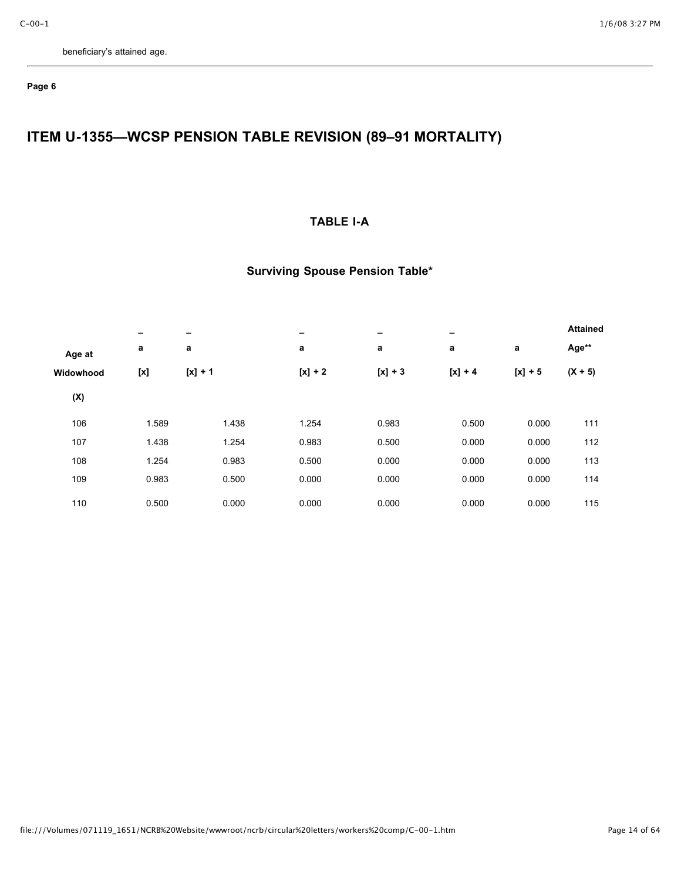beneficiary's attained age.

**Page 6**

# ITEM U-1355—WCSP PENSION TABLE REVISION (89–91 MORTALITY)

### TABLE I-A

### Surviving Spouse Pension Table*

| Age at Widowhood (X) | $\bar{a}_{[x]}$ | $\bar{a}_{[x]+1}$ | $\bar{a}_{[x]+2}$ | $\bar{a}_{[x]+3}$ | $\bar{a}_{[x]+4}$ | $a_{[x]+5}$ | Attained Age** (X + 5) |
|---|---|---|---|---|---|---|---|
| 106 | 1.589 | 1.438 | 1.254 | 0.983 | 0.500 | 0.000 | 111 |
| 107 | 1.438 | 1.254 | 0.983 | 0.500 | 0.000 | 0.000 | 112 |
| 108 | 1.254 | 0.983 | 0.500 | 0.000 | 0.000 | 0.000 | 113 |
| 109 | 0.983 | 0.500 | 0.000 | 0.000 | 0.000 | 0.000 | 114 |
| 110 | 0.500 | 0.000 | 0.000 | 0.000 | 0.000 | 0.000 | 115 |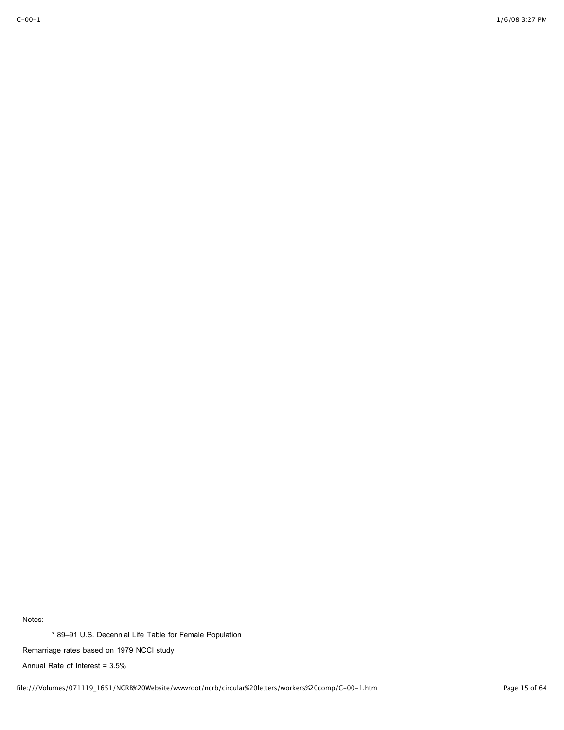Notes:

* 89–91 U.S. Decennial Life Table for Female Population

Remarriage rates based on 1979 NCCI study

Annual Rate of Interest = 3.5%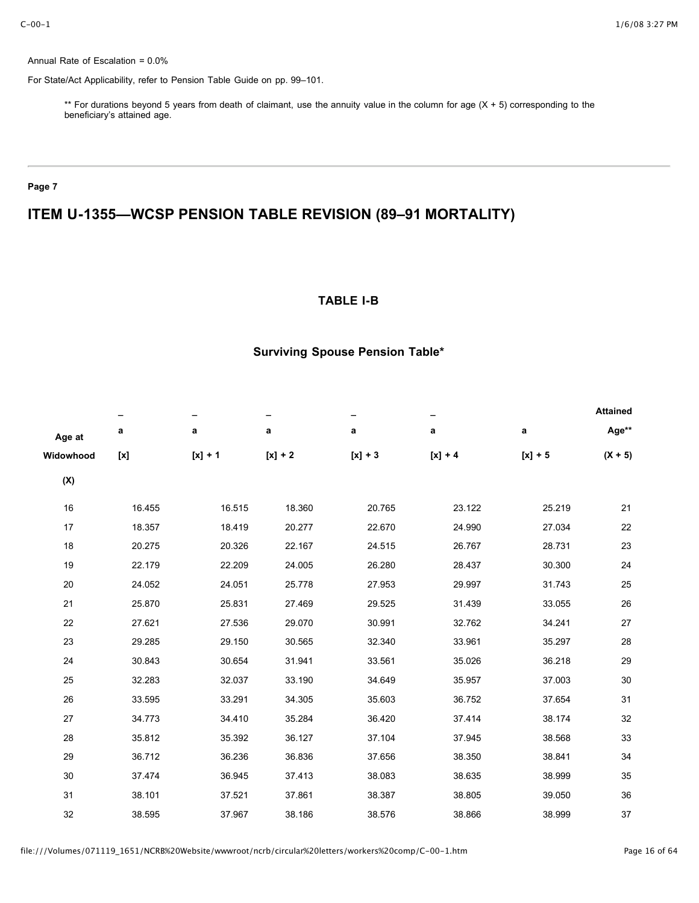Annual Rate of Escalation = 0.0%

For State/Act Applicability, refer to Pension Table Guide on pp. 99–101.

** For durations beyond 5 years from death of claimant, use the annuity value in the column for age (X + 5) corresponding to the beneficiary's attained age.

---

**Page 7**

# ITEM U-1355—WCSP PENSION TABLE REVISION (89–91 MORTALITY)

### TABLE I-B

### Surviving Spouse Pension Table*

| Age at Widowhood (X) | $\bar{a}_{[x]}$ | $\bar{a}_{[x]+1}$ | $\bar{a}_{[x]+2}$ | $\bar{a}_{[x]+3}$ | $\bar{a}_{[x]+4}$ | $a_{[x]+5}$ | Attained Age** (X + 5) |
|---|---|---|---|---|---|---|---|
| 16 | 16.455 | 16.515 | 18.360 | 20.765 | 23.122 | 25.219 | 21 |
| 17 | 18.357 | 18.419 | 20.277 | 22.670 | 24.990 | 27.034 | 22 |
| 18 | 20.275 | 20.326 | 22.167 | 24.515 | 26.767 | 28.731 | 23 |
| 19 | 22.179 | 22.209 | 24.005 | 26.280 | 28.437 | 30.300 | 24 |
| 20 | 24.052 | 24.051 | 25.778 | 27.953 | 29.997 | 31.743 | 25 |
| 21 | 25.870 | 25.831 | 27.469 | 29.525 | 31.439 | 33.055 | 26 |
| 22 | 27.621 | 27.536 | 29.070 | 30.991 | 32.762 | 34.241 | 27 |
| 23 | 29.285 | 29.150 | 30.565 | 32.340 | 33.961 | 35.297 | 28 |
| 24 | 30.843 | 30.654 | 31.941 | 33.561 | 35.026 | 36.218 | 29 |
| 25 | 32.283 | 32.037 | 33.190 | 34.649 | 35.957 | 37.003 | 30 |
| 26 | 33.595 | 33.291 | 34.305 | 35.603 | 36.752 | 37.654 | 31 |
| 27 | 34.773 | 34.410 | 35.284 | 36.420 | 37.414 | 38.174 | 32 |
| 28 | 35.812 | 35.392 | 36.127 | 37.104 | 37.945 | 38.568 | 33 |
| 29 | 36.712 | 36.236 | 36.836 | 37.656 | 38.350 | 38.841 | 34 |
| 30 | 37.474 | 36.945 | 37.413 | 38.083 | 38.635 | 38.999 | 35 |
| 31 | 38.101 | 37.521 | 37.861 | 38.387 | 38.805 | 39.050 | 36 |
| 32 | 38.595 | 37.967 | 38.186 | 38.576 | 38.866 | 38.999 | 37 |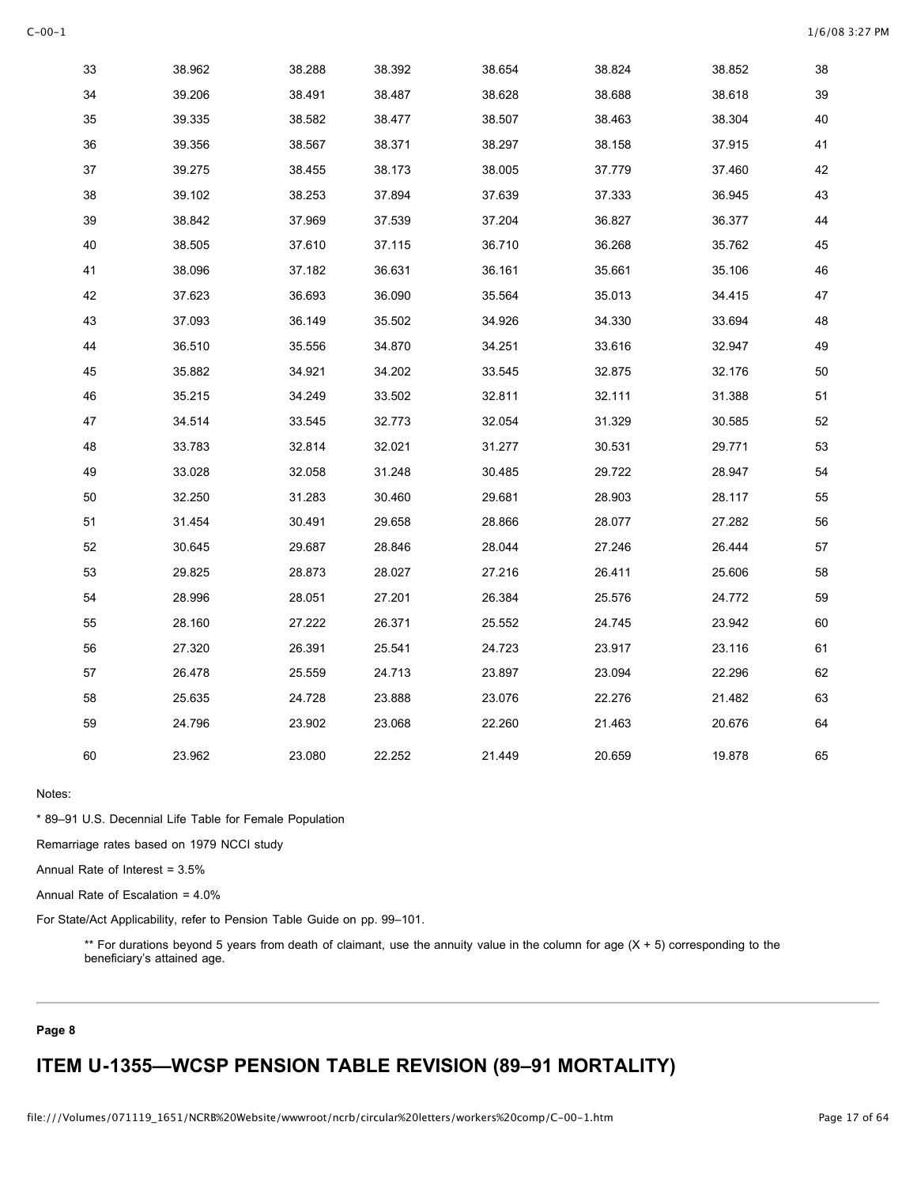| | | | | | | | |
|---|---|---|---|---|---|---|---|
| 33 | 38.962 | 38.288 | 38.392 | 38.654 | 38.824 | 38.852 | 38 |
| 34 | 39.206 | 38.491 | 38.487 | 38.628 | 38.688 | 38.618 | 39 |
| 35 | 39.335 | 38.582 | 38.477 | 38.507 | 38.463 | 38.304 | 40 |
| 36 | 39.356 | 38.567 | 38.371 | 38.297 | 38.158 | 37.915 | 41 |
| 37 | 39.275 | 38.455 | 38.173 | 38.005 | 37.779 | 37.460 | 42 |
| 38 | 39.102 | 38.253 | 37.894 | 37.639 | 37.333 | 36.945 | 43 |
| 39 | 38.842 | 37.969 | 37.539 | 37.204 | 36.827 | 36.377 | 44 |
| 40 | 38.505 | 37.610 | 37.115 | 36.710 | 36.268 | 35.762 | 45 |
| 41 | 38.096 | 37.182 | 36.631 | 36.161 | 35.661 | 35.106 | 46 |
| 42 | 37.623 | 36.693 | 36.090 | 35.564 | 35.013 | 34.415 | 47 |
| 43 | 37.093 | 36.149 | 35.502 | 34.926 | 34.330 | 33.694 | 48 |
| 44 | 36.510 | 35.556 | 34.870 | 34.251 | 33.616 | 32.947 | 49 |
| 45 | 35.882 | 34.921 | 34.202 | 33.545 | 32.875 | 32.176 | 50 |
| 46 | 35.215 | 34.249 | 33.502 | 32.811 | 32.111 | 31.388 | 51 |
| 47 | 34.514 | 33.545 | 32.773 | 32.054 | 31.329 | 30.585 | 52 |
| 48 | 33.783 | 32.814 | 32.021 | 31.277 | 30.531 | 29.771 | 53 |
| 49 | 33.028 | 32.058 | 31.248 | 30.485 | 29.722 | 28.947 | 54 |
| 50 | 32.250 | 31.283 | 30.460 | 29.681 | 28.903 | 28.117 | 55 |
| 51 | 31.454 | 30.491 | 29.658 | 28.866 | 28.077 | 27.282 | 56 |
| 52 | 30.645 | 29.687 | 28.846 | 28.044 | 27.246 | 26.444 | 57 |
| 53 | 29.825 | 28.873 | 28.027 | 27.216 | 26.411 | 25.606 | 58 |
| 54 | 28.996 | 28.051 | 27.201 | 26.384 | 25.576 | 24.772 | 59 |
| 55 | 28.160 | 27.222 | 26.371 | 25.552 | 24.745 | 23.942 | 60 |
| 56 | 27.320 | 26.391 | 25.541 | 24.723 | 23.917 | 23.116 | 61 |
| 57 | 26.478 | 25.559 | 24.713 | 23.897 | 23.094 | 22.296 | 62 |
| 58 | 25.635 | 24.728 | 23.888 | 23.076 | 22.276 | 21.482 | 63 |
| 59 | 24.796 | 23.902 | 23.068 | 22.260 | 21.463 | 20.676 | 64 |
| 60 | 23.962 | 23.080 | 22.252 | 21.449 | 20.659 | 19.878 | 65 |

Notes:

* 89–91 U.S. Decennial Life Table for Female Population

Remarriage rates based on 1979 NCCI study

Annual Rate of Interest = 3.5%

Annual Rate of Escalation = 4.0%

For State/Act Applicability, refer to Pension Table Guide on pp. 99–101.

** For durations beyond 5 years from death of claimant, use the annuity value in the column for age (X + 5) corresponding to the beneficiary's attained age.

---

**Page 8**

## ITEM U-1355—WCSP PENSION TABLE REVISION (89–91 MORTALITY)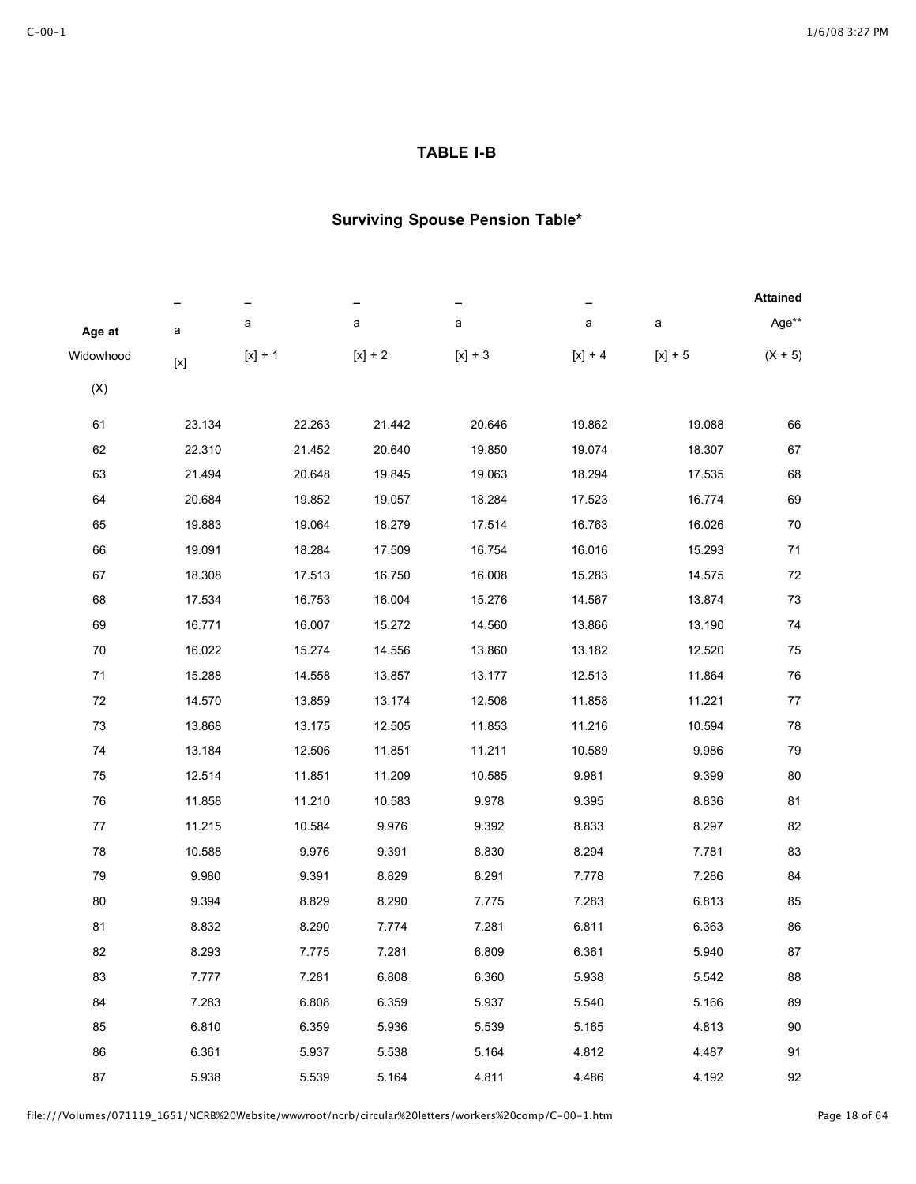## TABLE I-B

### Surviving Spouse Pension Table*

| Age at Widowhood (X) | $\bar{a}_{[x]}$ | $\bar{a}_{[x]+1}$ | $\bar{a}_{[x]+2}$ | $\bar{a}_{[x]+3}$ | $\bar{a}_{[x]+4}$ | $a_{[x]+5}$ | Attained Age** (X + 5) |
|---|---|---|---|---|---|---|---|
| 61 | 23.134 | 22.263 | 21.442 | 20.646 | 19.862 | 19.088 | 66 |
| 62 | 22.310 | 21.452 | 20.640 | 19.850 | 19.074 | 18.307 | 67 |
| 63 | 21.494 | 20.648 | 19.845 | 19.063 | 18.294 | 17.535 | 68 |
| 64 | 20.684 | 19.852 | 19.057 | 18.284 | 17.523 | 16.774 | 69 |
| 65 | 19.883 | 19.064 | 18.279 | 17.514 | 16.763 | 16.026 | 70 |
| 66 | 19.091 | 18.284 | 17.509 | 16.754 | 16.016 | 15.293 | 71 |
| 67 | 18.308 | 17.513 | 16.750 | 16.008 | 15.283 | 14.575 | 72 |
| 68 | 17.534 | 16.753 | 16.004 | 15.276 | 14.567 | 13.874 | 73 |
| 69 | 16.771 | 16.007 | 15.272 | 14.560 | 13.866 | 13.190 | 74 |
| 70 | 16.022 | 15.274 | 14.556 | 13.860 | 13.182 | 12.520 | 75 |
| 71 | 15.288 | 14.558 | 13.857 | 13.177 | 12.513 | 11.864 | 76 |
| 72 | 14.570 | 13.859 | 13.174 | 12.508 | 11.858 | 11.221 | 77 |
| 73 | 13.868 | 13.175 | 12.505 | 11.853 | 11.216 | 10.594 | 78 |
| 74 | 13.184 | 12.506 | 11.851 | 11.211 | 10.589 | 9.986 | 79 |
| 75 | 12.514 | 11.851 | 11.209 | 10.585 | 9.981 | 9.399 | 80 |
| 76 | 11.858 | 11.210 | 10.583 | 9.978 | 9.395 | 8.836 | 81 |
| 77 | 11.215 | 10.584 | 9.976 | 9.392 | 8.833 | 8.297 | 82 |
| 78 | 10.588 | 9.976 | 9.391 | 8.830 | 8.294 | 7.781 | 83 |
| 79 | 9.980 | 9.391 | 8.829 | 8.291 | 7.778 | 7.286 | 84 |
| 80 | 9.394 | 8.829 | 8.290 | 7.775 | 7.283 | 6.813 | 85 |
| 81 | 8.832 | 8.290 | 7.774 | 7.281 | 6.811 | 6.363 | 86 |
| 82 | 8.293 | 7.775 | 7.281 | 6.809 | 6.361 | 5.940 | 87 |
| 83 | 7.777 | 7.281 | 6.808 | 6.360 | 5.938 | 5.542 | 88 |
| 84 | 7.283 | 6.808 | 6.359 | 5.937 | 5.540 | 5.166 | 89 |
| 85 | 6.810 | 6.359 | 5.936 | 5.539 | 5.165 | 4.813 | 90 |
| 86 | 6.361 | 5.937 | 5.538 | 5.164 | 4.812 | 4.487 | 91 |
| 87 | 5.938 | 5.539 | 5.164 | 4.811 | 4.486 | 4.192 | 92 |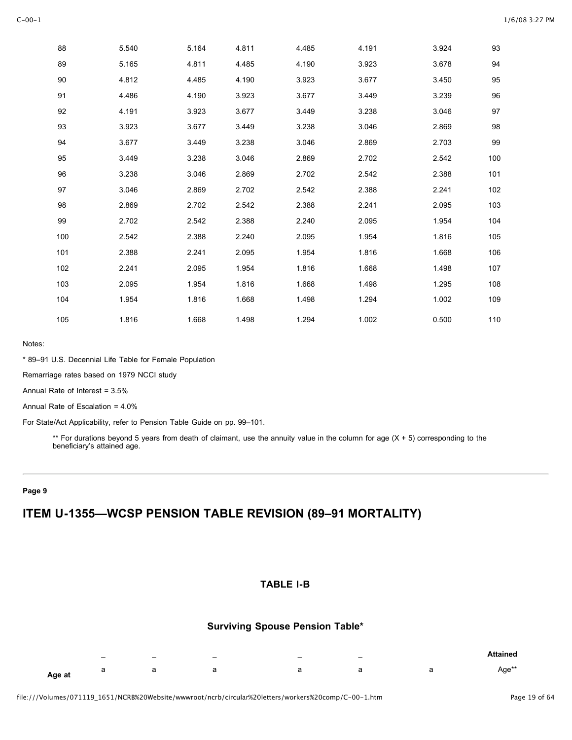| | | | | | | | |
|---|---|---|---|---|---|---|---|
| 88 | 5.540 | 5.164 | 4.811 | 4.485 | 4.191 | 3.924 | 93 |
| 89 | 5.165 | 4.811 | 4.485 | 4.190 | 3.923 | 3.678 | 94 |
| 90 | 4.812 | 4.485 | 4.190 | 3.923 | 3.677 | 3.450 | 95 |
| 91 | 4.486 | 4.190 | 3.923 | 3.677 | 3.449 | 3.239 | 96 |
| 92 | 4.191 | 3.923 | 3.677 | 3.449 | 3.238 | 3.046 | 97 |
| 93 | 3.923 | 3.677 | 3.449 | 3.238 | 3.046 | 2.869 | 98 |
| 94 | 3.677 | 3.449 | 3.238 | 3.046 | 2.869 | 2.703 | 99 |
| 95 | 3.449 | 3.238 | 3.046 | 2.869 | 2.702 | 2.542 | 100 |
| 96 | 3.238 | 3.046 | 2.869 | 2.702 | 2.542 | 2.388 | 101 |
| 97 | 3.046 | 2.869 | 2.702 | 2.542 | 2.388 | 2.241 | 102 |
| 98 | 2.869 | 2.702 | 2.542 | 2.388 | 2.241 | 2.095 | 103 |
| 99 | 2.702 | 2.542 | 2.388 | 2.240 | 2.095 | 1.954 | 104 |
| 100 | 2.542 | 2.388 | 2.240 | 2.095 | 1.954 | 1.816 | 105 |
| 101 | 2.388 | 2.241 | 2.095 | 1.954 | 1.816 | 1.668 | 106 |
| 102 | 2.241 | 2.095 | 1.954 | 1.816 | 1.668 | 1.498 | 107 |
| 103 | 2.095 | 1.954 | 1.816 | 1.668 | 1.498 | 1.295 | 108 |
| 104 | 1.954 | 1.816 | 1.668 | 1.498 | 1.294 | 1.002 | 109 |
| 105 | 1.816 | 1.668 | 1.498 | 1.294 | 1.002 | 0.500 | 110 |

Notes:

* 89–91 U.S. Decennial Life Table for Female Population

Remarriage rates based on 1979 NCCI study

Annual Rate of Interest = 3.5%

Annual Rate of Escalation = 4.0%

For State/Act Applicability, refer to Pension Table Guide on pp. 99–101.

> ** For durations beyond 5 years from death of claimant, use the annuity value in the column for age (X + 5) corresponding to the beneficiary's attained age.

---

**Page 9**

# ITEM U-1355—WCSP PENSION TABLE REVISION (89–91 MORTALITY)

### TABLE I-B

### Surviving Spouse Pension Table*

| Age at | $\bar{a}$ | $\bar{a}$ | $\bar{a}$ | $\bar{a}$ | $\bar{a}$ | a | Attained Age** |
|---|---|---|---|---|---|---|---|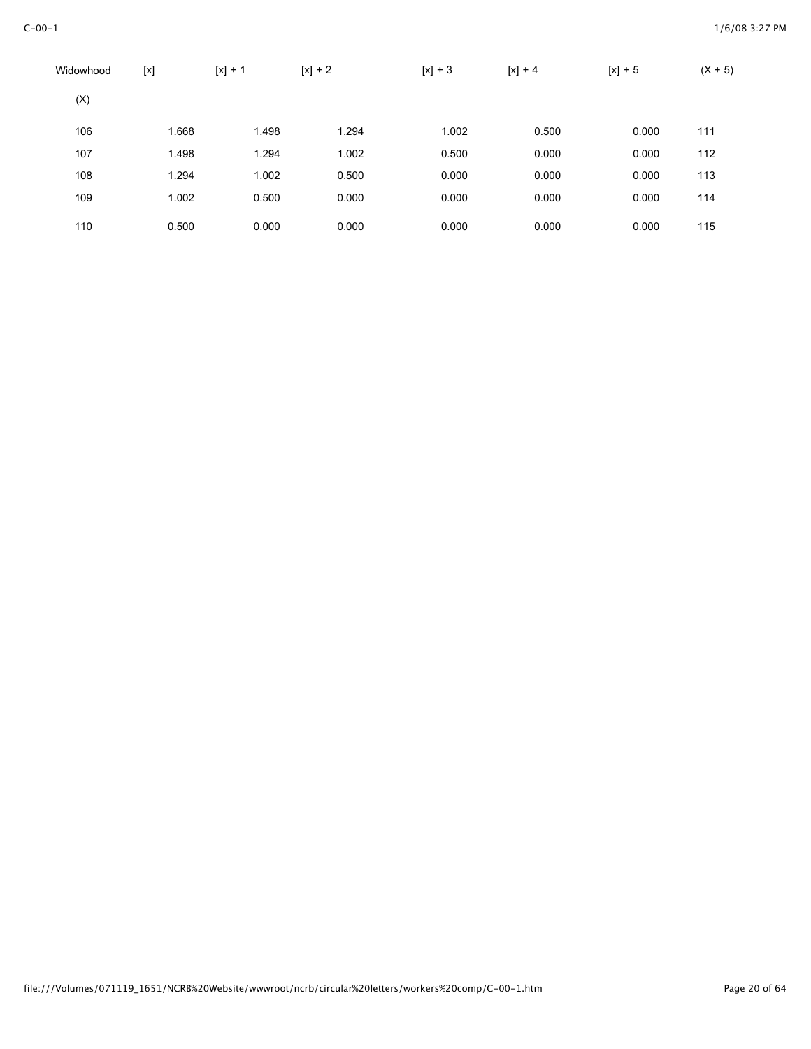| Widowhood (X) | [x] | [x] + 1 | [x] + 2 | [x] + 3 | [x] + 4 | [x] + 5 | (X + 5) |
| --- | --- | --- | --- | --- | --- | --- | --- |
| 106 | 1.668 | 1.498 | 1.294 | 1.002 | 0.500 | 0.000 | 111 |
| 107 | 1.498 | 1.294 | 1.002 | 0.500 | 0.000 | 0.000 | 112 |
| 108 | 1.294 | 1.002 | 0.500 | 0.000 | 0.000 | 0.000 | 113 |
| 109 | 1.002 | 0.500 | 0.000 | 0.000 | 0.000 | 0.000 | 114 |
| 110 | 0.500 | 0.000 | 0.000 | 0.000 | 0.000 | 0.000 | 115 |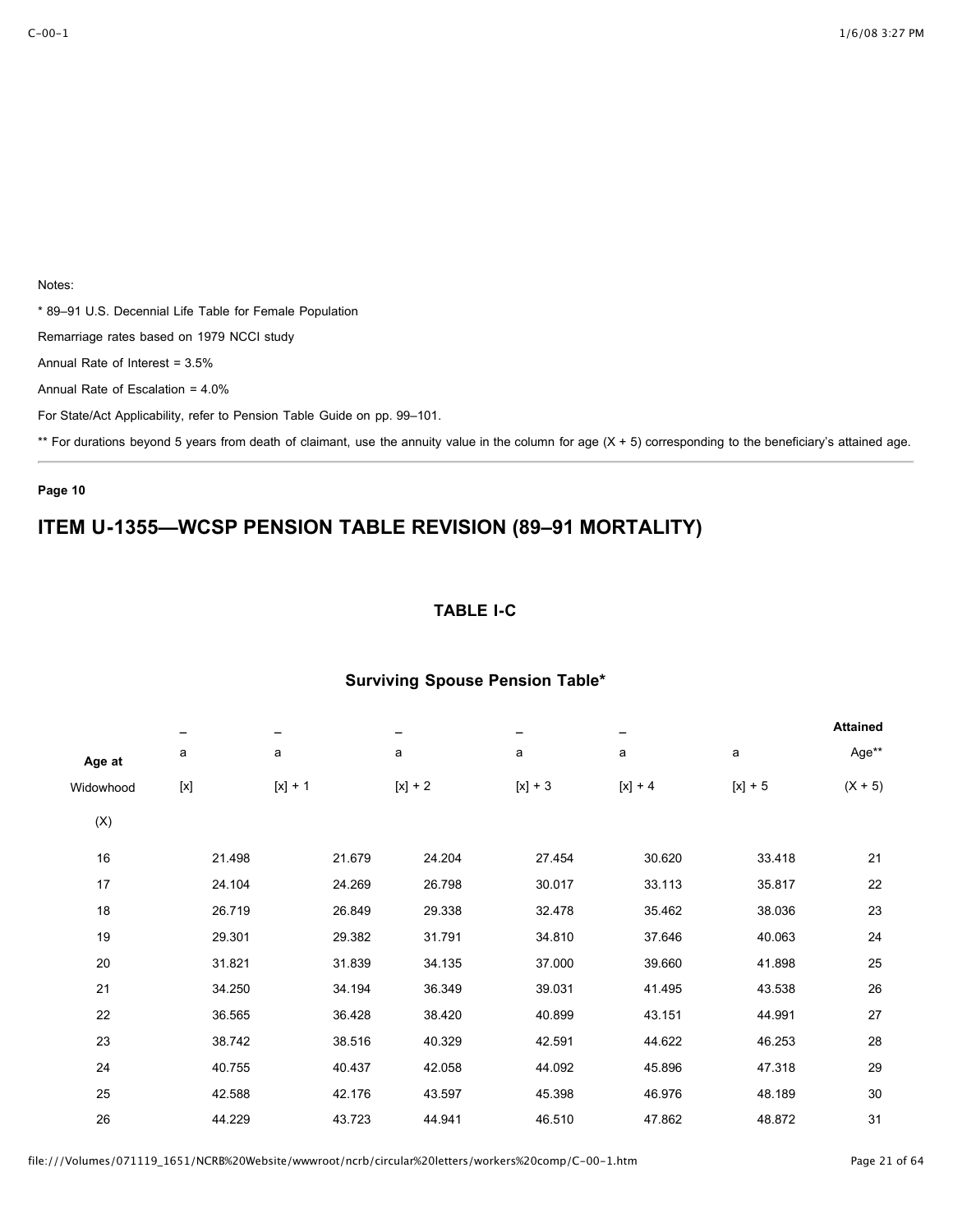Notes:

* 89–91 U.S. Decennial Life Table for Female Population

Remarriage rates based on 1979 NCCI study

Annual Rate of Interest = 3.5%

Annual Rate of Escalation = 4.0%

For State/Act Applicability, refer to Pension Table Guide on pp. 99–101.

** For durations beyond 5 years from death of claimant, use the annuity value in the column for age (X + 5) corresponding to the beneficiary's attained age.

---

**Page 10**

## ITEM U-1355—WCSP PENSION TABLE REVISION (89–91 MORTALITY)

### TABLE I-C

### Surviving Spouse Pension Table*

| Age at Widowhood (X) | $\bar{a}_{[x]}$ | $\bar{a}_{[x]+1}$ | $\bar{a}_{[x]+2}$ | $\bar{a}_{[x]+3}$ | $\bar{a}_{[x]+4}$ | $a_{[x]+5}$ | Attained Age** (X + 5) |
|---|---|---|---|---|---|---|---|
| 16 | 21.498 | 21.679 | 24.204 | 27.454 | 30.620 | 33.418 | 21 |
| 17 | 24.104 | 24.269 | 26.798 | 30.017 | 33.113 | 35.817 | 22 |
| 18 | 26.719 | 26.849 | 29.338 | 32.478 | 35.462 | 38.036 | 23 |
| 19 | 29.301 | 29.382 | 31.791 | 34.810 | 37.646 | 40.063 | 24 |
| 20 | 31.821 | 31.839 | 34.135 | 37.000 | 39.660 | 41.898 | 25 |
| 21 | 34.250 | 34.194 | 36.349 | 39.031 | 41.495 | 43.538 | 26 |
| 22 | 36.565 | 36.428 | 38.420 | 40.899 | 43.151 | 44.991 | 27 |
| 23 | 38.742 | 38.516 | 40.329 | 42.591 | 44.622 | 46.253 | 28 |
| 24 | 40.755 | 40.437 | 42.058 | 44.092 | 45.896 | 47.318 | 29 |
| 25 | 42.588 | 42.176 | 43.597 | 45.398 | 46.976 | 48.189 | 30 |
| 26 | 44.229 | 43.723 | 44.941 | 46.510 | 47.862 | 48.872 | 31 |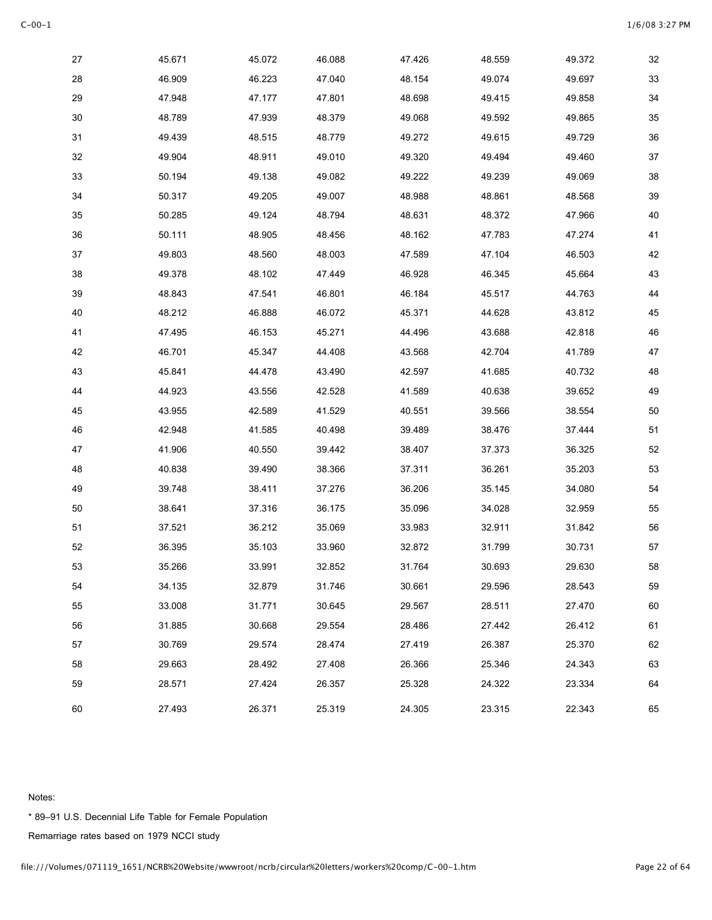| | | | | | | | |
|---|---|---|---|---|---|---|---|
| 27 | 45.671 | 45.072 | 46.088 | 47.426 | 48.559 | 49.372 | 32 |
| 28 | 46.909 | 46.223 | 47.040 | 48.154 | 49.074 | 49.697 | 33 |
| 29 | 47.948 | 47.177 | 47.801 | 48.698 | 49.415 | 49.858 | 34 |
| 30 | 48.789 | 47.939 | 48.379 | 49.068 | 49.592 | 49.865 | 35 |
| 31 | 49.439 | 48.515 | 48.779 | 49.272 | 49.615 | 49.729 | 36 |
| 32 | 49.904 | 48.911 | 49.010 | 49.320 | 49.494 | 49.460 | 37 |
| 33 | 50.194 | 49.138 | 49.082 | 49.222 | 49.239 | 49.069 | 38 |
| 34 | 50.317 | 49.205 | 49.007 | 48.988 | 48.861 | 48.568 | 39 |
| 35 | 50.285 | 49.124 | 48.794 | 48.631 | 48.372 | 47.966 | 40 |
| 36 | 50.111 | 48.905 | 48.456 | 48.162 | 47.783 | 47.274 | 41 |
| 37 | 49.803 | 48.560 | 48.003 | 47.589 | 47.104 | 46.503 | 42 |
| 38 | 49.378 | 48.102 | 47.449 | 46.928 | 46.345 | 45.664 | 43 |
| 39 | 48.843 | 47.541 | 46.801 | 46.184 | 45.517 | 44.763 | 44 |
| 40 | 48.212 | 46.888 | 46.072 | 45.371 | 44.628 | 43.812 | 45 |
| 41 | 47.495 | 46.153 | 45.271 | 44.496 | 43.688 | 42.818 | 46 |
| 42 | 46.701 | 45.347 | 44.408 | 43.568 | 42.704 | 41.789 | 47 |
| 43 | 45.841 | 44.478 | 43.490 | 42.597 | 41.685 | 40.732 | 48 |
| 44 | 44.923 | 43.556 | 42.528 | 41.589 | 40.638 | 39.652 | 49 |
| 45 | 43.955 | 42.589 | 41.529 | 40.551 | 39.566 | 38.554 | 50 |
| 46 | 42.948 | 41.585 | 40.498 | 39.489 | 38.476 | 37.444 | 51 |
| 47 | 41.906 | 40.550 | 39.442 | 38.407 | 37.373 | 36.325 | 52 |
| 48 | 40.838 | 39.490 | 38.366 | 37.311 | 36.261 | 35.203 | 53 |
| 49 | 39.748 | 38.411 | 37.276 | 36.206 | 35.145 | 34.080 | 54 |
| 50 | 38.641 | 37.316 | 36.175 | 35.096 | 34.028 | 32.959 | 55 |
| 51 | 37.521 | 36.212 | 35.069 | 33.983 | 32.911 | 31.842 | 56 |
| 52 | 36.395 | 35.103 | 33.960 | 32.872 | 31.799 | 30.731 | 57 |
| 53 | 35.266 | 33.991 | 32.852 | 31.764 | 30.693 | 29.630 | 58 |
| 54 | 34.135 | 32.879 | 31.746 | 30.661 | 29.596 | 28.543 | 59 |
| 55 | 33.008 | 31.771 | 30.645 | 29.567 | 28.511 | 27.470 | 60 |
| 56 | 31.885 | 30.668 | 29.554 | 28.486 | 27.442 | 26.412 | 61 |
| 57 | 30.769 | 29.574 | 28.474 | 27.419 | 26.387 | 25.370 | 62 |
| 58 | 29.663 | 28.492 | 27.408 | 26.366 | 25.346 | 24.343 | 63 |
| 59 | 28.571 | 27.424 | 26.357 | 25.328 | 24.322 | 23.334 | 64 |
| 60 | 27.493 | 26.371 | 25.319 | 24.305 | 23.315 | 22.343 | 65 |

Notes:

* 89–91 U.S. Decennial Life Table for Female Population

Remarriage rates based on 1979 NCCI study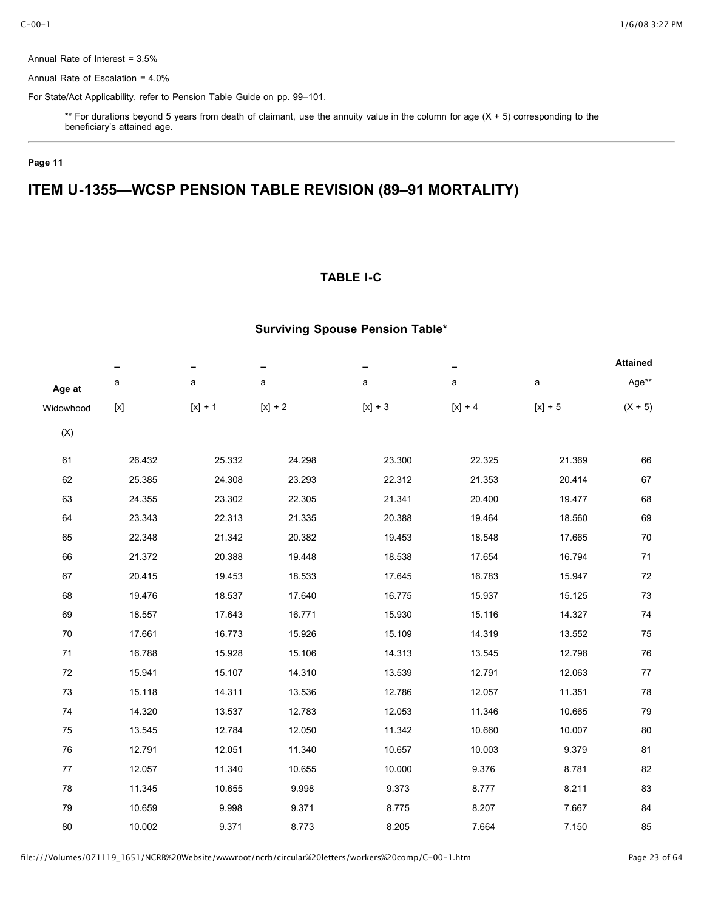Annual Rate of Interest = 3.5%

Annual Rate of Escalation = 4.0%

For State/Act Applicability, refer to Pension Table Guide on pp. 99–101.

> ** For durations beyond 5 years from death of claimant, use the annuity value in the column for age (X + 5) corresponding to the beneficiary's attained age.

**Page 11**

# ITEM U-1355—WCSP PENSION TABLE REVISION (89–91 MORTALITY)

### TABLE I-C

### Surviving Spouse Pension Table*

| Age at Widowhood (X) | $\bar{a}_{[x]}$ | $\bar{a}_{[x]+1}$ | $\bar{a}_{[x]+2}$ | $\bar{a}_{[x]+3}$ | $\bar{a}_{[x]+4}$ | $a_{[x]+5}$ | Attained Age** (X + 5) |
|---|---|---|---|---|---|---|---|
| 61 | 26.432 | 25.332 | 24.298 | 23.300 | 22.325 | 21.369 | 66 |
| 62 | 25.385 | 24.308 | 23.293 | 22.312 | 21.353 | 20.414 | 67 |
| 63 | 24.355 | 23.302 | 22.305 | 21.341 | 20.400 | 19.477 | 68 |
| 64 | 23.343 | 22.313 | 21.335 | 20.388 | 19.464 | 18.560 | 69 |
| 65 | 22.348 | 21.342 | 20.382 | 19.453 | 18.548 | 17.665 | 70 |
| 66 | 21.372 | 20.388 | 19.448 | 18.538 | 17.654 | 16.794 | 71 |
| 67 | 20.415 | 19.453 | 18.533 | 17.645 | 16.783 | 15.947 | 72 |
| 68 | 19.476 | 18.537 | 17.640 | 16.775 | 15.937 | 15.125 | 73 |
| 69 | 18.557 | 17.643 | 16.771 | 15.930 | 15.116 | 14.327 | 74 |
| 70 | 17.661 | 16.773 | 15.926 | 15.109 | 14.319 | 13.552 | 75 |
| 71 | 16.788 | 15.928 | 15.106 | 14.313 | 13.545 | 12.798 | 76 |
| 72 | 15.941 | 15.107 | 14.310 | 13.539 | 12.791 | 12.063 | 77 |
| 73 | 15.118 | 14.311 | 13.536 | 12.786 | 12.057 | 11.351 | 78 |
| 74 | 14.320 | 13.537 | 12.783 | 12.053 | 11.346 | 10.665 | 79 |
| 75 | 13.545 | 12.784 | 12.050 | 11.342 | 10.660 | 10.007 | 80 |
| 76 | 12.791 | 12.051 | 11.340 | 10.657 | 10.003 | 9.379 | 81 |
| 77 | 12.057 | 11.340 | 10.655 | 10.000 | 9.376 | 8.781 | 82 |
| 78 | 11.345 | 10.655 | 9.998 | 9.373 | 8.777 | 8.211 | 83 |
| 79 | 10.659 | 9.998 | 9.371 | 8.775 | 8.207 | 7.667 | 84 |
| 80 | 10.002 | 9.371 | 8.773 | 8.205 | 7.664 | 7.150 | 85 |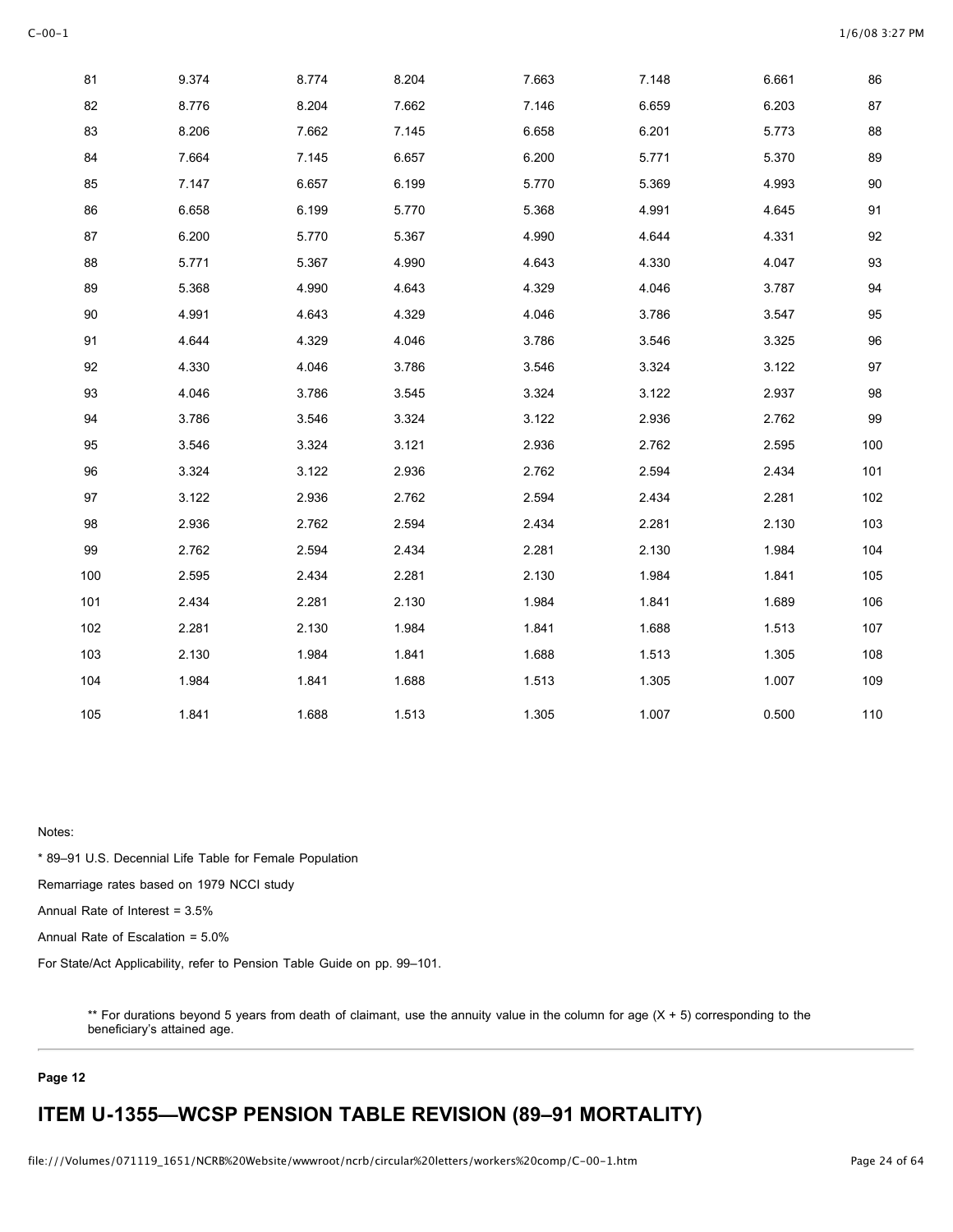| | | | | | | |
|---|---|---|---|---|---|---|
| 81 | 9.374 | 8.774 | 8.204 | 7.663 | 7.148 | 6.661 | 86 |
| 82 | 8.776 | 8.204 | 7.662 | 7.146 | 6.659 | 6.203 | 87 |
| 83 | 8.206 | 7.662 | 7.145 | 6.658 | 6.201 | 5.773 | 88 |
| 84 | 7.664 | 7.145 | 6.657 | 6.200 | 5.771 | 5.370 | 89 |
| 85 | 7.147 | 6.657 | 6.199 | 5.770 | 5.369 | 4.993 | 90 |
| 86 | 6.658 | 6.199 | 5.770 | 5.368 | 4.991 | 4.645 | 91 |
| 87 | 6.200 | 5.770 | 5.367 | 4.990 | 4.644 | 4.331 | 92 |
| 88 | 5.771 | 5.367 | 4.990 | 4.643 | 4.330 | 4.047 | 93 |
| 89 | 5.368 | 4.990 | 4.643 | 4.329 | 4.046 | 3.787 | 94 |
| 90 | 4.991 | 4.643 | 4.329 | 4.046 | 3.786 | 3.547 | 95 |
| 91 | 4.644 | 4.329 | 4.046 | 3.786 | 3.546 | 3.325 | 96 |
| 92 | 4.330 | 4.046 | 3.786 | 3.546 | 3.324 | 3.122 | 97 |
| 93 | 4.046 | 3.786 | 3.545 | 3.324 | 3.122 | 2.937 | 98 |
| 94 | 3.786 | 3.546 | 3.324 | 3.122 | 2.936 | 2.762 | 99 |
| 95 | 3.546 | 3.324 | 3.121 | 2.936 | 2.762 | 2.595 | 100 |
| 96 | 3.324 | 3.122 | 2.936 | 2.762 | 2.594 | 2.434 | 101 |
| 97 | 3.122 | 2.936 | 2.762 | 2.594 | 2.434 | 2.281 | 102 |
| 98 | 2.936 | 2.762 | 2.594 | 2.434 | 2.281 | 2.130 | 103 |
| 99 | 2.762 | 2.594 | 2.434 | 2.281 | 2.130 | 1.984 | 104 |
| 100 | 2.595 | 2.434 | 2.281 | 2.130 | 1.984 | 1.841 | 105 |
| 101 | 2.434 | 2.281 | 2.130 | 1.984 | 1.841 | 1.689 | 106 |
| 102 | 2.281 | 2.130 | 1.984 | 1.841 | 1.688 | 1.513 | 107 |
| 103 | 2.130 | 1.984 | 1.841 | 1.688 | 1.513 | 1.305 | 108 |
| 104 | 1.984 | 1.841 | 1.688 | 1.513 | 1.305 | 1.007 | 109 |
| 105 | 1.841 | 1.688 | 1.513 | 1.305 | 1.007 | 0.500 | 110 |

Notes:

* 89–91 U.S. Decennial Life Table for Female Population

Remarriage rates based on 1979 NCCI study

Annual Rate of Interest = 3.5%

Annual Rate of Escalation = 5.0%

For State/Act Applicability, refer to Pension Table Guide on pp. 99–101.

** For durations beyond 5 years from death of claimant, use the annuity value in the column for age (X + 5) corresponding to the beneficiary's attained age.

**Page 12**

# ITEM U-1355—WCSP PENSION TABLE REVISION (89–91 MORTALITY)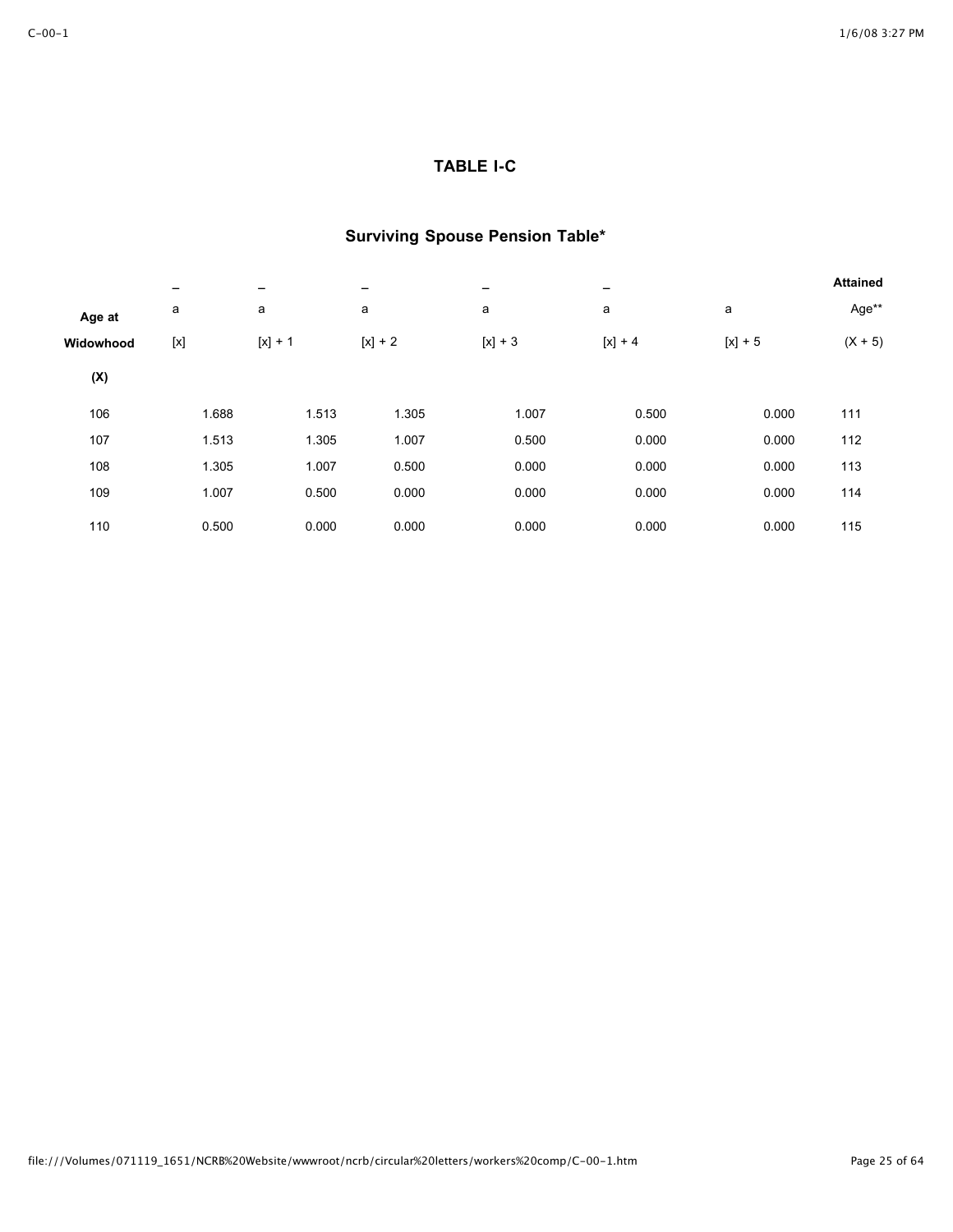# TABLE I-C

## Surviving Spouse Pension Table*

| Age at Widowhood (X) | $\bar{a}$ [x] | $\bar{a}$ [x] + 1 | $\bar{a}$ [x] + 2 | $\bar{a}$ [x] + 3 | $\bar{a}$ [x] + 4 | a [x] + 5 | Attained Age** (X + 5) |
|---|---|---|---|---|---|---|---|
| 106 | 1.688 | 1.513 | 1.305 | 1.007 | 0.500 | 0.000 | 111 |
| 107 | 1.513 | 1.305 | 1.007 | 0.500 | 0.000 | 0.000 | 112 |
| 108 | 1.305 | 1.007 | 0.500 | 0.000 | 0.000 | 0.000 | 113 |
| 109 | 1.007 | 0.500 | 0.000 | 0.000 | 0.000 | 0.000 | 114 |
| 110 | 0.500 | 0.000 | 0.000 | 0.000 | 0.000 | 0.000 | 115 |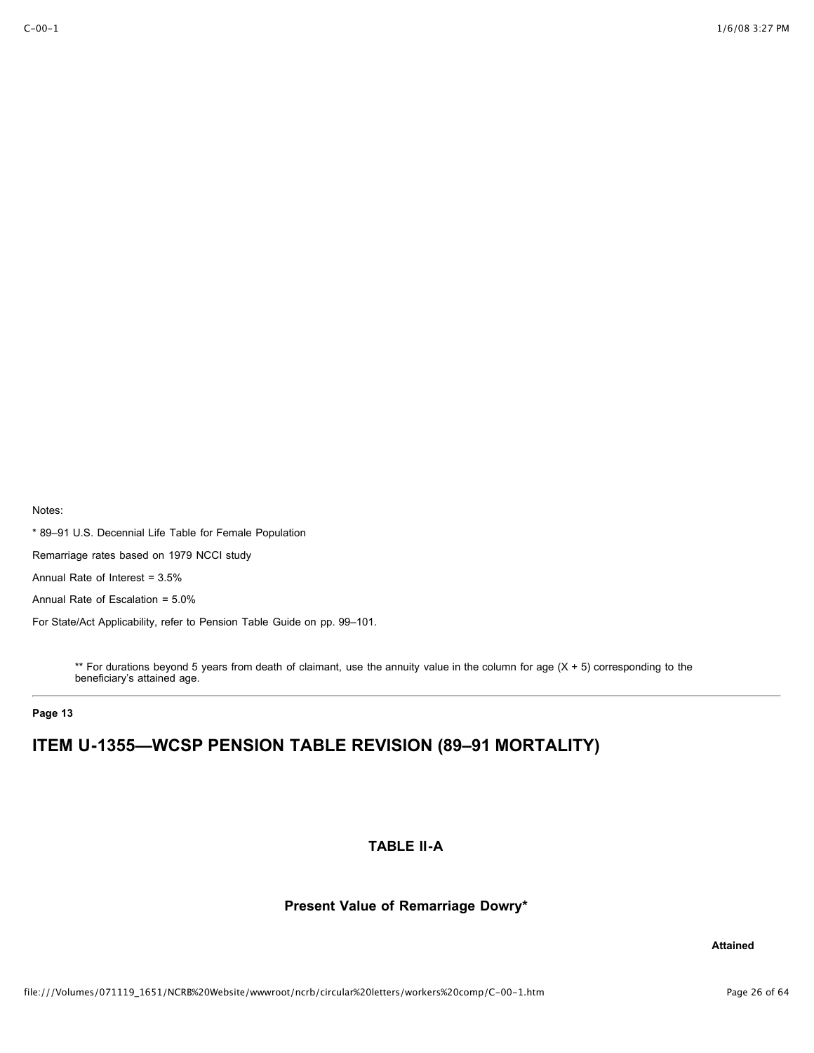Notes:

* 89–91 U.S. Decennial Life Table for Female Population

Remarriage rates based on 1979 NCCI study

Annual Rate of Interest = 3.5%

Annual Rate of Escalation = 5.0%

For State/Act Applicability, refer to Pension Table Guide on pp. 99–101.

> ** For durations beyond 5 years from death of claimant, use the annuity value in the column for age (X + 5) corresponding to the beneficiary's attained age.

---

**Page 13**

# ITEM U-1355—WCSP PENSION TABLE REVISION (89–91 MORTALITY)

### TABLE II-A

#### Present Value of Remarriage Dowry*

**Attained**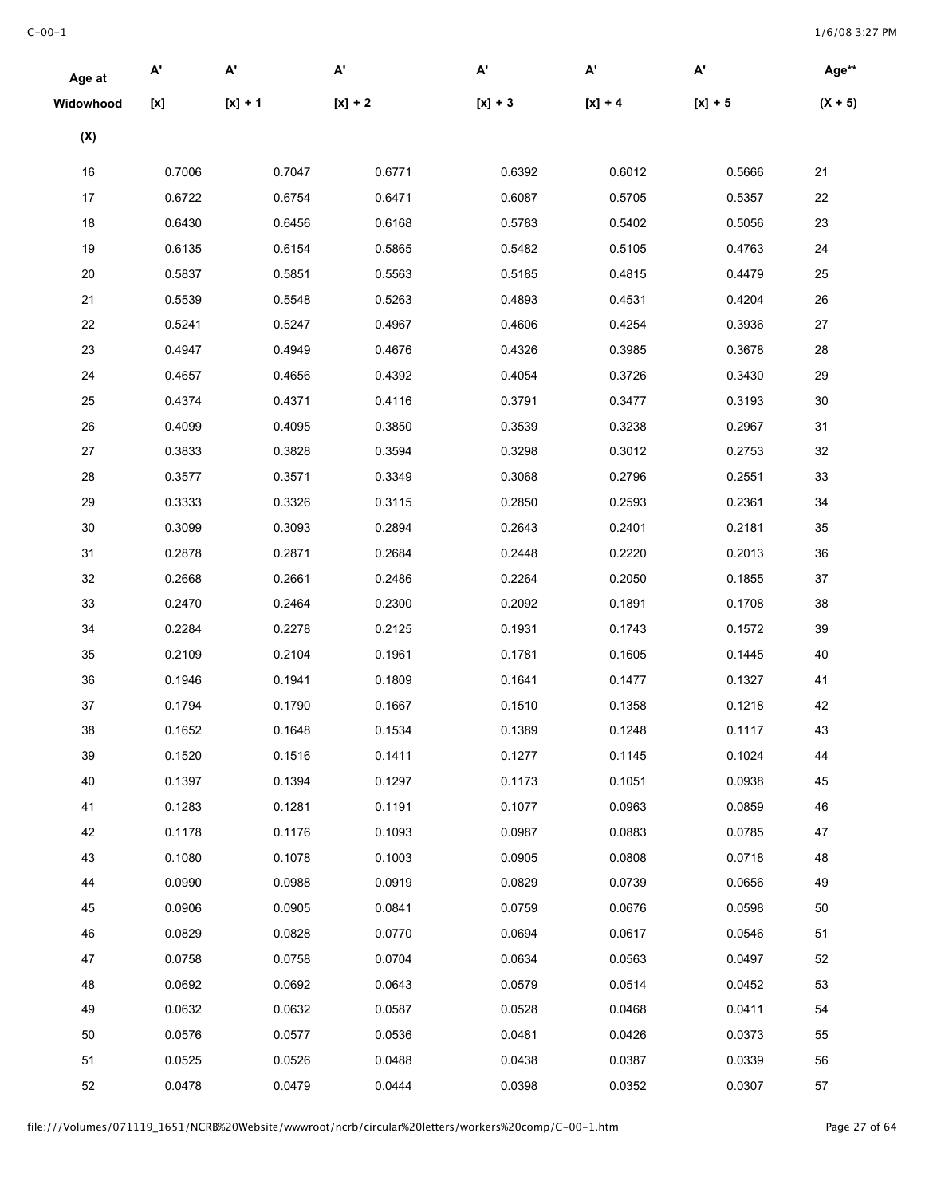| Age at Widowhood (X) | A' [x] | A' [x] + 1 | A' [x] + 2 | A' [x] + 3 | A' [x] + 4 | A' [x] + 5 | Age** (X + 5) |
|---|---|---|---|---|---|---|---|
| 16 | 0.7006 | 0.7047 | 0.6771 | 0.6392 | 0.6012 | 0.5666 | 21 |
| 17 | 0.6722 | 0.6754 | 0.6471 | 0.6087 | 0.5705 | 0.5357 | 22 |
| 18 | 0.6430 | 0.6456 | 0.6168 | 0.5783 | 0.5402 | 0.5056 | 23 |
| 19 | 0.6135 | 0.6154 | 0.5865 | 0.5482 | 0.5105 | 0.4763 | 24 |
| 20 | 0.5837 | 0.5851 | 0.5563 | 0.5185 | 0.4815 | 0.4479 | 25 |
| 21 | 0.5539 | 0.5548 | 0.5263 | 0.4893 | 0.4531 | 0.4204 | 26 |
| 22 | 0.5241 | 0.5247 | 0.4967 | 0.4606 | 0.4254 | 0.3936 | 27 |
| 23 | 0.4947 | 0.4949 | 0.4676 | 0.4326 | 0.3985 | 0.3678 | 28 |
| 24 | 0.4657 | 0.4656 | 0.4392 | 0.4054 | 0.3726 | 0.3430 | 29 |
| 25 | 0.4374 | 0.4371 | 0.4116 | 0.3791 | 0.3477 | 0.3193 | 30 |
| 26 | 0.4099 | 0.4095 | 0.3850 | 0.3539 | 0.3238 | 0.2967 | 31 |
| 27 | 0.3833 | 0.3828 | 0.3594 | 0.3298 | 0.3012 | 0.2753 | 32 |
| 28 | 0.3577 | 0.3571 | 0.3349 | 0.3068 | 0.2796 | 0.2551 | 33 |
| 29 | 0.3333 | 0.3326 | 0.3115 | 0.2850 | 0.2593 | 0.2361 | 34 |
| 30 | 0.3099 | 0.3093 | 0.2894 | 0.2643 | 0.2401 | 0.2181 | 35 |
| 31 | 0.2878 | 0.2871 | 0.2684 | 0.2448 | 0.2220 | 0.2013 | 36 |
| 32 | 0.2668 | 0.2661 | 0.2486 | 0.2264 | 0.2050 | 0.1855 | 37 |
| 33 | 0.2470 | 0.2464 | 0.2300 | 0.2092 | 0.1891 | 0.1708 | 38 |
| 34 | 0.2284 | 0.2278 | 0.2125 | 0.1931 | 0.1743 | 0.1572 | 39 |
| 35 | 0.2109 | 0.2104 | 0.1961 | 0.1781 | 0.1605 | 0.1445 | 40 |
| 36 | 0.1946 | 0.1941 | 0.1809 | 0.1641 | 0.1477 | 0.1327 | 41 |
| 37 | 0.1794 | 0.1790 | 0.1667 | 0.1510 | 0.1358 | 0.1218 | 42 |
| 38 | 0.1652 | 0.1648 | 0.1534 | 0.1389 | 0.1248 | 0.1117 | 43 |
| 39 | 0.1520 | 0.1516 | 0.1411 | 0.1277 | 0.1145 | 0.1024 | 44 |
| 40 | 0.1397 | 0.1394 | 0.1297 | 0.1173 | 0.1051 | 0.0938 | 45 |
| 41 | 0.1283 | 0.1281 | 0.1191 | 0.1077 | 0.0963 | 0.0859 | 46 |
| 42 | 0.1178 | 0.1176 | 0.1093 | 0.0987 | 0.0883 | 0.0785 | 47 |
| 43 | 0.1080 | 0.1078 | 0.1003 | 0.0905 | 0.0808 | 0.0718 | 48 |
| 44 | 0.0990 | 0.0988 | 0.0919 | 0.0829 | 0.0739 | 0.0656 | 49 |
| 45 | 0.0906 | 0.0905 | 0.0841 | 0.0759 | 0.0676 | 0.0598 | 50 |
| 46 | 0.0829 | 0.0828 | 0.0770 | 0.0694 | 0.0617 | 0.0546 | 51 |
| 47 | 0.0758 | 0.0758 | 0.0704 | 0.0634 | 0.0563 | 0.0497 | 52 |
| 48 | 0.0692 | 0.0692 | 0.0643 | 0.0579 | 0.0514 | 0.0452 | 53 |
| 49 | 0.0632 | 0.0632 | 0.0587 | 0.0528 | 0.0468 | 0.0411 | 54 |
| 50 | 0.0576 | 0.0577 | 0.0536 | 0.0481 | 0.0426 | 0.0373 | 55 |
| 51 | 0.0525 | 0.0526 | 0.0488 | 0.0438 | 0.0387 | 0.0339 | 56 |
| 52 | 0.0478 | 0.0479 | 0.0444 | 0.0398 | 0.0352 | 0.0307 | 57 |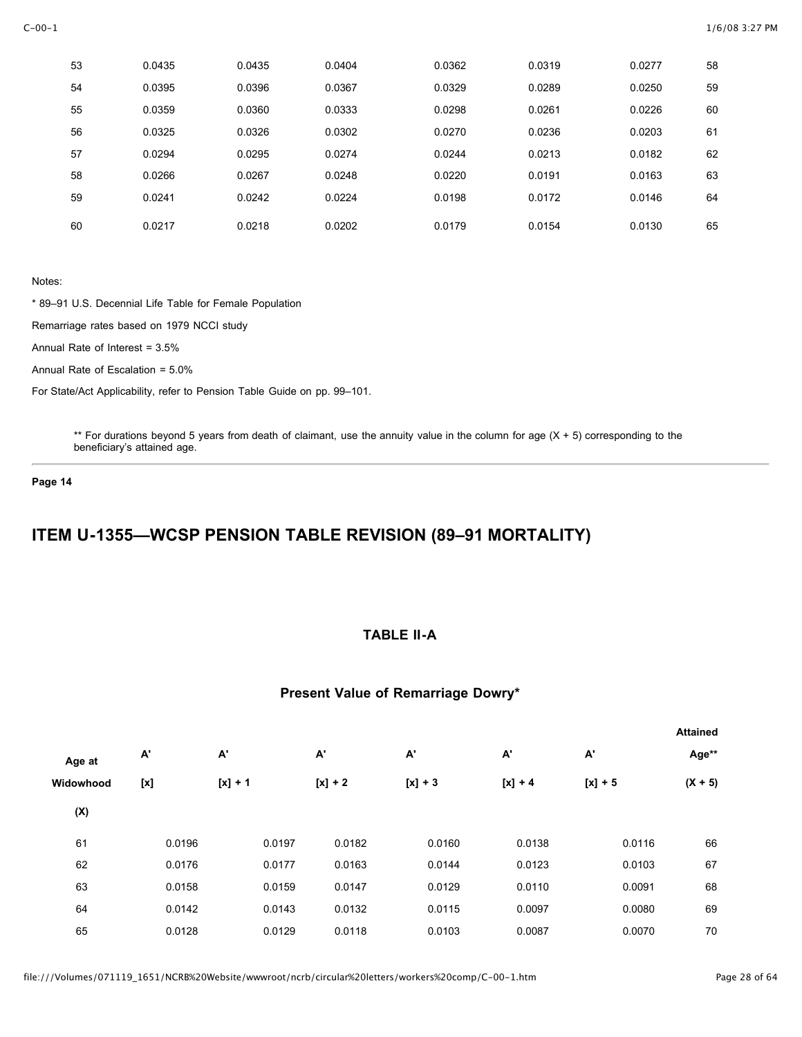| | | | | | | | |
|---|---|---|---|---|---|---|---|
| 53 | 0.0435 | 0.0435 | 0.0404 | 0.0362 | 0.0319 | 0.0277 | 58 |
| 54 | 0.0395 | 0.0396 | 0.0367 | 0.0329 | 0.0289 | 0.0250 | 59 |
| 55 | 0.0359 | 0.0360 | 0.0333 | 0.0298 | 0.0261 | 0.0226 | 60 |
| 56 | 0.0325 | 0.0326 | 0.0302 | 0.0270 | 0.0236 | 0.0203 | 61 |
| 57 | 0.0294 | 0.0295 | 0.0274 | 0.0244 | 0.0213 | 0.0182 | 62 |
| 58 | 0.0266 | 0.0267 | 0.0248 | 0.0220 | 0.0191 | 0.0163 | 63 |
| 59 | 0.0241 | 0.0242 | 0.0224 | 0.0198 | 0.0172 | 0.0146 | 64 |
| 60 | 0.0217 | 0.0218 | 0.0202 | 0.0179 | 0.0154 | 0.0130 | 65 |

Notes:

* 89–91 U.S. Decennial Life Table for Female Population

Remarriage rates based on 1979 NCCI study

Annual Rate of Interest = 3.5%

Annual Rate of Escalation = 5.0%

For State/Act Applicability, refer to Pension Table Guide on pp. 99–101.

** For durations beyond 5 years from death of claimant, use the annuity value in the column for age (X + 5) corresponding to the beneficiary's attained age.

**Page 14**

## ITEM U-1355—WCSP PENSION TABLE REVISION (89–91 MORTALITY)

### TABLE II-A

### Present Value of Remarriage Dowry*

| Age at Widowhood (X) | A' [x] | A' [x] + 1 | A' [x] + 2 | A' [x] + 3 | A' [x] + 4 | A' [x] + 5 | Attained Age** (X + 5) |
|---|---|---|---|---|---|---|---|
| 61 | 0.0196 | 0.0197 | 0.0182 | 0.0160 | 0.0138 | 0.0116 | 66 |
| 62 | 0.0176 | 0.0177 | 0.0163 | 0.0144 | 0.0123 | 0.0103 | 67 |
| 63 | 0.0158 | 0.0159 | 0.0147 | 0.0129 | 0.0110 | 0.0091 | 68 |
| 64 | 0.0142 | 0.0143 | 0.0132 | 0.0115 | 0.0097 | 0.0080 | 69 |
| 65 | 0.0128 | 0.0129 | 0.0118 | 0.0103 | 0.0087 | 0.0070 | 70 |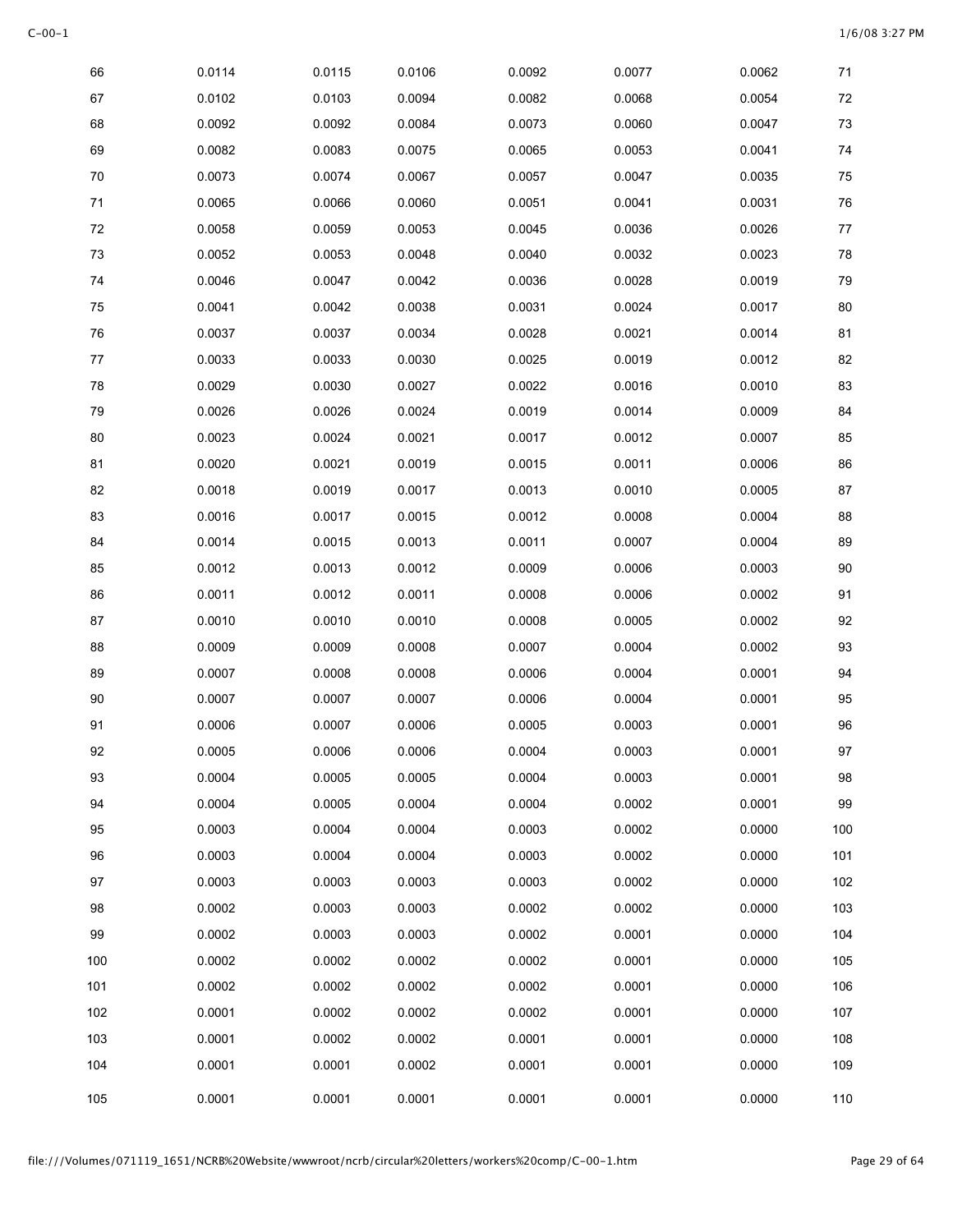|  |  |  |  |  |  |  |  |
|---|---|---|---|---|---|---|---|
| 66 | 0.0114 | 0.0115 | 0.0106 | 0.0092 | 0.0077 | 0.0062 | 71 |
| 67 | 0.0102 | 0.0103 | 0.0094 | 0.0082 | 0.0068 | 0.0054 | 72 |
| 68 | 0.0092 | 0.0092 | 0.0084 | 0.0073 | 0.0060 | 0.0047 | 73 |
| 69 | 0.0082 | 0.0083 | 0.0075 | 0.0065 | 0.0053 | 0.0041 | 74 |
| 70 | 0.0073 | 0.0074 | 0.0067 | 0.0057 | 0.0047 | 0.0035 | 75 |
| 71 | 0.0065 | 0.0066 | 0.0060 | 0.0051 | 0.0041 | 0.0031 | 76 |
| 72 | 0.0058 | 0.0059 | 0.0053 | 0.0045 | 0.0036 | 0.0026 | 77 |
| 73 | 0.0052 | 0.0053 | 0.0048 | 0.0040 | 0.0032 | 0.0023 | 78 |
| 74 | 0.0046 | 0.0047 | 0.0042 | 0.0036 | 0.0028 | 0.0019 | 79 |
| 75 | 0.0041 | 0.0042 | 0.0038 | 0.0031 | 0.0024 | 0.0017 | 80 |
| 76 | 0.0037 | 0.0037 | 0.0034 | 0.0028 | 0.0021 | 0.0014 | 81 |
| 77 | 0.0033 | 0.0033 | 0.0030 | 0.0025 | 0.0019 | 0.0012 | 82 |
| 78 | 0.0029 | 0.0030 | 0.0027 | 0.0022 | 0.0016 | 0.0010 | 83 |
| 79 | 0.0026 | 0.0026 | 0.0024 | 0.0019 | 0.0014 | 0.0009 | 84 |
| 80 | 0.0023 | 0.0024 | 0.0021 | 0.0017 | 0.0012 | 0.0007 | 85 |
| 81 | 0.0020 | 0.0021 | 0.0019 | 0.0015 | 0.0011 | 0.0006 | 86 |
| 82 | 0.0018 | 0.0019 | 0.0017 | 0.0013 | 0.0010 | 0.0005 | 87 |
| 83 | 0.0016 | 0.0017 | 0.0015 | 0.0012 | 0.0008 | 0.0004 | 88 |
| 84 | 0.0014 | 0.0015 | 0.0013 | 0.0011 | 0.0007 | 0.0004 | 89 |
| 85 | 0.0012 | 0.0013 | 0.0012 | 0.0009 | 0.0006 | 0.0003 | 90 |
| 86 | 0.0011 | 0.0012 | 0.0011 | 0.0008 | 0.0006 | 0.0002 | 91 |
| 87 | 0.0010 | 0.0010 | 0.0010 | 0.0008 | 0.0005 | 0.0002 | 92 |
| 88 | 0.0009 | 0.0009 | 0.0008 | 0.0007 | 0.0004 | 0.0002 | 93 |
| 89 | 0.0007 | 0.0008 | 0.0008 | 0.0006 | 0.0004 | 0.0001 | 94 |
| 90 | 0.0007 | 0.0007 | 0.0007 | 0.0006 | 0.0004 | 0.0001 | 95 |
| 91 | 0.0006 | 0.0007 | 0.0006 | 0.0005 | 0.0003 | 0.0001 | 96 |
| 92 | 0.0005 | 0.0006 | 0.0006 | 0.0004 | 0.0003 | 0.0001 | 97 |
| 93 | 0.0004 | 0.0005 | 0.0005 | 0.0004 | 0.0003 | 0.0001 | 98 |
| 94 | 0.0004 | 0.0005 | 0.0004 | 0.0004 | 0.0002 | 0.0001 | 99 |
| 95 | 0.0003 | 0.0004 | 0.0004 | 0.0003 | 0.0002 | 0.0000 | 100 |
| 96 | 0.0003 | 0.0004 | 0.0004 | 0.0003 | 0.0002 | 0.0000 | 101 |
| 97 | 0.0003 | 0.0003 | 0.0003 | 0.0003 | 0.0002 | 0.0000 | 102 |
| 98 | 0.0002 | 0.0003 | 0.0003 | 0.0002 | 0.0002 | 0.0000 | 103 |
| 99 | 0.0002 | 0.0003 | 0.0003 | 0.0002 | 0.0001 | 0.0000 | 104 |
| 100 | 0.0002 | 0.0002 | 0.0002 | 0.0002 | 0.0001 | 0.0000 | 105 |
| 101 | 0.0002 | 0.0002 | 0.0002 | 0.0002 | 0.0001 | 0.0000 | 106 |
| 102 | 0.0001 | 0.0002 | 0.0002 | 0.0002 | 0.0001 | 0.0000 | 107 |
| 103 | 0.0001 | 0.0002 | 0.0002 | 0.0001 | 0.0001 | 0.0000 | 108 |
| 104 | 0.0001 | 0.0001 | 0.0002 | 0.0001 | 0.0001 | 0.0000 | 109 |
| 105 | 0.0001 | 0.0001 | 0.0001 | 0.0001 | 0.0001 | 0.0000 | 110 |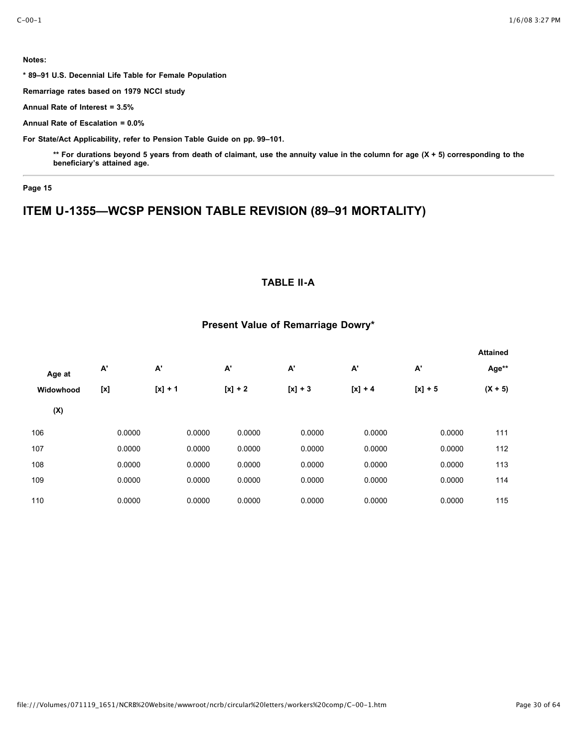**Notes:**

**\* 89–91 U.S. Decennial Life Table for Female Population**

**Remarriage rates based on 1979 NCCI study**

**Annual Rate of Interest = 3.5%**

**Annual Rate of Escalation = 0.0%**

**For State/Act Applicability, refer to Pension Table Guide on pp. 99–101.**

**\*\* For durations beyond 5 years from death of claimant, use the annuity value in the column for age (X + 5) corresponding to the beneficiary's attained age.**

---

**Page 15**

# ITEM U-1355—WCSP PENSION TABLE REVISION (89–91 MORTALITY)

### TABLE II-A

### Present Value of Remarriage Dowry*

| Age at Widowhood (X) | A' [x] | A' [x] + 1 | A' [x] + 2 | A' [x] + 3 | A' [x] + 4 | A' [x] + 5 | Attained Age** (X + 5) |
|---|---|---|---|---|---|---|---|
| 106 | 0.0000 | 0.0000 | 0.0000 | 0.0000 | 0.0000 | 0.0000 | 111 |
| 107 | 0.0000 | 0.0000 | 0.0000 | 0.0000 | 0.0000 | 0.0000 | 112 |
| 108 | 0.0000 | 0.0000 | 0.0000 | 0.0000 | 0.0000 | 0.0000 | 113 |
| 109 | 0.0000 | 0.0000 | 0.0000 | 0.0000 | 0.0000 | 0.0000 | 114 |
| 110 | 0.0000 | 0.0000 | 0.0000 | 0.0000 | 0.0000 | 0.0000 | 115 |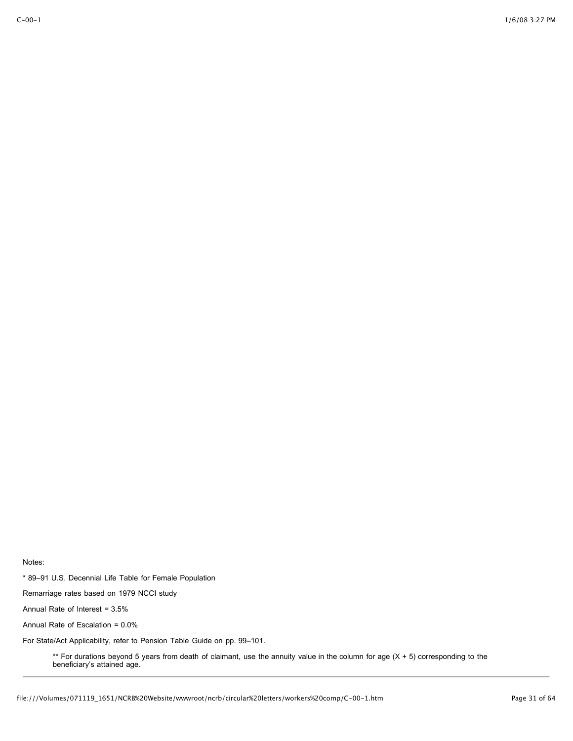Notes:

* 89–91 U.S. Decennial Life Table for Female Population

Remarriage rates based on 1979 NCCI study

Annual Rate of Interest = 3.5%

Annual Rate of Escalation = 0.0%

For State/Act Applicability, refer to Pension Table Guide on pp. 99–101.

> ** For durations beyond 5 years from death of claimant, use the annuity value in the column for age (X + 5) corresponding to the beneficiary's attained age.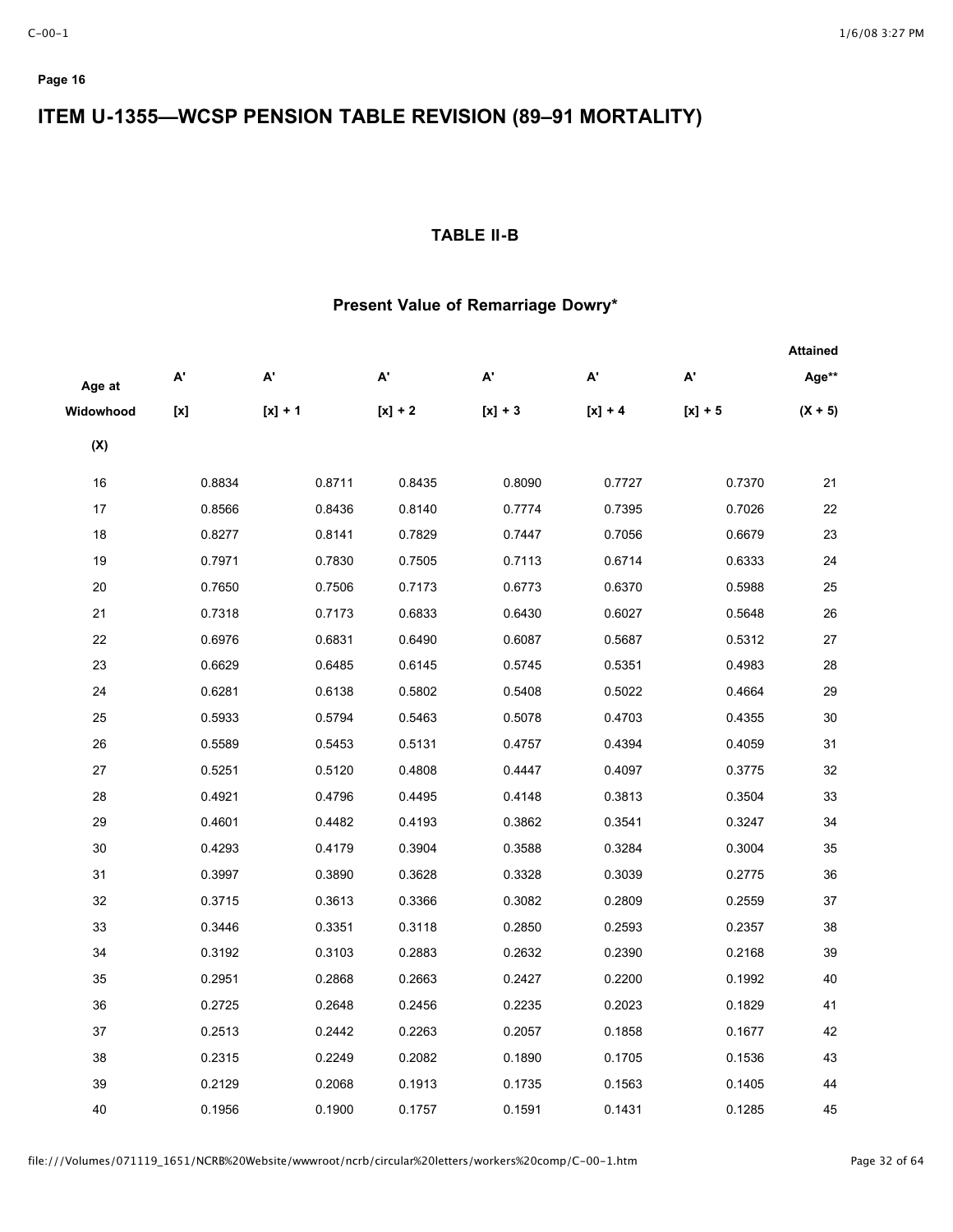**Page 16**

# ITEM U-1355—WCSP PENSION TABLE REVISION (89–91 MORTALITY)

### TABLE II-B

### Present Value of Remarriage Dowry*

| Age at Widowhood (X) | A' [x] | A' [x] + 1 | A' [x] + 2 | A' [x] + 3 | A' [x] + 4 | A' [x] + 5 | Attained Age** (X + 5) |
|---|---|---|---|---|---|---|---|
| 16 | 0.8834 | 0.8711 | 0.8435 | 0.8090 | 0.7727 | 0.7370 | 21 |
| 17 | 0.8566 | 0.8436 | 0.8140 | 0.7774 | 0.7395 | 0.7026 | 22 |
| 18 | 0.8277 | 0.8141 | 0.7829 | 0.7447 | 0.7056 | 0.6679 | 23 |
| 19 | 0.7971 | 0.7830 | 0.7505 | 0.7113 | 0.6714 | 0.6333 | 24 |
| 20 | 0.7650 | 0.7506 | 0.7173 | 0.6773 | 0.6370 | 0.5988 | 25 |
| 21 | 0.7318 | 0.7173 | 0.6833 | 0.6430 | 0.6027 | 0.5648 | 26 |
| 22 | 0.6976 | 0.6831 | 0.6490 | 0.6087 | 0.5687 | 0.5312 | 27 |
| 23 | 0.6629 | 0.6485 | 0.6145 | 0.5745 | 0.5351 | 0.4983 | 28 |
| 24 | 0.6281 | 0.6138 | 0.5802 | 0.5408 | 0.5022 | 0.4664 | 29 |
| 25 | 0.5933 | 0.5794 | 0.5463 | 0.5078 | 0.4703 | 0.4355 | 30 |
| 26 | 0.5589 | 0.5453 | 0.5131 | 0.4757 | 0.4394 | 0.4059 | 31 |
| 27 | 0.5251 | 0.5120 | 0.4808 | 0.4447 | 0.4097 | 0.3775 | 32 |
| 28 | 0.4921 | 0.4796 | 0.4495 | 0.4148 | 0.3813 | 0.3504 | 33 |
| 29 | 0.4601 | 0.4482 | 0.4193 | 0.3862 | 0.3541 | 0.3247 | 34 |
| 30 | 0.4293 | 0.4179 | 0.3904 | 0.3588 | 0.3284 | 0.3004 | 35 |
| 31 | 0.3997 | 0.3890 | 0.3628 | 0.3328 | 0.3039 | 0.2775 | 36 |
| 32 | 0.3715 | 0.3613 | 0.3366 | 0.3082 | 0.2809 | 0.2559 | 37 |
| 33 | 0.3446 | 0.3351 | 0.3118 | 0.2850 | 0.2593 | 0.2357 | 38 |
| 34 | 0.3192 | 0.3103 | 0.2883 | 0.2632 | 0.2390 | 0.2168 | 39 |
| 35 | 0.2951 | 0.2868 | 0.2663 | 0.2427 | 0.2200 | 0.1992 | 40 |
| 36 | 0.2725 | 0.2648 | 0.2456 | 0.2235 | 0.2023 | 0.1829 | 41 |
| 37 | 0.2513 | 0.2442 | 0.2263 | 0.2057 | 0.1858 | 0.1677 | 42 |
| 38 | 0.2315 | 0.2249 | 0.2082 | 0.1890 | 0.1705 | 0.1536 | 43 |
| 39 | 0.2129 | 0.2068 | 0.1913 | 0.1735 | 0.1563 | 0.1405 | 44 |
| 40 | 0.1956 | 0.1900 | 0.1757 | 0.1591 | 0.1431 | 0.1285 | 45 |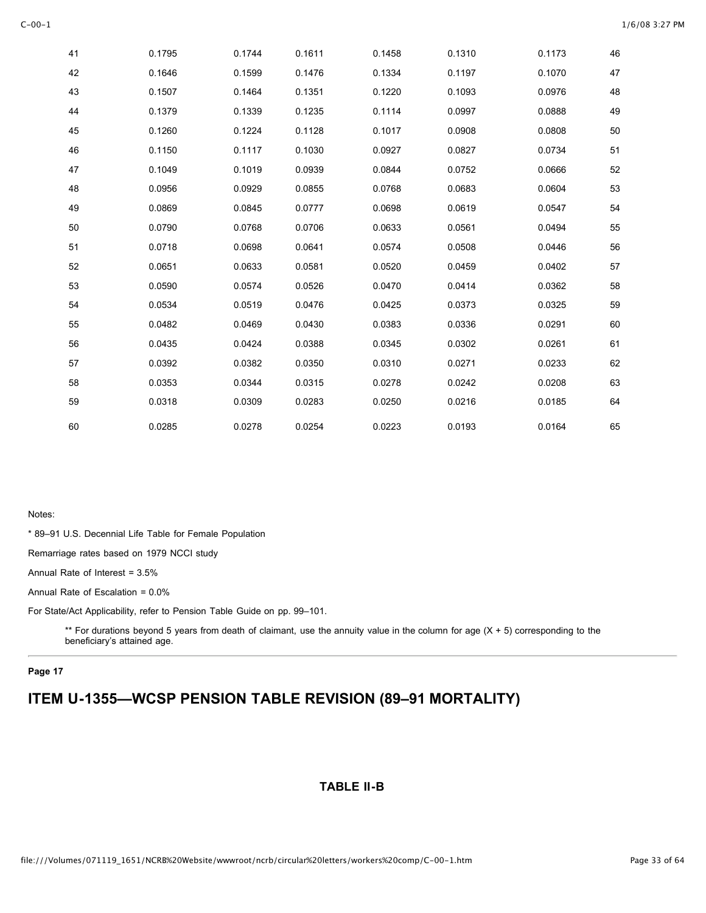| | | | | | | | |
|---|---|---|---|---|---|---|---|
| 41 | 0.1795 | 0.1744 | 0.1611 | 0.1458 | 0.1310 | 0.1173 | 46 |
| 42 | 0.1646 | 0.1599 | 0.1476 | 0.1334 | 0.1197 | 0.1070 | 47 |
| 43 | 0.1507 | 0.1464 | 0.1351 | 0.1220 | 0.1093 | 0.0976 | 48 |
| 44 | 0.1379 | 0.1339 | 0.1235 | 0.1114 | 0.0997 | 0.0888 | 49 |
| 45 | 0.1260 | 0.1224 | 0.1128 | 0.1017 | 0.0908 | 0.0808 | 50 |
| 46 | 0.1150 | 0.1117 | 0.1030 | 0.0927 | 0.0827 | 0.0734 | 51 |
| 47 | 0.1049 | 0.1019 | 0.0939 | 0.0844 | 0.0752 | 0.0666 | 52 |
| 48 | 0.0956 | 0.0929 | 0.0855 | 0.0768 | 0.0683 | 0.0604 | 53 |
| 49 | 0.0869 | 0.0845 | 0.0777 | 0.0698 | 0.0619 | 0.0547 | 54 |
| 50 | 0.0790 | 0.0768 | 0.0706 | 0.0633 | 0.0561 | 0.0494 | 55 |
| 51 | 0.0718 | 0.0698 | 0.0641 | 0.0574 | 0.0508 | 0.0446 | 56 |
| 52 | 0.0651 | 0.0633 | 0.0581 | 0.0520 | 0.0459 | 0.0402 | 57 |
| 53 | 0.0590 | 0.0574 | 0.0526 | 0.0470 | 0.0414 | 0.0362 | 58 |
| 54 | 0.0534 | 0.0519 | 0.0476 | 0.0425 | 0.0373 | 0.0325 | 59 |
| 55 | 0.0482 | 0.0469 | 0.0430 | 0.0383 | 0.0336 | 0.0291 | 60 |
| 56 | 0.0435 | 0.0424 | 0.0388 | 0.0345 | 0.0302 | 0.0261 | 61 |
| 57 | 0.0392 | 0.0382 | 0.0350 | 0.0310 | 0.0271 | 0.0233 | 62 |
| 58 | 0.0353 | 0.0344 | 0.0315 | 0.0278 | 0.0242 | 0.0208 | 63 |
| 59 | 0.0318 | 0.0309 | 0.0283 | 0.0250 | 0.0216 | 0.0185 | 64 |
| 60 | 0.0285 | 0.0278 | 0.0254 | 0.0223 | 0.0193 | 0.0164 | 65 |

Notes:

* 89–91 U.S. Decennial Life Table for Female Population

Remarriage rates based on 1979 NCCI study

Annual Rate of Interest = 3.5%

Annual Rate of Escalation = 0.0%

For State/Act Applicability, refer to Pension Table Guide on pp. 99–101.

> ** For durations beyond 5 years from death of claimant, use the annuity value in the column for age (X + 5) corresponding to the beneficiary's attained age.

---

**Page 17**

# ITEM U-1355—WCSP PENSION TABLE REVISION (89–91 MORTALITY)

### TABLE II-B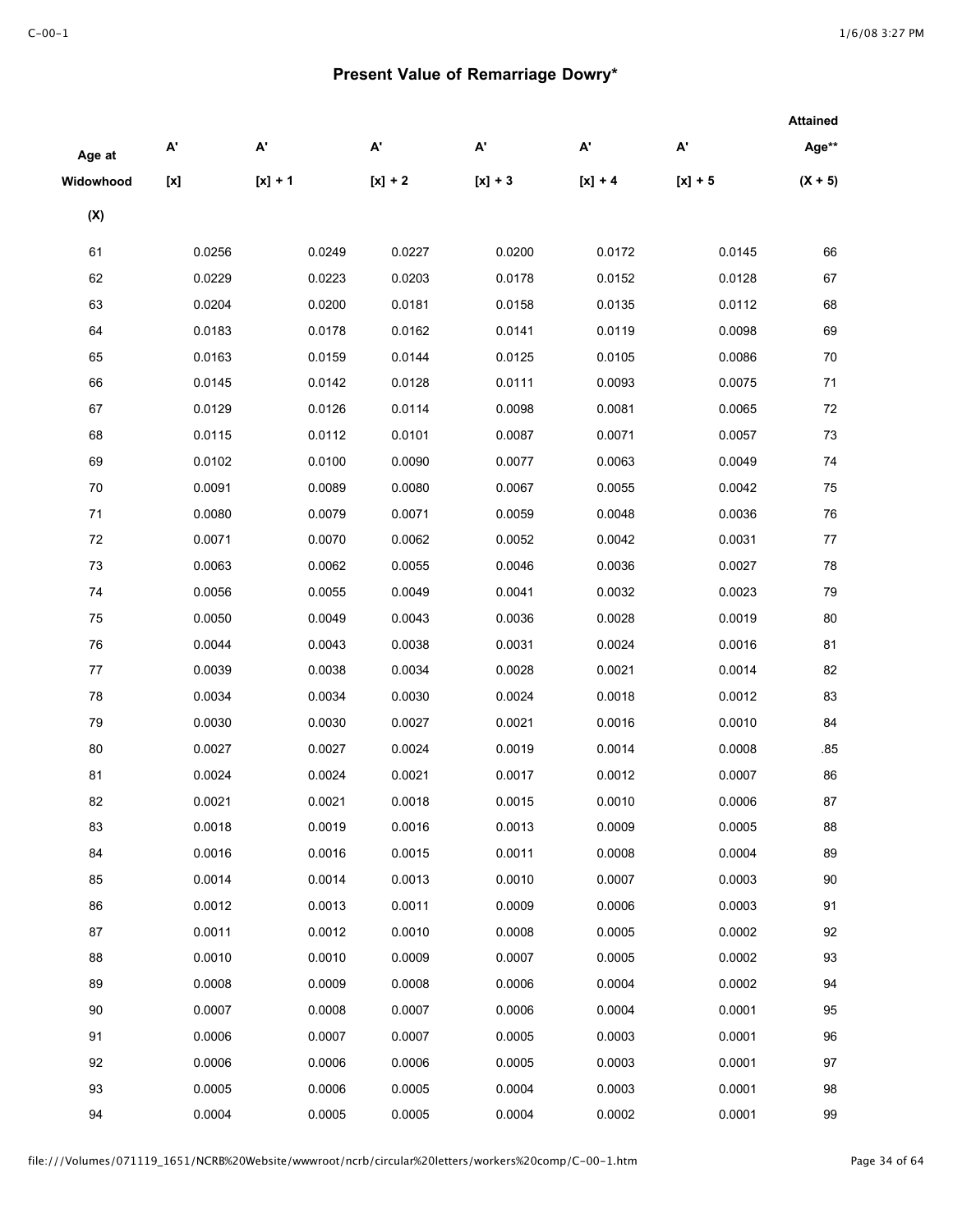## Present Value of Remarriage Dowry*

| Age at Widowhood (X) | A' [x] | A' [x] + 1 | A' [x] + 2 | A' [x] + 3 | A' [x] + 4 | A' [x] + 5 | Attained Age** (X + 5) |
|---|---|---|---|---|---|---|---|
| 61 | 0.0256 | 0.0249 | 0.0227 | 0.0200 | 0.0172 | 0.0145 | 66 |
| 62 | 0.0229 | 0.0223 | 0.0203 | 0.0178 | 0.0152 | 0.0128 | 67 |
| 63 | 0.0204 | 0.0200 | 0.0181 | 0.0158 | 0.0135 | 0.0112 | 68 |
| 64 | 0.0183 | 0.0178 | 0.0162 | 0.0141 | 0.0119 | 0.0098 | 69 |
| 65 | 0.0163 | 0.0159 | 0.0144 | 0.0125 | 0.0105 | 0.0086 | 70 |
| 66 | 0.0145 | 0.0142 | 0.0128 | 0.0111 | 0.0093 | 0.0075 | 71 |
| 67 | 0.0129 | 0.0126 | 0.0114 | 0.0098 | 0.0081 | 0.0065 | 72 |
| 68 | 0.0115 | 0.0112 | 0.0101 | 0.0087 | 0.0071 | 0.0057 | 73 |
| 69 | 0.0102 | 0.0100 | 0.0090 | 0.0077 | 0.0063 | 0.0049 | 74 |
| 70 | 0.0091 | 0.0089 | 0.0080 | 0.0067 | 0.0055 | 0.0042 | 75 |
| 71 | 0.0080 | 0.0079 | 0.0071 | 0.0059 | 0.0048 | 0.0036 | 76 |
| 72 | 0.0071 | 0.0070 | 0.0062 | 0.0052 | 0.0042 | 0.0031 | 77 |
| 73 | 0.0063 | 0.0062 | 0.0055 | 0.0046 | 0.0036 | 0.0027 | 78 |
| 74 | 0.0056 | 0.0055 | 0.0049 | 0.0041 | 0.0032 | 0.0023 | 79 |
| 75 | 0.0050 | 0.0049 | 0.0043 | 0.0036 | 0.0028 | 0.0019 | 80 |
| 76 | 0.0044 | 0.0043 | 0.0038 | 0.0031 | 0.0024 | 0.0016 | 81 |
| 77 | 0.0039 | 0.0038 | 0.0034 | 0.0028 | 0.0021 | 0.0014 | 82 |
| 78 | 0.0034 | 0.0034 | 0.0030 | 0.0024 | 0.0018 | 0.0012 | 83 |
| 79 | 0.0030 | 0.0030 | 0.0027 | 0.0021 | 0.0016 | 0.0010 | 84 |
| 80 | 0.0027 | 0.0027 | 0.0024 | 0.0019 | 0.0014 | 0.0008 | .85 |
| 81 | 0.0024 | 0.0024 | 0.0021 | 0.0017 | 0.0012 | 0.0007 | 86 |
| 82 | 0.0021 | 0.0021 | 0.0018 | 0.0015 | 0.0010 | 0.0006 | 87 |
| 83 | 0.0018 | 0.0019 | 0.0016 | 0.0013 | 0.0009 | 0.0005 | 88 |
| 84 | 0.0016 | 0.0016 | 0.0015 | 0.0011 | 0.0008 | 0.0004 | 89 |
| 85 | 0.0014 | 0.0014 | 0.0013 | 0.0010 | 0.0007 | 0.0003 | 90 |
| 86 | 0.0012 | 0.0013 | 0.0011 | 0.0009 | 0.0006 | 0.0003 | 91 |
| 87 | 0.0011 | 0.0012 | 0.0010 | 0.0008 | 0.0005 | 0.0002 | 92 |
| 88 | 0.0010 | 0.0010 | 0.0009 | 0.0007 | 0.0005 | 0.0002 | 93 |
| 89 | 0.0008 | 0.0009 | 0.0008 | 0.0006 | 0.0004 | 0.0002 | 94 |
| 90 | 0.0007 | 0.0008 | 0.0007 | 0.0006 | 0.0004 | 0.0001 | 95 |
| 91 | 0.0006 | 0.0007 | 0.0007 | 0.0005 | 0.0003 | 0.0001 | 96 |
| 92 | 0.0006 | 0.0006 | 0.0006 | 0.0005 | 0.0003 | 0.0001 | 97 |
| 93 | 0.0005 | 0.0006 | 0.0005 | 0.0004 | 0.0003 | 0.0001 | 98 |
| 94 | 0.0004 | 0.0005 | 0.0005 | 0.0004 | 0.0002 | 0.0001 | 99 |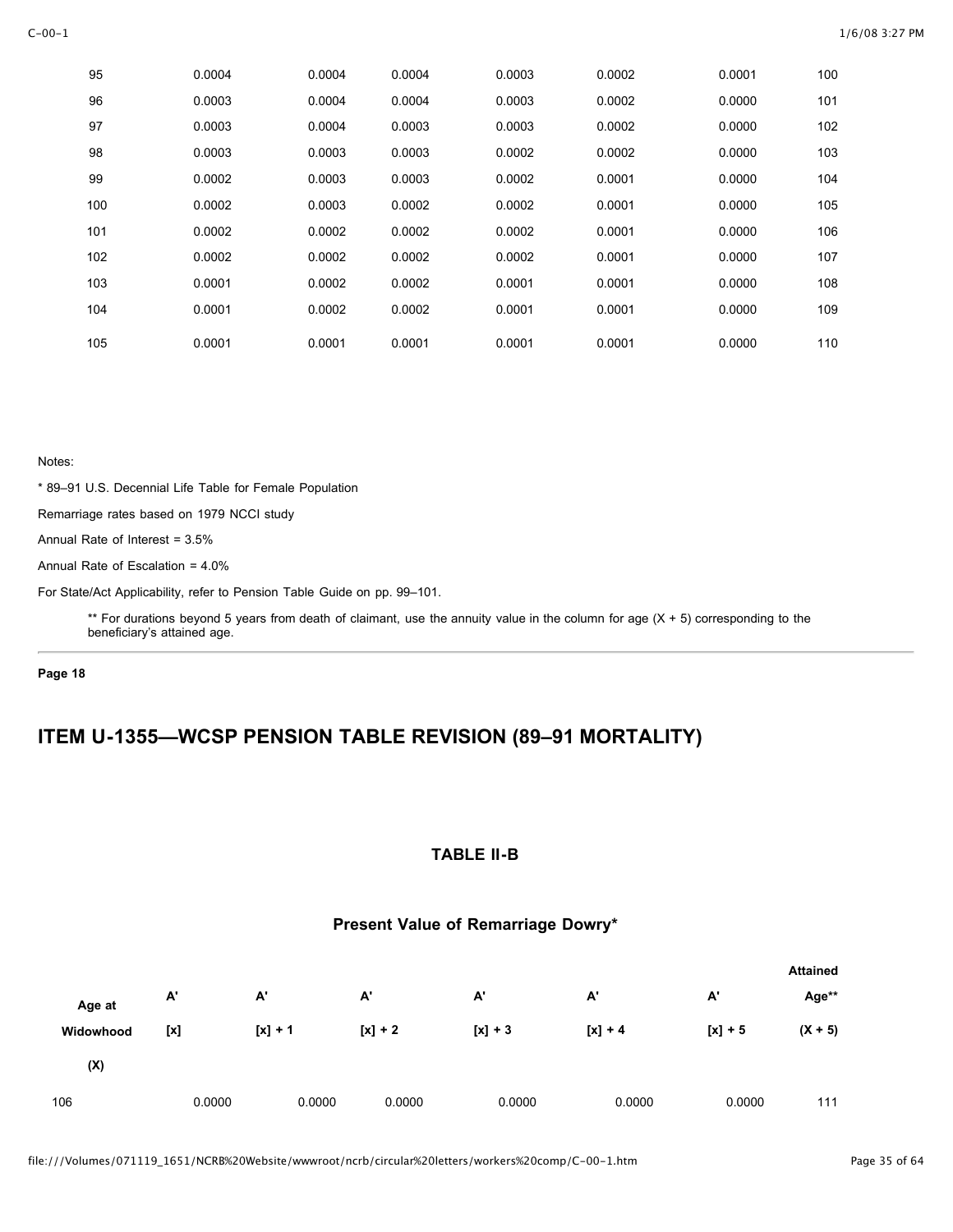| 95 | 0.0004 | 0.0004 | 0.0004 | 0.0003 | 0.0002 | 0.0001 | 100 |
|---|---|---|---|---|---|---|---|
| 96 | 0.0003 | 0.0004 | 0.0004 | 0.0003 | 0.0002 | 0.0000 | 101 |
| 97 | 0.0003 | 0.0004 | 0.0003 | 0.0003 | 0.0002 | 0.0000 | 102 |
| 98 | 0.0003 | 0.0003 | 0.0003 | 0.0002 | 0.0002 | 0.0000 | 103 |
| 99 | 0.0002 | 0.0003 | 0.0003 | 0.0002 | 0.0001 | 0.0000 | 104 |
| 100 | 0.0002 | 0.0003 | 0.0002 | 0.0002 | 0.0001 | 0.0000 | 105 |
| 101 | 0.0002 | 0.0002 | 0.0002 | 0.0002 | 0.0001 | 0.0000 | 106 |
| 102 | 0.0002 | 0.0002 | 0.0002 | 0.0002 | 0.0001 | 0.0000 | 107 |
| 103 | 0.0001 | 0.0002 | 0.0002 | 0.0001 | 0.0001 | 0.0000 | 108 |
| 104 | 0.0001 | 0.0002 | 0.0002 | 0.0001 | 0.0001 | 0.0000 | 109 |
| 105 | 0.0001 | 0.0001 | 0.0001 | 0.0001 | 0.0001 | 0.0000 | 110 |

Notes:

* 89–91 U.S. Decennial Life Table for Female Population

Remarriage rates based on 1979 NCCI study

Annual Rate of Interest = 3.5%

Annual Rate of Escalation = 4.0%

For State/Act Applicability, refer to Pension Table Guide on pp. 99–101.

> ** For durations beyond 5 years from death of claimant, use the annuity value in the column for age (X + 5) corresponding to the beneficiary's attained age.

---

**Page 18**

# ITEM U-1355—WCSP PENSION TABLE REVISION (89–91 MORTALITY)

### TABLE II-B

### Present Value of Remarriage Dowry*

| Age at Widowhood (X) | A' [x] | A' [x] + 1 | A' [x] + 2 | A' [x] + 3 | A' [x] + 4 | A' [x] + 5 | Attained Age** (X + 5) |
|---|---|---|---|---|---|---|---|
| 106 | 0.0000 | 0.0000 | 0.0000 | 0.0000 | 0.0000 | 0.0000 | 111 |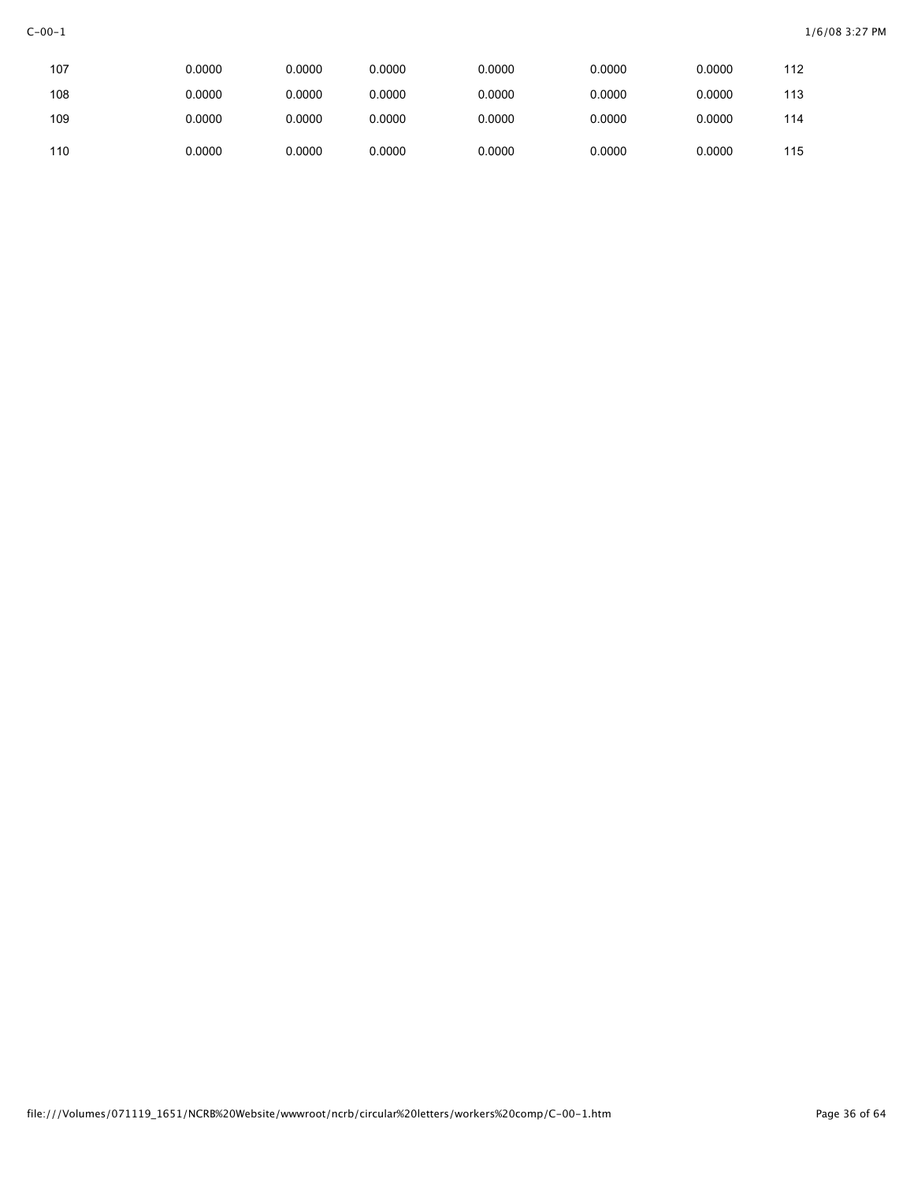| | | | | | | | |
|---|---|---|---|---|---|---|---|
| 107 | 0.0000 | 0.0000 | 0.0000 | 0.0000 | 0.0000 | 0.0000 | 112 |
| 108 | 0.0000 | 0.0000 | 0.0000 | 0.0000 | 0.0000 | 0.0000 | 113 |
| 109 | 0.0000 | 0.0000 | 0.0000 | 0.0000 | 0.0000 | 0.0000 | 114 |
| 110 | 0.0000 | 0.0000 | 0.0000 | 0.0000 | 0.0000 | 0.0000 | 115 |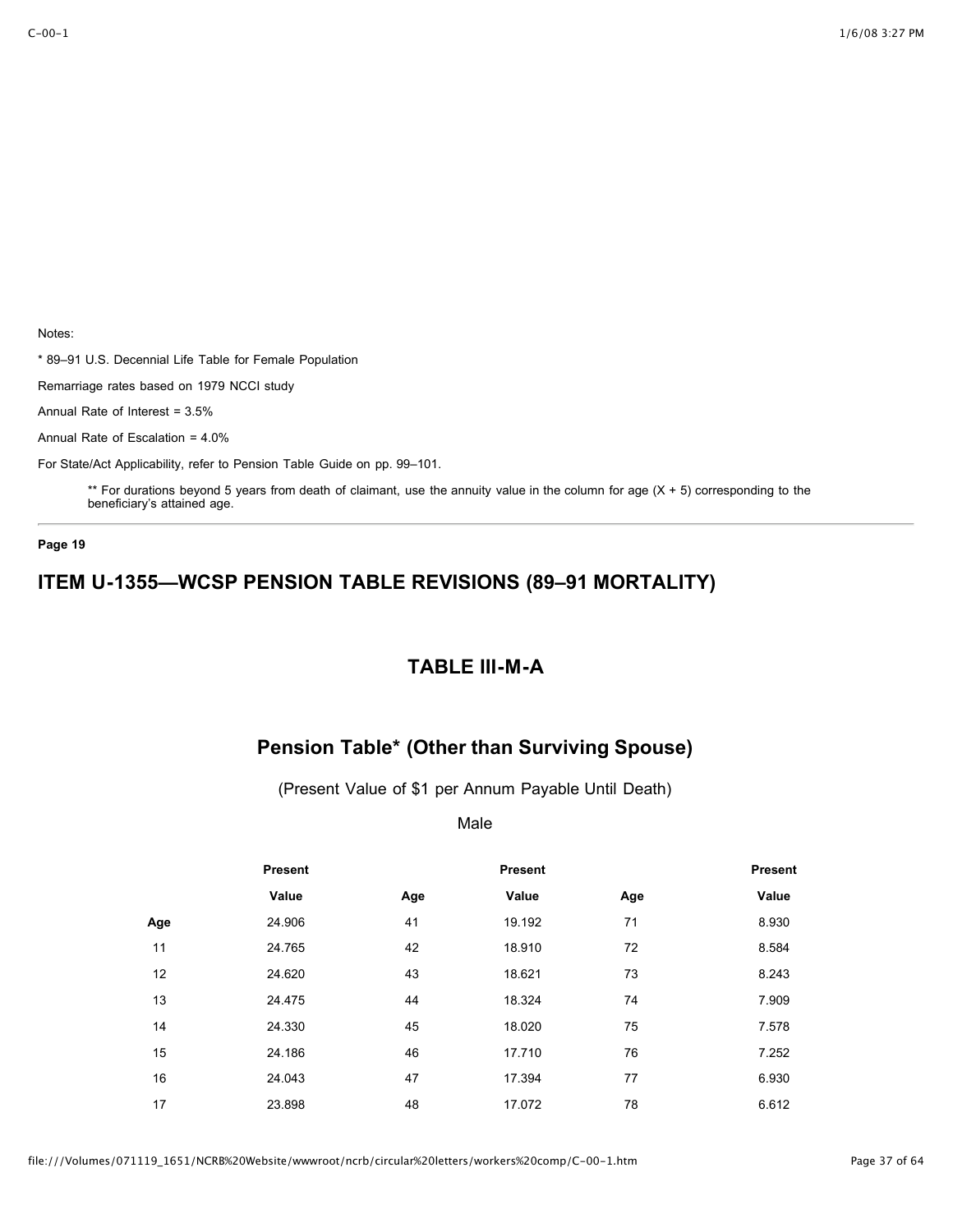Notes:

* 89–91 U.S. Decennial Life Table for Female Population

Remarriage rates based on 1979 NCCI study

Annual Rate of Interest = 3.5%

Annual Rate of Escalation = 4.0%

For State/Act Applicability, refer to Pension Table Guide on pp. 99–101.

** For durations beyond 5 years from death of claimant, use the annuity value in the column for age (X + 5) corresponding to the beneficiary's attained age.

**Page 19**

## ITEM U-1355—WCSP PENSION TABLE REVISIONS (89–91 MORTALITY)

### TABLE III-M-A

### Pension Table* (Other than Surviving Spouse)

(Present Value of $1 per Annum Payable Until Death)

Male

| Age | Present Value | Age | Present Value | Age | Present Value |
|---|---|---|---|---|---|
| | 24.906 | 41 | 19.192 | 71 | 8.930 |
| 11 | 24.765 | 42 | 18.910 | 72 | 8.584 |
| 12 | 24.620 | 43 | 18.621 | 73 | 8.243 |
| 13 | 24.475 | 44 | 18.324 | 74 | 7.909 |
| 14 | 24.330 | 45 | 18.020 | 75 | 7.578 |
| 15 | 24.186 | 46 | 17.710 | 76 | 7.252 |
| 16 | 24.043 | 47 | 17.394 | 77 | 6.930 |
| 17 | 23.898 | 48 | 17.072 | 78 | 6.612 |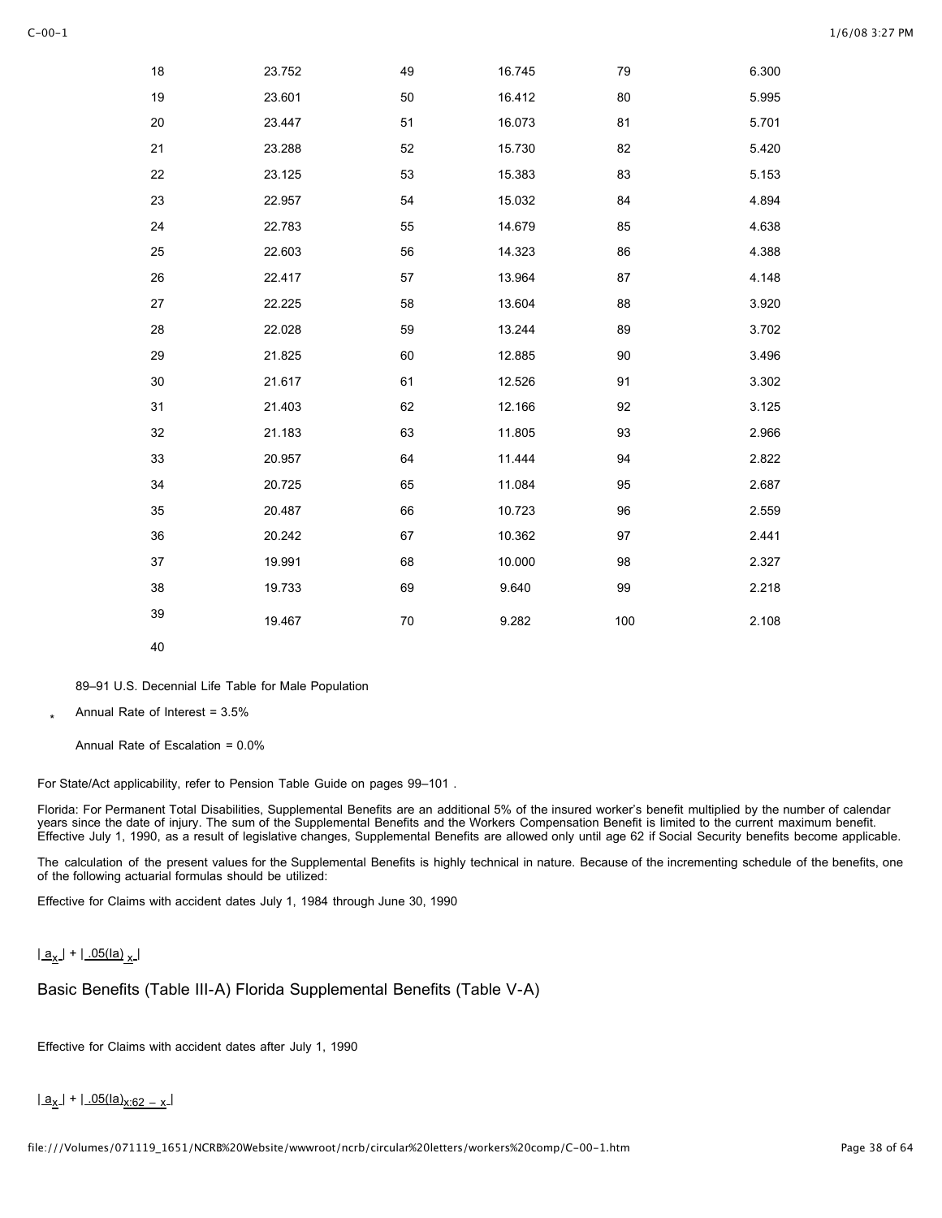| | | | | | |
|---|---|---|---|---|---|
| 18 | 23.752 | 49 | 16.745 | 79 | 6.300 |
| 19 | 23.601 | 50 | 16.412 | 80 | 5.995 |
| 20 | 23.447 | 51 | 16.073 | 81 | 5.701 |
| 21 | 23.288 | 52 | 15.730 | 82 | 5.420 |
| 22 | 23.125 | 53 | 15.383 | 83 | 5.153 |
| 23 | 22.957 | 54 | 15.032 | 84 | 4.894 |
| 24 | 22.783 | 55 | 14.679 | 85 | 4.638 |
| 25 | 22.603 | 56 | 14.323 | 86 | 4.388 |
| 26 | 22.417 | 57 | 13.964 | 87 | 4.148 |
| 27 | 22.225 | 58 | 13.604 | 88 | 3.920 |
| 28 | 22.028 | 59 | 13.244 | 89 | 3.702 |
| 29 | 21.825 | 60 | 12.885 | 90 | 3.496 |
| 30 | 21.617 | 61 | 12.526 | 91 | 3.302 |
| 31 | 21.403 | 62 | 12.166 | 92 | 3.125 |
| 32 | 21.183 | 63 | 11.805 | 93 | 2.966 |
| 33 | 20.957 | 64 | 11.444 | 94 | 2.822 |
| 34 | 20.725 | 65 | 11.084 | 95 | 2.687 |
| 35 | 20.487 | 66 | 10.723 | 96 | 2.559 |
| 36 | 20.242 | 67 | 10.362 | 97 | 2.441 |
| 37 | 19.991 | 68 | 10.000 | 98 | 2.327 |
| 38 | 19.733 | 69 | 9.640 | 99 | 2.218 |
| 39 | 19.467 | 70 | 9.282 | 100 | 2.108 |
| 40 | | | | | |

89–91 U.S. Decennial Life Table for Male Population

\* Annual Rate of Interest = 3.5%

Annual Rate of Escalation = 0.0%

For State/Act applicability, refer to Pension Table Guide on pages 99–101 .

Florida: For Permanent Total Disabilities, Supplemental Benefits are an additional 5% of the insured worker's benefit multiplied by the number of calendar years since the date of injury. The sum of the Supplemental Benefits and the Workers Compensation Benefit is limited to the current maximum benefit. Effective July 1, 1990, as a result of legislative changes, Supplemental Benefits are allowed only until age 62 if Social Security benefits become applicable.

The calculation of the present values for the Supplemental Benefits is highly technical in nature. Because of the incrementing schedule of the benefits, one of the following actuarial formulas should be utilized:

Effective for Claims with accident dates July 1, 1984 through June 30, 1990

$$| \underline{a_x} | + | \underline{.05(Ia)_x} |$$

Basic Benefits (Table III-A) Florida Supplemental Benefits (Table V-A)

Effective for Claims with accident dates after July 1, 1990

$$| \underline{a_x} | + | \underline{.05(Ia)_{x:62-x}} |$$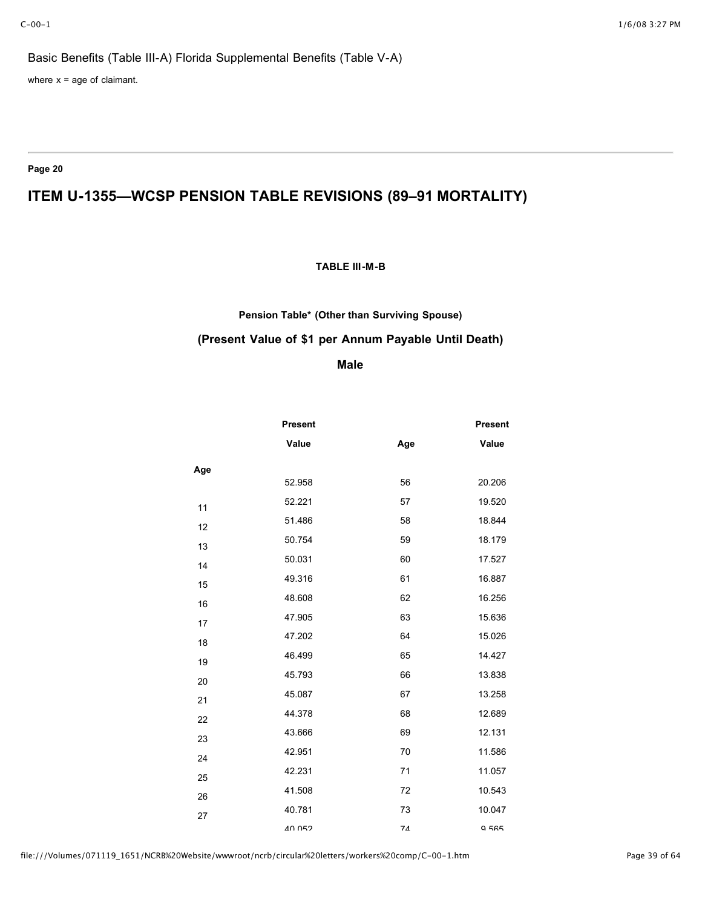Basic Benefits (Table III-A) Florida Supplemental Benefits (Table V-A)

where x = age of claimant.

---

**Page 20**

## ITEM U-1355—WCSP PENSION TABLE REVISIONS (89–91 MORTALITY)

**TABLE III-M-B**

**Pension Table* (Other than Surviving Spouse)**

**(Present Value of $1 per Annum Payable Until Death)**

**Male**

| Age | Present Value | Age | Present Value |
|---|---|---|---|
| | 52.958 | 56 | 20.206 |
| 11 | 52.221 | 57 | 19.520 |
| 12 | 51.486 | 58 | 18.844 |
| 13 | 50.754 | 59 | 18.179 |
| 14 | 50.031 | 60 | 17.527 |
| 15 | 49.316 | 61 | 16.887 |
| 16 | 48.608 | 62 | 16.256 |
| 17 | 47.905 | 63 | 15.636 |
| 18 | 47.202 | 64 | 15.026 |
| 19 | 46.499 | 65 | 14.427 |
| 20 | 45.793 | 66 | 13.838 |
| 21 | 45.087 | 67 | 13.258 |
| 22 | 44.378 | 68 | 12.689 |
| 23 | 43.666 | 69 | 12.131 |
| 24 | 42.951 | 70 | 11.586 |
| 25 | 42.231 | 71 | 11.057 |
| 26 | 41.508 | 72 | 10.543 |
| 27 | 40.781 | 73 | 10.047 |
| | 40.052 | 74 | 9.565 |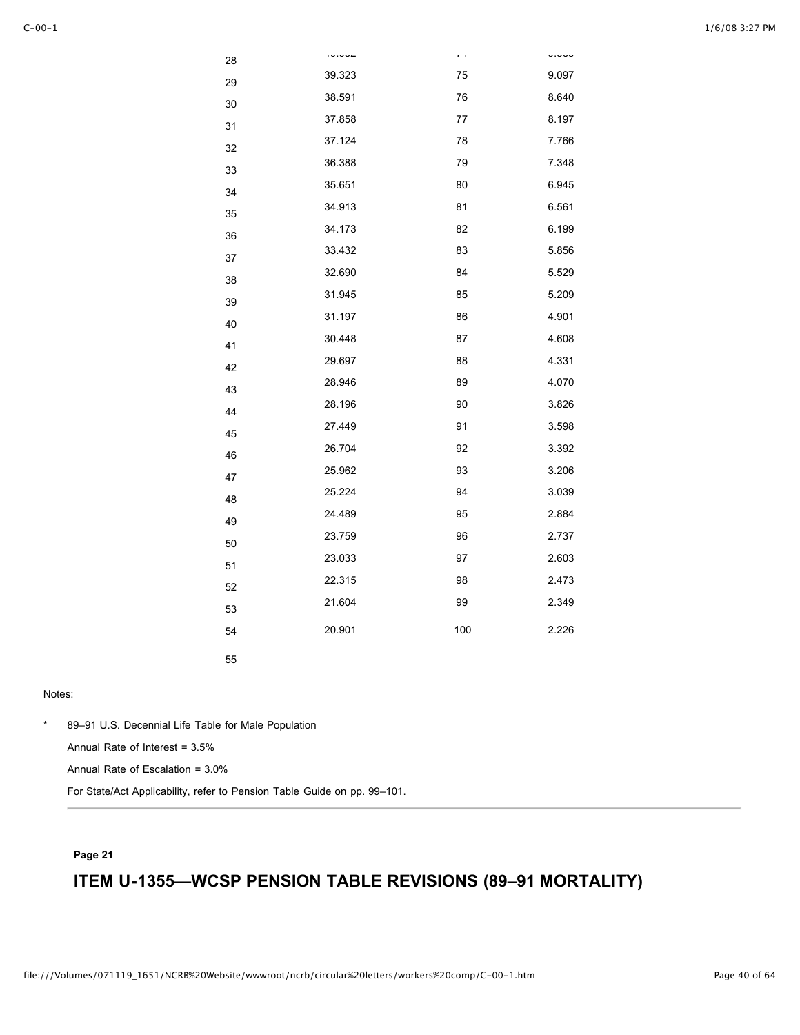| Age | Value | Age | Value |
|---|---|---|---|
| 28 | 40.052 | 74 | 9.563 |
| 29 | 39.323 | 75 | 9.097 |
| 30 | 38.591 | 76 | 8.640 |
| 31 | 37.858 | 77 | 8.197 |
| 32 | 37.124 | 78 | 7.766 |
| 33 | 36.388 | 79 | 7.348 |
| 34 | 35.651 | 80 | 6.945 |
| 35 | 34.913 | 81 | 6.561 |
| 36 | 34.173 | 82 | 6.199 |
| 37 | 33.432 | 83 | 5.856 |
| 38 | 32.690 | 84 | 5.529 |
| 39 | 31.945 | 85 | 5.209 |
| 40 | 31.197 | 86 | 4.901 |
| 41 | 30.448 | 87 | 4.608 |
| 42 | 29.697 | 88 | 4.331 |
| 43 | 28.946 | 89 | 4.070 |
| 44 | 28.196 | 90 | 3.826 |
| 45 | 27.449 | 91 | 3.598 |
| 46 | 26.704 | 92 | 3.392 |
| 47 | 25.962 | 93 | 3.206 |
| 48 | 25.224 | 94 | 3.039 |
| 49 | 24.489 | 95 | 2.884 |
| 50 | 23.759 | 96 | 2.737 |
| 51 | 23.033 | 97 | 2.603 |
| 52 | 22.315 | 98 | 2.473 |
| 53 | 21.604 | 99 | 2.349 |
| 54 | 20.901 | 100 | 2.226 |
| 55 | | | |

Notes:

\* 89–91 U.S. Decennial Life Table for Male Population

Annual Rate of Interest = 3.5%

Annual Rate of Escalation = 3.0%

For State/Act Applicability, refer to Pension Table Guide on pp. 99–101.

---

**Page 21**

## ITEM U-1355—WCSP PENSION TABLE REVISIONS (89–91 MORTALITY)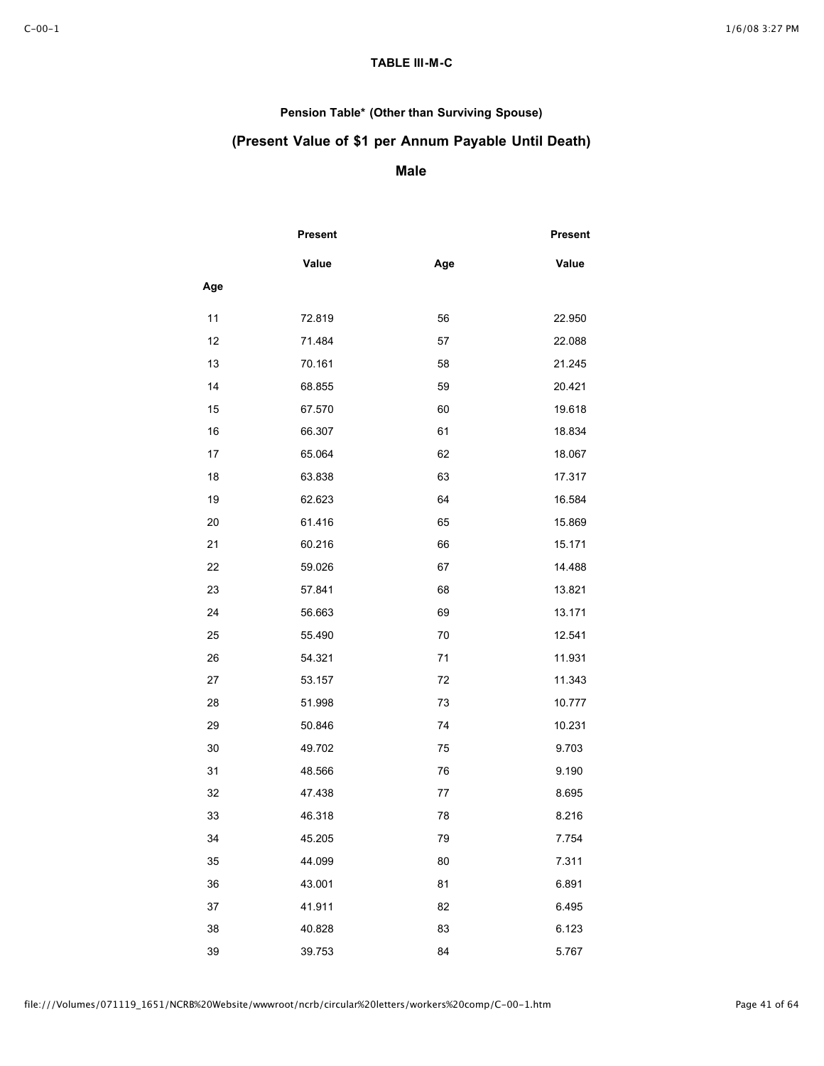**TABLE III-M-C**

**Pension Table* (Other than Surviving Spouse)**

**(Present Value of $1 per Annum Payable Until Death)**

**Male**

| Age | Present Value | Age | Present Value |
|---|---|---|---|
| 11 | 72.819 | 56 | 22.950 |
| 12 | 71.484 | 57 | 22.088 |
| 13 | 70.161 | 58 | 21.245 |
| 14 | 68.855 | 59 | 20.421 |
| 15 | 67.570 | 60 | 19.618 |
| 16 | 66.307 | 61 | 18.834 |
| 17 | 65.064 | 62 | 18.067 |
| 18 | 63.838 | 63 | 17.317 |
| 19 | 62.623 | 64 | 16.584 |
| 20 | 61.416 | 65 | 15.869 |
| 21 | 60.216 | 66 | 15.171 |
| 22 | 59.026 | 67 | 14.488 |
| 23 | 57.841 | 68 | 13.821 |
| 24 | 56.663 | 69 | 13.171 |
| 25 | 55.490 | 70 | 12.541 |
| 26 | 54.321 | 71 | 11.931 |
| 27 | 53.157 | 72 | 11.343 |
| 28 | 51.998 | 73 | 10.777 |
| 29 | 50.846 | 74 | 10.231 |
| 30 | 49.702 | 75 | 9.703 |
| 31 | 48.566 | 76 | 9.190 |
| 32 | 47.438 | 77 | 8.695 |
| 33 | 46.318 | 78 | 8.216 |
| 34 | 45.205 | 79 | 7.754 |
| 35 | 44.099 | 80 | 7.311 |
| 36 | 43.001 | 81 | 6.891 |
| 37 | 41.911 | 82 | 6.495 |
| 38 | 40.828 | 83 | 6.123 |
| 39 | 39.753 | 84 | 5.767 |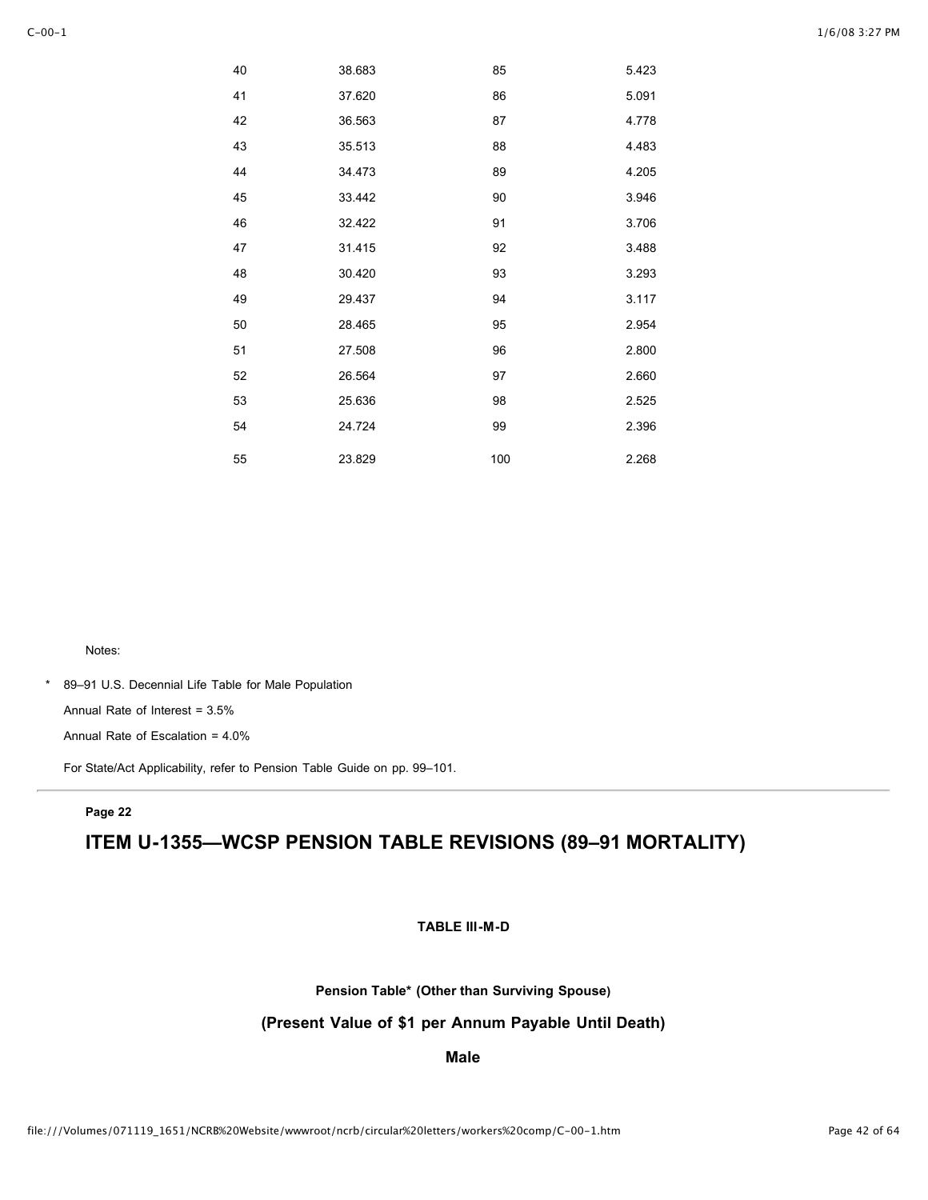| | | | |
|---|---|---|---|
| 40 | 38.683 | 85 | 5.423 |
| 41 | 37.620 | 86 | 5.091 |
| 42 | 36.563 | 87 | 4.778 |
| 43 | 35.513 | 88 | 4.483 |
| 44 | 34.473 | 89 | 4.205 |
| 45 | 33.442 | 90 | 3.946 |
| 46 | 32.422 | 91 | 3.706 |
| 47 | 31.415 | 92 | 3.488 |
| 48 | 30.420 | 93 | 3.293 |
| 49 | 29.437 | 94 | 3.117 |
| 50 | 28.465 | 95 | 2.954 |
| 51 | 27.508 | 96 | 2.800 |
| 52 | 26.564 | 97 | 2.660 |
| 53 | 25.636 | 98 | 2.525 |
| 54 | 24.724 | 99 | 2.396 |
| 55 | 23.829 | 100 | 2.268 |

Notes:

\* 89–91 U.S. Decennial Life Table for Male Population

Annual Rate of Interest = 3.5%

Annual Rate of Escalation = 4.0%

For State/Act Applicability, refer to Pension Table Guide on pp. 99–101.

**Page 22**

## ITEM U-1355—WCSP PENSION TABLE REVISIONS (89–91 MORTALITY)

**TABLE III-M-D**

**Pension Table\* (Other than Surviving Spouse)**

**(Present Value of $1 per Annum Payable Until Death)**

**Male**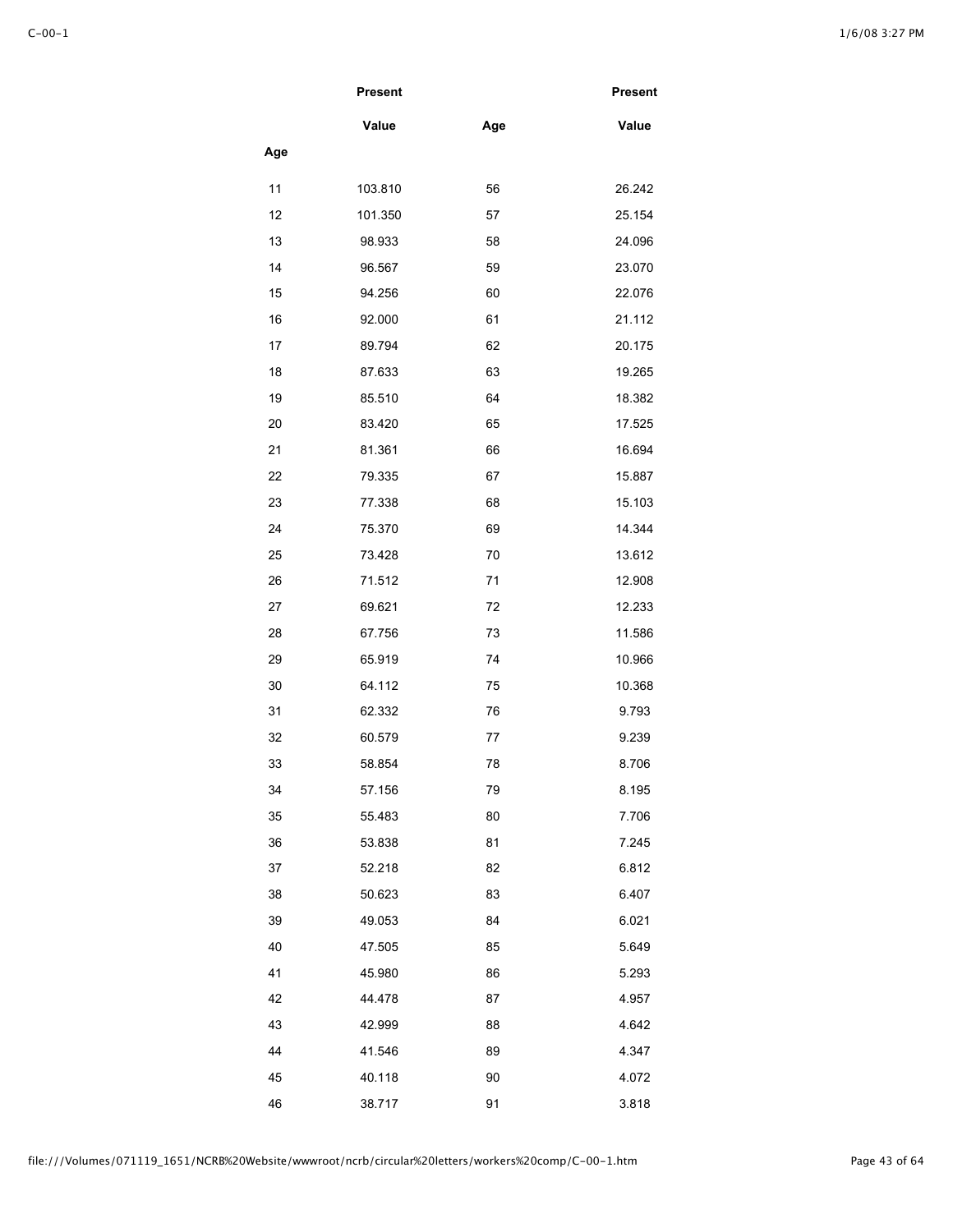| Age | Present Value | Age | Present Value |
|---|---|---|---|
| 11 | 103.810 | 56 | 26.242 |
| 12 | 101.350 | 57 | 25.154 |
| 13 | 98.933 | 58 | 24.096 |
| 14 | 96.567 | 59 | 23.070 |
| 15 | 94.256 | 60 | 22.076 |
| 16 | 92.000 | 61 | 21.112 |
| 17 | 89.794 | 62 | 20.175 |
| 18 | 87.633 | 63 | 19.265 |
| 19 | 85.510 | 64 | 18.382 |
| 20 | 83.420 | 65 | 17.525 |
| 21 | 81.361 | 66 | 16.694 |
| 22 | 79.335 | 67 | 15.887 |
| 23 | 77.338 | 68 | 15.103 |
| 24 | 75.370 | 69 | 14.344 |
| 25 | 73.428 | 70 | 13.612 |
| 26 | 71.512 | 71 | 12.908 |
| 27 | 69.621 | 72 | 12.233 |
| 28 | 67.756 | 73 | 11.586 |
| 29 | 65.919 | 74 | 10.966 |
| 30 | 64.112 | 75 | 10.368 |
| 31 | 62.332 | 76 | 9.793 |
| 32 | 60.579 | 77 | 9.239 |
| 33 | 58.854 | 78 | 8.706 |
| 34 | 57.156 | 79 | 8.195 |
| 35 | 55.483 | 80 | 7.706 |
| 36 | 53.838 | 81 | 7.245 |
| 37 | 52.218 | 82 | 6.812 |
| 38 | 50.623 | 83 | 6.407 |
| 39 | 49.053 | 84 | 6.021 |
| 40 | 47.505 | 85 | 5.649 |
| 41 | 45.980 | 86 | 5.293 |
| 42 | 44.478 | 87 | 4.957 |
| 43 | 42.999 | 88 | 4.642 |
| 44 | 41.546 | 89 | 4.347 |
| 45 | 40.118 | 90 | 4.072 |
| 46 | 38.717 | 91 | 3.818 |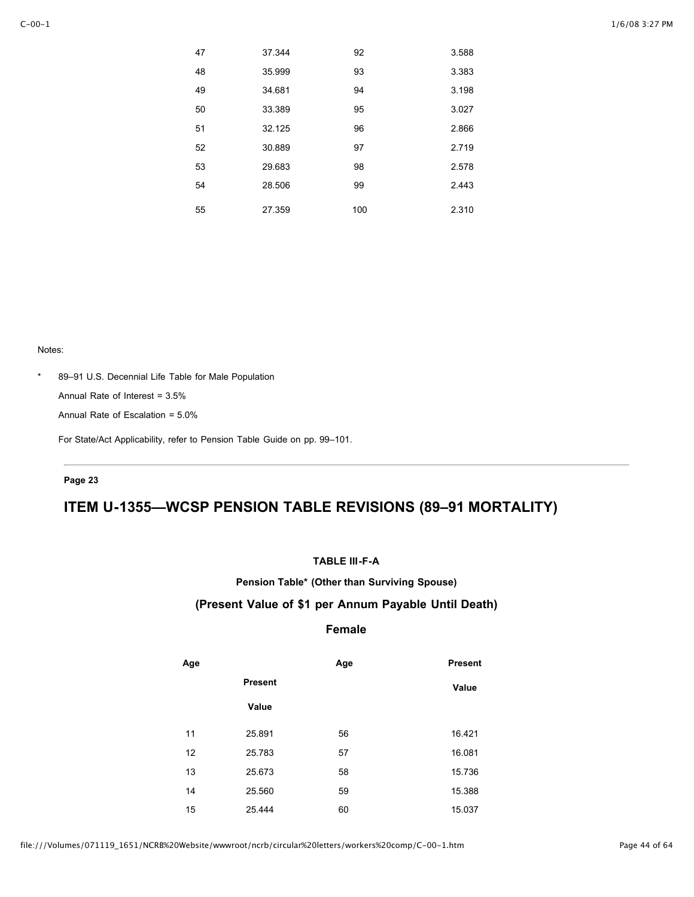| | | | |
|---|---|---|---|
| 47 | 37.344 | 92 | 3.588 |
| 48 | 35.999 | 93 | 3.383 |
| 49 | 34.681 | 94 | 3.198 |
| 50 | 33.389 | 95 | 3.027 |
| 51 | 32.125 | 96 | 2.866 |
| 52 | 30.889 | 97 | 2.719 |
| 53 | 29.683 | 98 | 2.578 |
| 54 | 28.506 | 99 | 2.443 |
| 55 | 27.359 | 100 | 2.310 |

Notes:

\* 89–91 U.S. Decennial Life Table for Male Population

Annual Rate of Interest = 3.5%

Annual Rate of Escalation = 5.0%

For State/Act Applicability, refer to Pension Table Guide on pp. 99–101.

---

**Page 23**

## ITEM U-1355—WCSP PENSION TABLE REVISIONS (89–91 MORTALITY)

**TABLE III-F-A**

**Pension Table\* (Other than Surviving Spouse)**

**(Present Value of $1 per Annum Payable Until Death)**

**Female**

| Age | Present Value | Age | Present Value |
|---|---|---|---|
| 11 | 25.891 | 56 | 16.421 |
| 12 | 25.783 | 57 | 16.081 |
| 13 | 25.673 | 58 | 15.736 |
| 14 | 25.560 | 59 | 15.388 |
| 15 | 25.444 | 60 | 15.037 |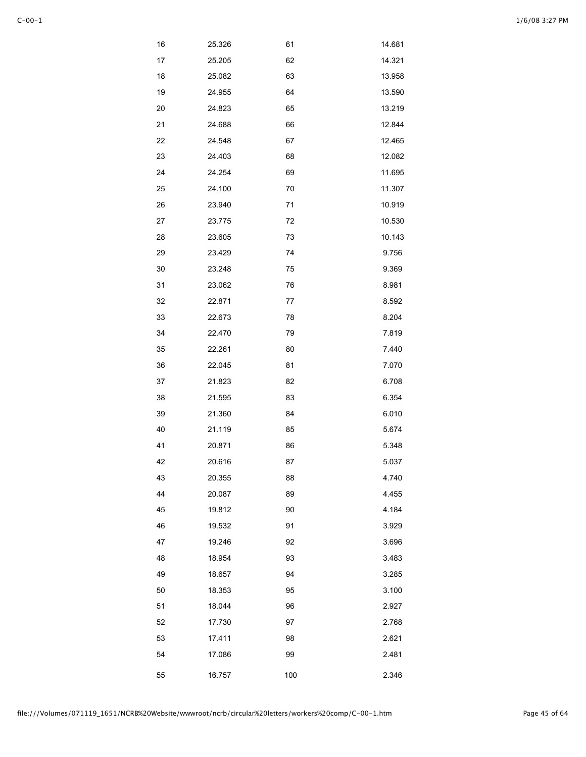| | | | |
|---|---|---|---|
| 16 | 25.326 | 61 | 14.681 |
| 17 | 25.205 | 62 | 14.321 |
| 18 | 25.082 | 63 | 13.958 |
| 19 | 24.955 | 64 | 13.590 |
| 20 | 24.823 | 65 | 13.219 |
| 21 | 24.688 | 66 | 12.844 |
| 22 | 24.548 | 67 | 12.465 |
| 23 | 24.403 | 68 | 12.082 |
| 24 | 24.254 | 69 | 11.695 |
| 25 | 24.100 | 70 | 11.307 |
| 26 | 23.940 | 71 | 10.919 |
| 27 | 23.775 | 72 | 10.530 |
| 28 | 23.605 | 73 | 10.143 |
| 29 | 23.429 | 74 | 9.756 |
| 30 | 23.248 | 75 | 9.369 |
| 31 | 23.062 | 76 | 8.981 |
| 32 | 22.871 | 77 | 8.592 |
| 33 | 22.673 | 78 | 8.204 |
| 34 | 22.470 | 79 | 7.819 |
| 35 | 22.261 | 80 | 7.440 |
| 36 | 22.045 | 81 | 7.070 |
| 37 | 21.823 | 82 | 6.708 |
| 38 | 21.595 | 83 | 6.354 |
| 39 | 21.360 | 84 | 6.010 |
| 40 | 21.119 | 85 | 5.674 |
| 41 | 20.871 | 86 | 5.348 |
| 42 | 20.616 | 87 | 5.037 |
| 43 | 20.355 | 88 | 4.740 |
| 44 | 20.087 | 89 | 4.455 |
| 45 | 19.812 | 90 | 4.184 |
| 46 | 19.532 | 91 | 3.929 |
| 47 | 19.246 | 92 | 3.696 |
| 48 | 18.954 | 93 | 3.483 |
| 49 | 18.657 | 94 | 3.285 |
| 50 | 18.353 | 95 | 3.100 |
| 51 | 18.044 | 96 | 2.927 |
| 52 | 17.730 | 97 | 2.768 |
| 53 | 17.411 | 98 | 2.621 |
| 54 | 17.086 | 99 | 2.481 |
| 55 | 16.757 | 100 | 2.346 |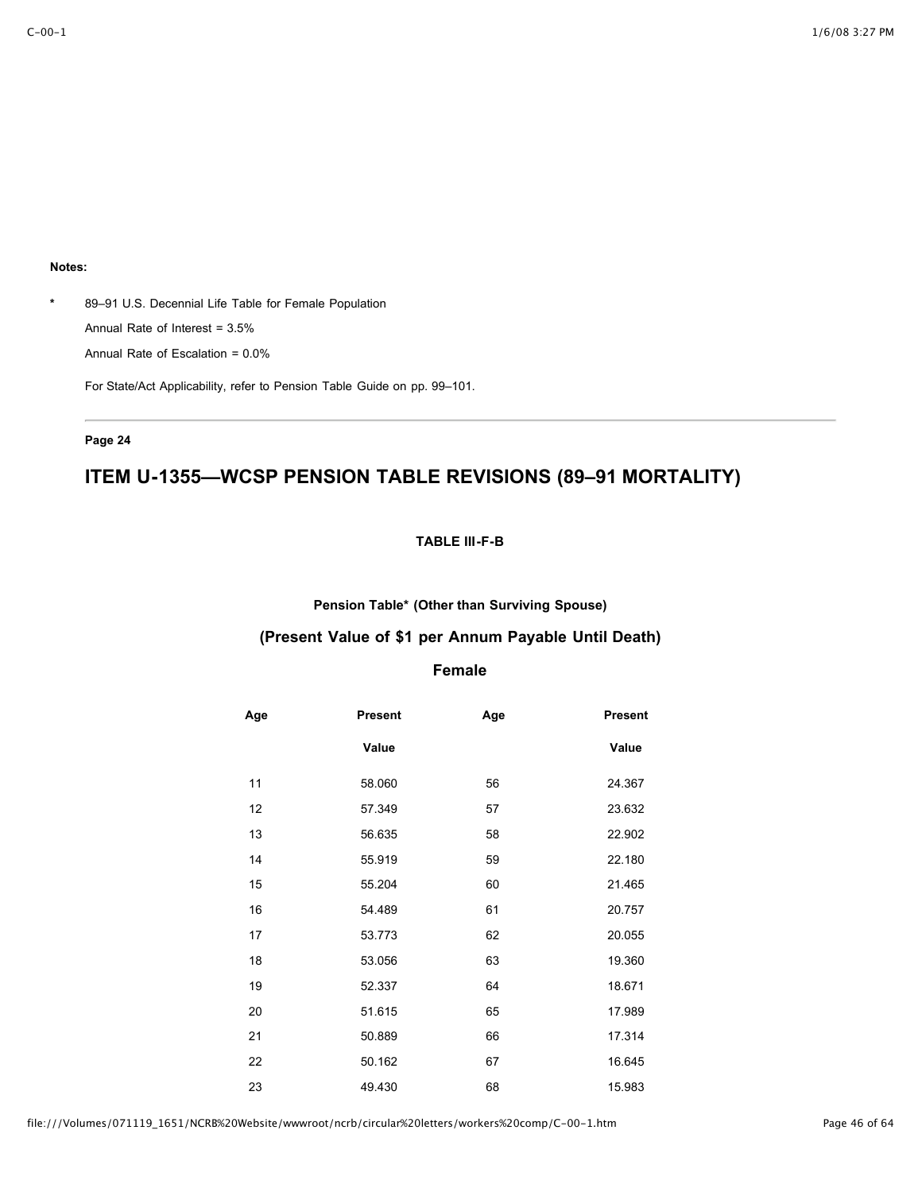**Notes:**

\* 89–91 U.S. Decennial Life Table for Female Population

Annual Rate of Interest = 3.5%

Annual Rate of Escalation = 0.0%

For State/Act Applicability, refer to Pension Table Guide on pp. 99–101.

---

**Page 24**

## ITEM U-1355—WCSP PENSION TABLE REVISIONS (89–91 MORTALITY)

**TABLE III-F-B**

**Pension Table* (Other than Surviving Spouse)**

**(Present Value of $1 per Annum Payable Until Death)**

**Female**

| Age | Present Value | Age | Present Value |
|---|---|---|---|
| 11 | 58.060 | 56 | 24.367 |
| 12 | 57.349 | 57 | 23.632 |
| 13 | 56.635 | 58 | 22.902 |
| 14 | 55.919 | 59 | 22.180 |
| 15 | 55.204 | 60 | 21.465 |
| 16 | 54.489 | 61 | 20.757 |
| 17 | 53.773 | 62 | 20.055 |
| 18 | 53.056 | 63 | 19.360 |
| 19 | 52.337 | 64 | 18.671 |
| 20 | 51.615 | 65 | 17.989 |
| 21 | 50.889 | 66 | 17.314 |
| 22 | 50.162 | 67 | 16.645 |
| 23 | 49.430 | 68 | 15.983 |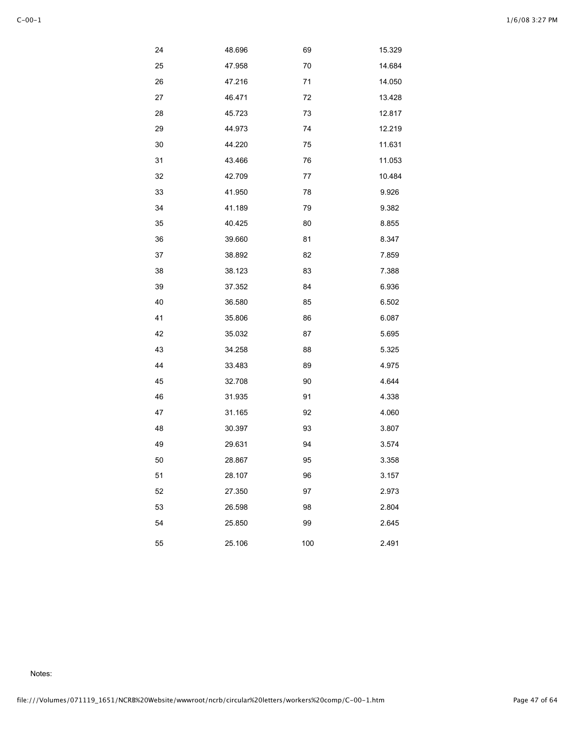| | | | |
|---|---|---|---|
| 24 | 48.696 | 69 | 15.329 |
| 25 | 47.958 | 70 | 14.684 |
| 26 | 47.216 | 71 | 14.050 |
| 27 | 46.471 | 72 | 13.428 |
| 28 | 45.723 | 73 | 12.817 |
| 29 | 44.973 | 74 | 12.219 |
| 30 | 44.220 | 75 | 11.631 |
| 31 | 43.466 | 76 | 11.053 |
| 32 | 42.709 | 77 | 10.484 |
| 33 | 41.950 | 78 | 9.926 |
| 34 | 41.189 | 79 | 9.382 |
| 35 | 40.425 | 80 | 8.855 |
| 36 | 39.660 | 81 | 8.347 |
| 37 | 38.892 | 82 | 7.859 |
| 38 | 38.123 | 83 | 7.388 |
| 39 | 37.352 | 84 | 6.936 |
| 40 | 36.580 | 85 | 6.502 |
| 41 | 35.806 | 86 | 6.087 |
| 42 | 35.032 | 87 | 5.695 |
| 43 | 34.258 | 88 | 5.325 |
| 44 | 33.483 | 89 | 4.975 |
| 45 | 32.708 | 90 | 4.644 |
| 46 | 31.935 | 91 | 4.338 |
| 47 | 31.165 | 92 | 4.060 |
| 48 | 30.397 | 93 | 3.807 |
| 49 | 29.631 | 94 | 3.574 |
| 50 | 28.867 | 95 | 3.358 |
| 51 | 28.107 | 96 | 3.157 |
| 52 | 27.350 | 97 | 2.973 |
| 53 | 26.598 | 98 | 2.804 |
| 54 | 25.850 | 99 | 2.645 |
| 55 | 25.106 | 100 | 2.491 |

Notes: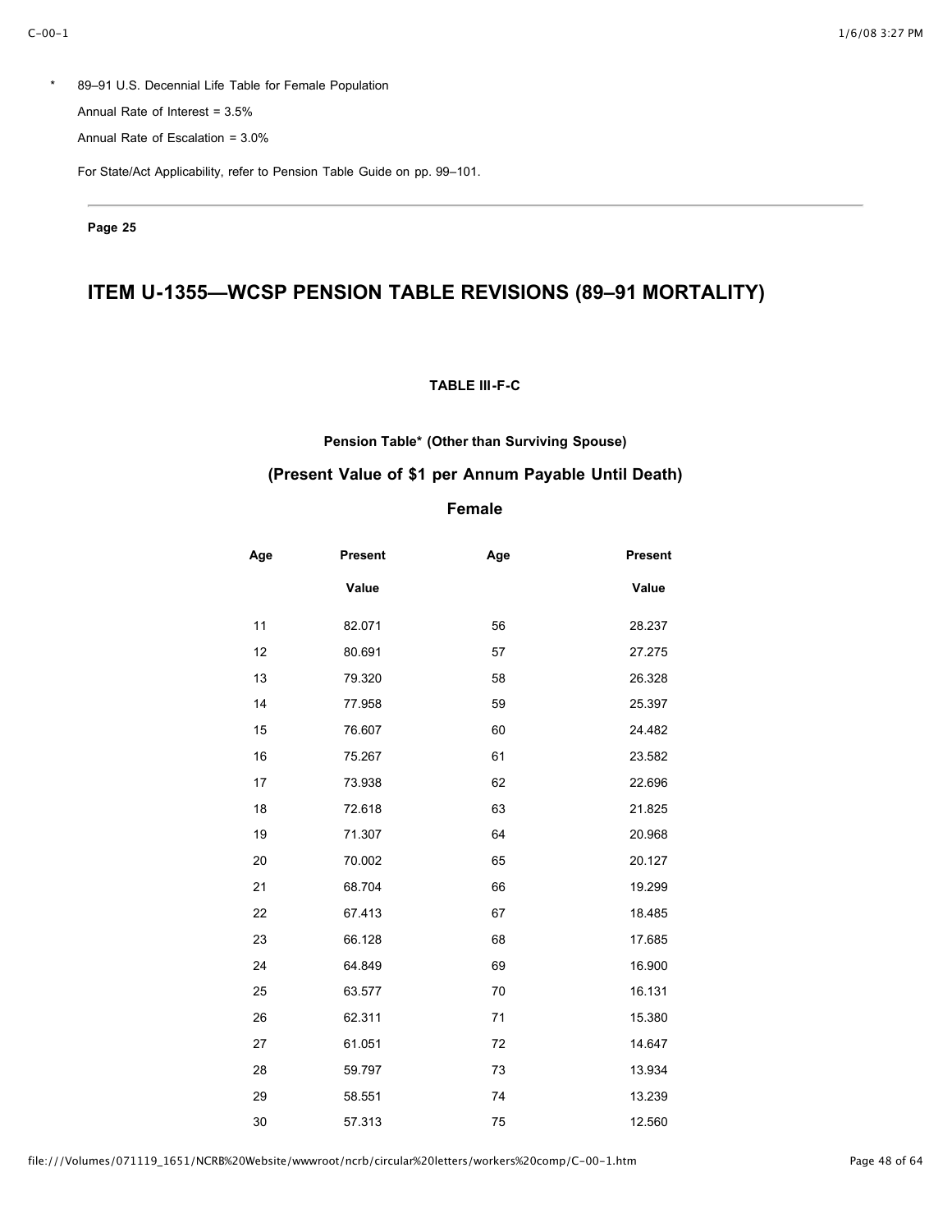\* 89–91 U.S. Decennial Life Table for Female Population

Annual Rate of Interest = 3.5%

Annual Rate of Escalation = 3.0%

For State/Act Applicability, refer to Pension Table Guide on pp. 99–101.

---

**Page 25**

## ITEM U-1355—WCSP PENSION TABLE REVISIONS (89–91 MORTALITY)

**TABLE III-F-C**

**Pension Table\* (Other than Surviving Spouse)**

**(Present Value of $1 per Annum Payable Until Death)**

**Female**

| Age | Present Value | Age | Present Value |
|---|---|---|---|
| 11 | 82.071 | 56 | 28.237 |
| 12 | 80.691 | 57 | 27.275 |
| 13 | 79.320 | 58 | 26.328 |
| 14 | 77.958 | 59 | 25.397 |
| 15 | 76.607 | 60 | 24.482 |
| 16 | 75.267 | 61 | 23.582 |
| 17 | 73.938 | 62 | 22.696 |
| 18 | 72.618 | 63 | 21.825 |
| 19 | 71.307 | 64 | 20.968 |
| 20 | 70.002 | 65 | 20.127 |
| 21 | 68.704 | 66 | 19.299 |
| 22 | 67.413 | 67 | 18.485 |
| 23 | 66.128 | 68 | 17.685 |
| 24 | 64.849 | 69 | 16.900 |
| 25 | 63.577 | 70 | 16.131 |
| 26 | 62.311 | 71 | 15.380 |
| 27 | 61.051 | 72 | 14.647 |
| 28 | 59.797 | 73 | 13.934 |
| 29 | 58.551 | 74 | 13.239 |
| 30 | 57.313 | 75 | 12.560 |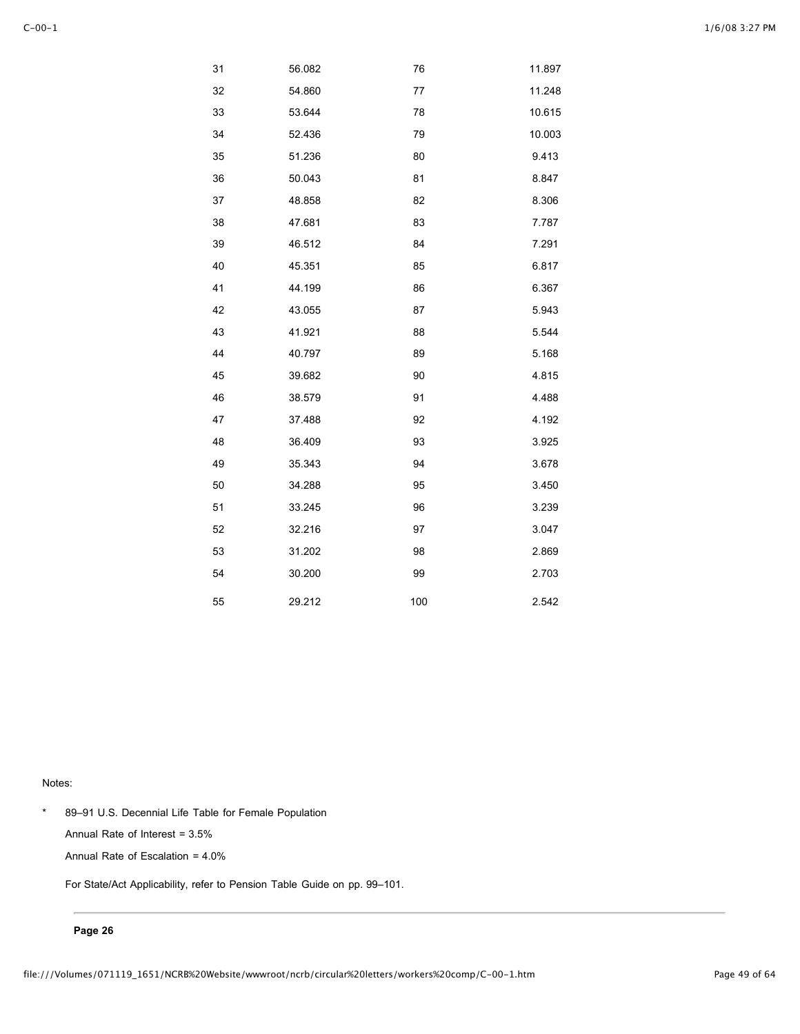| | | | |
|---|---|---|---|
| 31 | 56.082 | 76 | 11.897 |
| 32 | 54.860 | 77 | 11.248 |
| 33 | 53.644 | 78 | 10.615 |
| 34 | 52.436 | 79 | 10.003 |
| 35 | 51.236 | 80 | 9.413 |
| 36 | 50.043 | 81 | 8.847 |
| 37 | 48.858 | 82 | 8.306 |
| 38 | 47.681 | 83 | 7.787 |
| 39 | 46.512 | 84 | 7.291 |
| 40 | 45.351 | 85 | 6.817 |
| 41 | 44.199 | 86 | 6.367 |
| 42 | 43.055 | 87 | 5.943 |
| 43 | 41.921 | 88 | 5.544 |
| 44 | 40.797 | 89 | 5.168 |
| 45 | 39.682 | 90 | 4.815 |
| 46 | 38.579 | 91 | 4.488 |
| 47 | 37.488 | 92 | 4.192 |
| 48 | 36.409 | 93 | 3.925 |
| 49 | 35.343 | 94 | 3.678 |
| 50 | 34.288 | 95 | 3.450 |
| 51 | 33.245 | 96 | 3.239 |
| 52 | 32.216 | 97 | 3.047 |
| 53 | 31.202 | 98 | 2.869 |
| 54 | 30.200 | 99 | 2.703 |
| 55 | 29.212 | 100 | 2.542 |

Notes:

\* 89–91 U.S. Decennial Life Table for Female Population

Annual Rate of Interest = 3.5%

Annual Rate of Escalation = 4.0%

For State/Act Applicability, refer to Pension Table Guide on pp. 99–101.

**Page 26**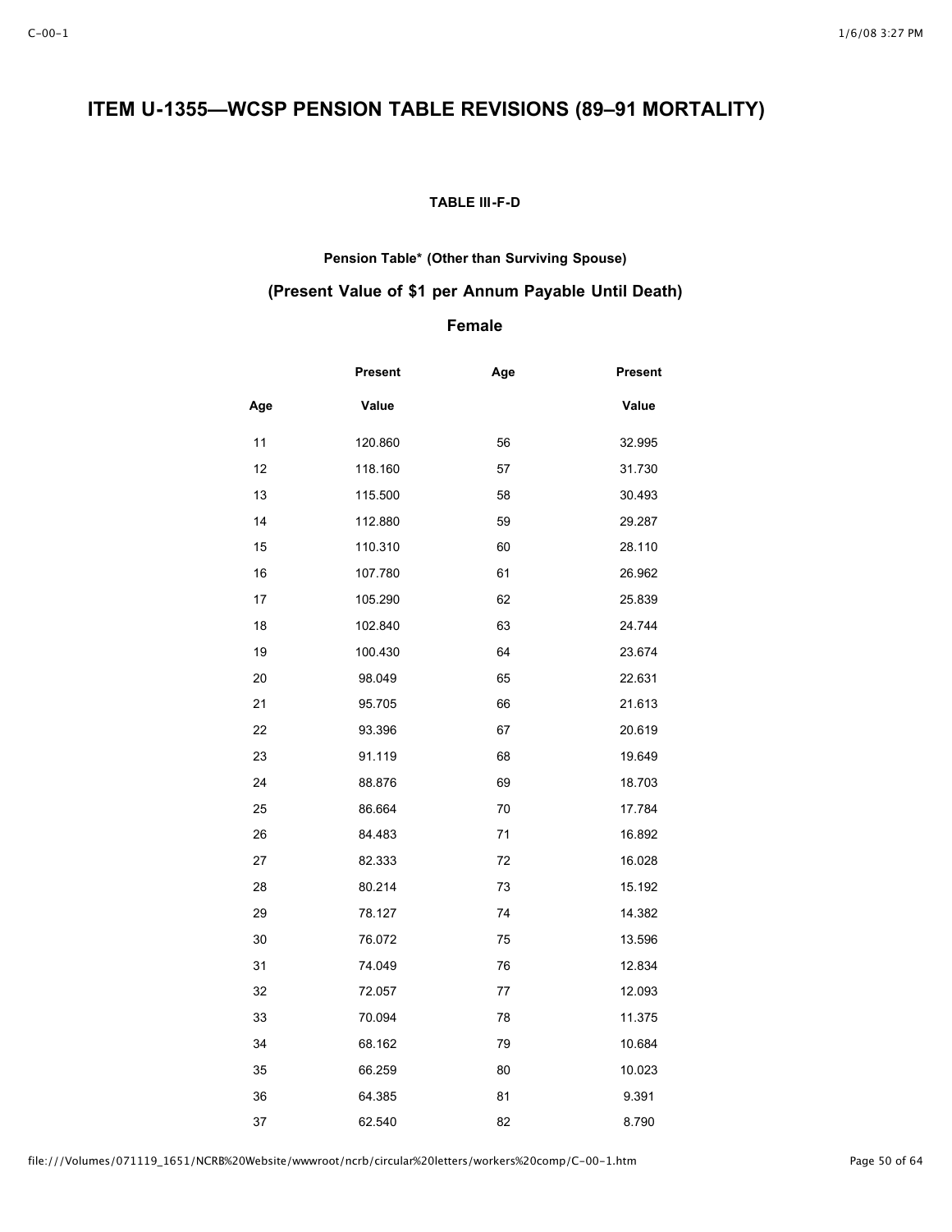# ITEM U-1355—WCSP PENSION TABLE REVISIONS (89–91 MORTALITY)

**TABLE III-F-D**

**Pension Table* (Other than Surviving Spouse)**

**(Present Value of $1 per Annum Payable Until Death)**

**Female**

| Age | Present Value | Age | Present Value |
|---|---|---|---|
| 11 | 120.860 | 56 | 32.995 |
| 12 | 118.160 | 57 | 31.730 |
| 13 | 115.500 | 58 | 30.493 |
| 14 | 112.880 | 59 | 29.287 |
| 15 | 110.310 | 60 | 28.110 |
| 16 | 107.780 | 61 | 26.962 |
| 17 | 105.290 | 62 | 25.839 |
| 18 | 102.840 | 63 | 24.744 |
| 19 | 100.430 | 64 | 23.674 |
| 20 | 98.049 | 65 | 22.631 |
| 21 | 95.705 | 66 | 21.613 |
| 22 | 93.396 | 67 | 20.619 |
| 23 | 91.119 | 68 | 19.649 |
| 24 | 88.876 | 69 | 18.703 |
| 25 | 86.664 | 70 | 17.784 |
| 26 | 84.483 | 71 | 16.892 |
| 27 | 82.333 | 72 | 16.028 |
| 28 | 80.214 | 73 | 15.192 |
| 29 | 78.127 | 74 | 14.382 |
| 30 | 76.072 | 75 | 13.596 |
| 31 | 74.049 | 76 | 12.834 |
| 32 | 72.057 | 77 | 12.093 |
| 33 | 70.094 | 78 | 11.375 |
| 34 | 68.162 | 79 | 10.684 |
| 35 | 66.259 | 80 | 10.023 |
| 36 | 64.385 | 81 | 9.391 |
| 37 | 62.540 | 82 | 8.790 |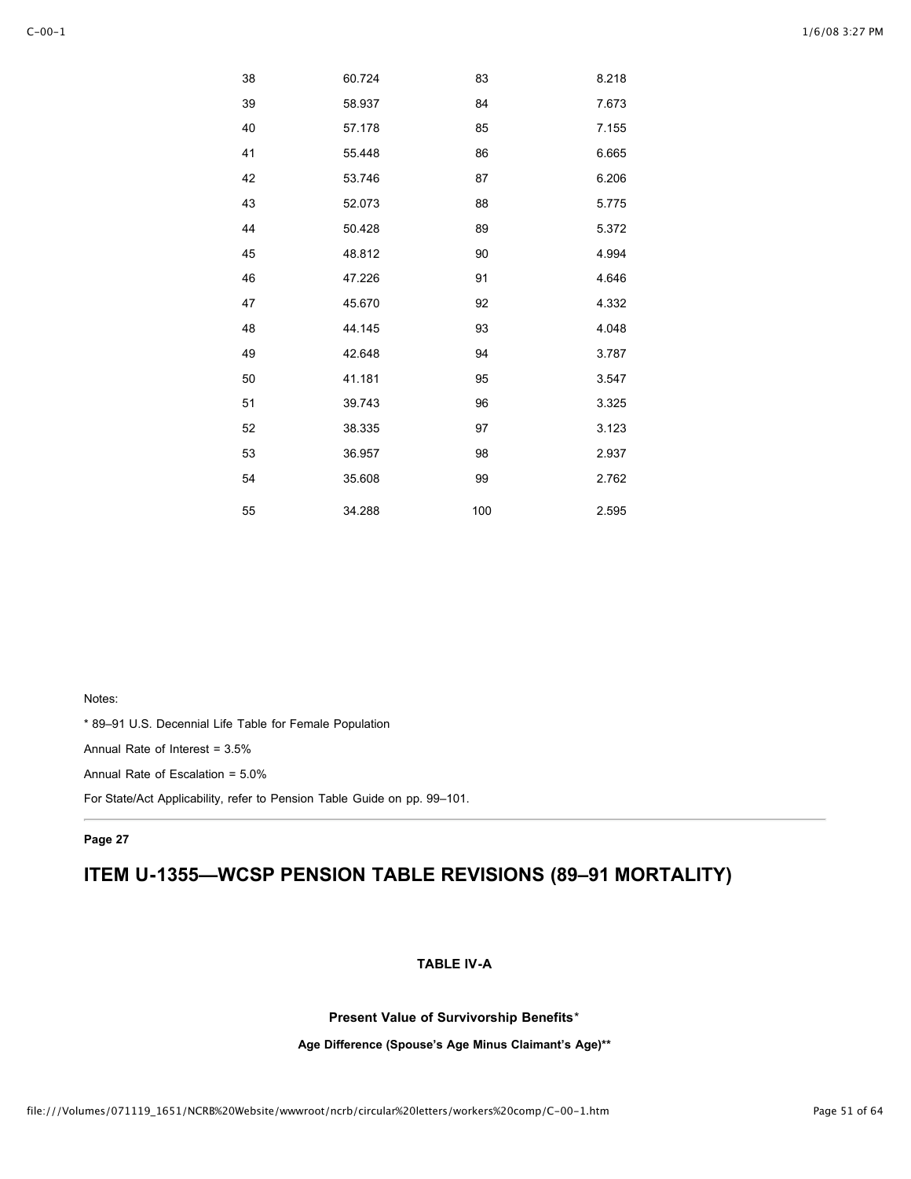| | | | |
|---|---|---|---|
| 38 | 60.724 | 83 | 8.218 |
| 39 | 58.937 | 84 | 7.673 |
| 40 | 57.178 | 85 | 7.155 |
| 41 | 55.448 | 86 | 6.665 |
| 42 | 53.746 | 87 | 6.206 |
| 43 | 52.073 | 88 | 5.775 |
| 44 | 50.428 | 89 | 5.372 |
| 45 | 48.812 | 90 | 4.994 |
| 46 | 47.226 | 91 | 4.646 |
| 47 | 45.670 | 92 | 4.332 |
| 48 | 44.145 | 93 | 4.048 |
| 49 | 42.648 | 94 | 3.787 |
| 50 | 41.181 | 95 | 3.547 |
| 51 | 39.743 | 96 | 3.325 |
| 52 | 38.335 | 97 | 3.123 |
| 53 | 36.957 | 98 | 2.937 |
| 54 | 35.608 | 99 | 2.762 |
| 55 | 34.288 | 100 | 2.595 |

Notes:

* 89–91 U.S. Decennial Life Table for Female Population

Annual Rate of Interest = 3.5%

Annual Rate of Escalation = 5.0%

For State/Act Applicability, refer to Pension Table Guide on pp. 99–101.

**Page 27**

# ITEM U-1355—WCSP PENSION TABLE REVISIONS (89–91 MORTALITY)

**TABLE IV-A**

**Present Value of Survivorship Benefits***

**Age Difference (Spouse's Age Minus Claimant's Age)****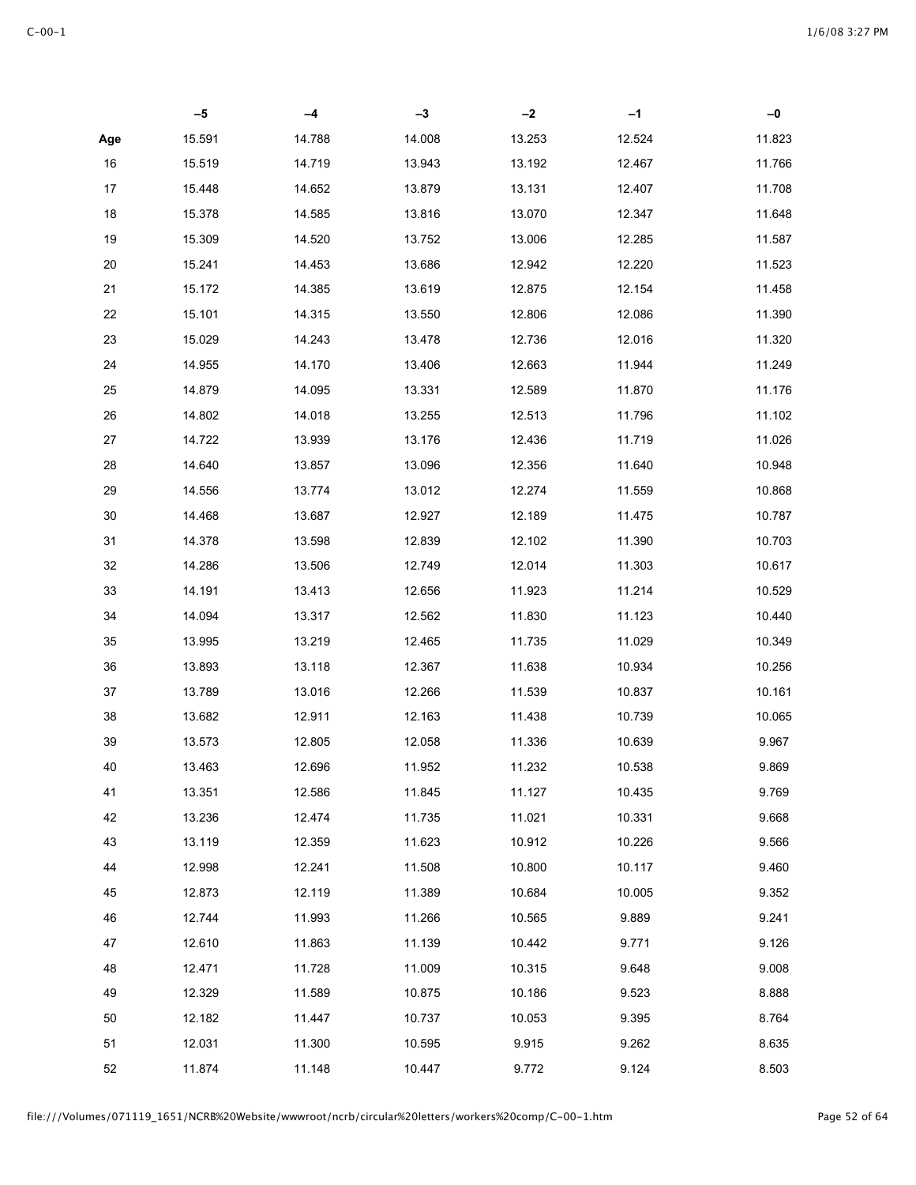|  | –5 | –4 | –3 | –2 | –1 | –0 |
|---|---|---|---|---|---|---|
| Age | 15.591 | 14.788 | 14.008 | 13.253 | 12.524 | 11.823 |
| 16 | 15.519 | 14.719 | 13.943 | 13.192 | 12.467 | 11.766 |
| 17 | 15.448 | 14.652 | 13.879 | 13.131 | 12.407 | 11.708 |
| 18 | 15.378 | 14.585 | 13.816 | 13.070 | 12.347 | 11.648 |
| 19 | 15.309 | 14.520 | 13.752 | 13.006 | 12.285 | 11.587 |
| 20 | 15.241 | 14.453 | 13.686 | 12.942 | 12.220 | 11.523 |
| 21 | 15.172 | 14.385 | 13.619 | 12.875 | 12.154 | 11.458 |
| 22 | 15.101 | 14.315 | 13.550 | 12.806 | 12.086 | 11.390 |
| 23 | 15.029 | 14.243 | 13.478 | 12.736 | 12.016 | 11.320 |
| 24 | 14.955 | 14.170 | 13.406 | 12.663 | 11.944 | 11.249 |
| 25 | 14.879 | 14.095 | 13.331 | 12.589 | 11.870 | 11.176 |
| 26 | 14.802 | 14.018 | 13.255 | 12.513 | 11.796 | 11.102 |
| 27 | 14.722 | 13.939 | 13.176 | 12.436 | 11.719 | 11.026 |
| 28 | 14.640 | 13.857 | 13.096 | 12.356 | 11.640 | 10.948 |
| 29 | 14.556 | 13.774 | 13.012 | 12.274 | 11.559 | 10.868 |
| 30 | 14.468 | 13.687 | 12.927 | 12.189 | 11.475 | 10.787 |
| 31 | 14.378 | 13.598 | 12.839 | 12.102 | 11.390 | 10.703 |
| 32 | 14.286 | 13.506 | 12.749 | 12.014 | 11.303 | 10.617 |
| 33 | 14.191 | 13.413 | 12.656 | 11.923 | 11.214 | 10.529 |
| 34 | 14.094 | 13.317 | 12.562 | 11.830 | 11.123 | 10.440 |
| 35 | 13.995 | 13.219 | 12.465 | 11.735 | 11.029 | 10.349 |
| 36 | 13.893 | 13.118 | 12.367 | 11.638 | 10.934 | 10.256 |
| 37 | 13.789 | 13.016 | 12.266 | 11.539 | 10.837 | 10.161 |
| 38 | 13.682 | 12.911 | 12.163 | 11.438 | 10.739 | 10.065 |
| 39 | 13.573 | 12.805 | 12.058 | 11.336 | 10.639 | 9.967 |
| 40 | 13.463 | 12.696 | 11.952 | 11.232 | 10.538 | 9.869 |
| 41 | 13.351 | 12.586 | 11.845 | 11.127 | 10.435 | 9.769 |
| 42 | 13.236 | 12.474 | 11.735 | 11.021 | 10.331 | 9.668 |
| 43 | 13.119 | 12.359 | 11.623 | 10.912 | 10.226 | 9.566 |
| 44 | 12.998 | 12.241 | 11.508 | 10.800 | 10.117 | 9.460 |
| 45 | 12.873 | 12.119 | 11.389 | 10.684 | 10.005 | 9.352 |
| 46 | 12.744 | 11.993 | 11.266 | 10.565 | 9.889 | 9.241 |
| 47 | 12.610 | 11.863 | 11.139 | 10.442 | 9.771 | 9.126 |
| 48 | 12.471 | 11.728 | 11.009 | 10.315 | 9.648 | 9.008 |
| 49 | 12.329 | 11.589 | 10.875 | 10.186 | 9.523 | 8.888 |
| 50 | 12.182 | 11.447 | 10.737 | 10.053 | 9.395 | 8.764 |
| 51 | 12.031 | 11.300 | 10.595 | 9.915 | 9.262 | 8.635 |
| 52 | 11.874 | 11.148 | 10.447 | 9.772 | 9.124 | 8.503 |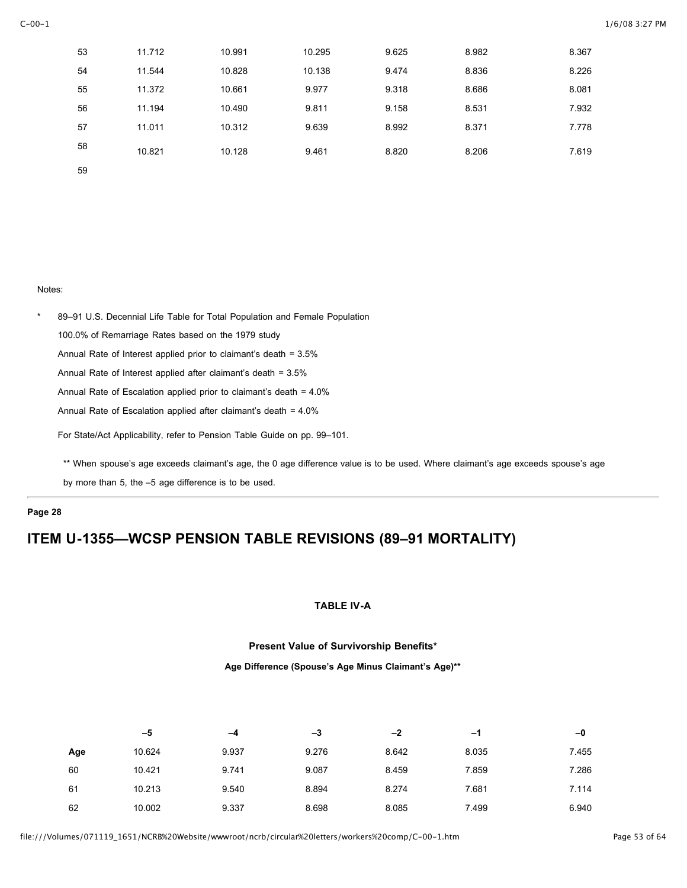| | | | | | | |
|---|---|---|---|---|---|---|
| 53 | 11.712 | 10.991 | 10.295 | 9.625 | 8.982 | 8.367 |
| 54 | 11.544 | 10.828 | 10.138 | 9.474 | 8.836 | 8.226 |
| 55 | 11.372 | 10.661 | 9.977 | 9.318 | 8.686 | 8.081 |
| 56 | 11.194 | 10.490 | 9.811 | 9.158 | 8.531 | 7.932 |
| 57 | 11.011 | 10.312 | 9.639 | 8.992 | 8.371 | 7.778 |
| 58 | 10.821 | 10.128 | 9.461 | 8.820 | 8.206 | 7.619 |
| 59 | | | | | | |

Notes:

\* 89–91 U.S. Decennial Life Table for Total Population and Female Population

100.0% of Remarriage Rates based on the 1979 study

Annual Rate of Interest applied prior to claimant's death = 3.5%

Annual Rate of Interest applied after claimant's death = 3.5%

Annual Rate of Escalation applied prior to claimant's death = 4.0%

Annual Rate of Escalation applied after claimant's death = 4.0%

For State/Act Applicability, refer to Pension Table Guide on pp. 99–101.

** When spouse's age exceeds claimant's age, the 0 age difference value is to be used. Where claimant's age exceeds spouse's age by more than 5, the –5 age difference is to be used.

**Page 28**

# ITEM U-1355—WCSP PENSION TABLE REVISIONS (89–91 MORTALITY)

**TABLE IV-A**

**Present Value of Survivorship Benefits***

**Age Difference (Spouse's Age Minus Claimant's Age)****

| | –5 | –4 | –3 | –2 | –1 | –0 |
|---|---|---|---|---|---|---|
| Age | 10.624 | 9.937 | 9.276 | 8.642 | 8.035 | 7.455 |
| 60 | 10.421 | 9.741 | 9.087 | 8.459 | 7.859 | 7.286 |
| 61 | 10.213 | 9.540 | 8.894 | 8.274 | 7.681 | 7.114 |
| 62 | 10.002 | 9.337 | 8.698 | 8.085 | 7.499 | 6.940 |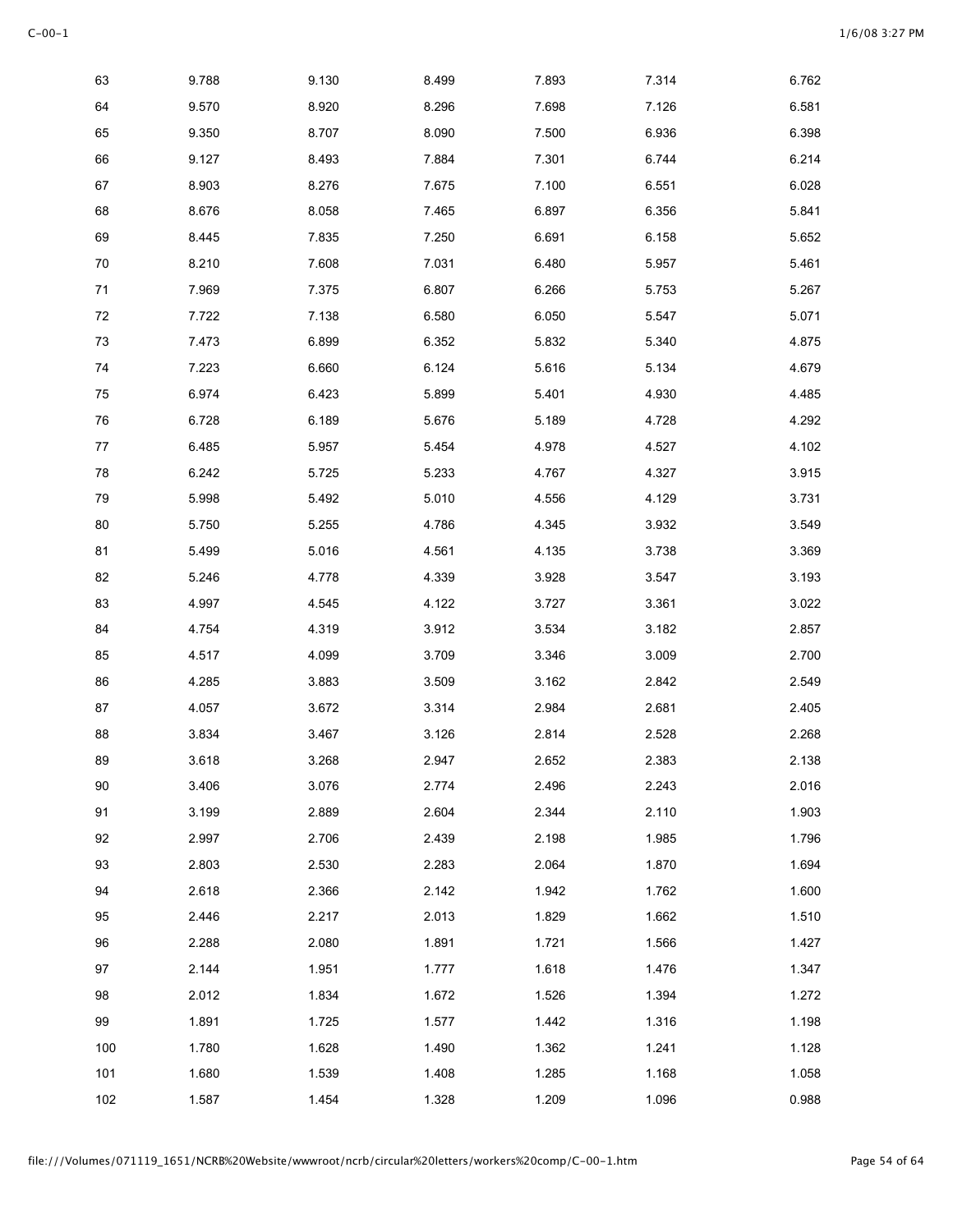| | | | | | | |
|---|---|---|---|---|---|---|
| 63 | 9.788 | 9.130 | 8.499 | 7.893 | 7.314 | 6.762 |
| 64 | 9.570 | 8.920 | 8.296 | 7.698 | 7.126 | 6.581 |
| 65 | 9.350 | 8.707 | 8.090 | 7.500 | 6.936 | 6.398 |
| 66 | 9.127 | 8.493 | 7.884 | 7.301 | 6.744 | 6.214 |
| 67 | 8.903 | 8.276 | 7.675 | 7.100 | 6.551 | 6.028 |
| 68 | 8.676 | 8.058 | 7.465 | 6.897 | 6.356 | 5.841 |
| 69 | 8.445 | 7.835 | 7.250 | 6.691 | 6.158 | 5.652 |
| 70 | 8.210 | 7.608 | 7.031 | 6.480 | 5.957 | 5.461 |
| 71 | 7.969 | 7.375 | 6.807 | 6.266 | 5.753 | 5.267 |
| 72 | 7.722 | 7.138 | 6.580 | 6.050 | 5.547 | 5.071 |
| 73 | 7.473 | 6.899 | 6.352 | 5.832 | 5.340 | 4.875 |
| 74 | 7.223 | 6.660 | 6.124 | 5.616 | 5.134 | 4.679 |
| 75 | 6.974 | 6.423 | 5.899 | 5.401 | 4.930 | 4.485 |
| 76 | 6.728 | 6.189 | 5.676 | 5.189 | 4.728 | 4.292 |
| 77 | 6.485 | 5.957 | 5.454 | 4.978 | 4.527 | 4.102 |
| 78 | 6.242 | 5.725 | 5.233 | 4.767 | 4.327 | 3.915 |
| 79 | 5.998 | 5.492 | 5.010 | 4.556 | 4.129 | 3.731 |
| 80 | 5.750 | 5.255 | 4.786 | 4.345 | 3.932 | 3.549 |
| 81 | 5.499 | 5.016 | 4.561 | 4.135 | 3.738 | 3.369 |
| 82 | 5.246 | 4.778 | 4.339 | 3.928 | 3.547 | 3.193 |
| 83 | 4.997 | 4.545 | 4.122 | 3.727 | 3.361 | 3.022 |
| 84 | 4.754 | 4.319 | 3.912 | 3.534 | 3.182 | 2.857 |
| 85 | 4.517 | 4.099 | 3.709 | 3.346 | 3.009 | 2.700 |
| 86 | 4.285 | 3.883 | 3.509 | 3.162 | 2.842 | 2.549 |
| 87 | 4.057 | 3.672 | 3.314 | 2.984 | 2.681 | 2.405 |
| 88 | 3.834 | 3.467 | 3.126 | 2.814 | 2.528 | 2.268 |
| 89 | 3.618 | 3.268 | 2.947 | 2.652 | 2.383 | 2.138 |
| 90 | 3.406 | 3.076 | 2.774 | 2.496 | 2.243 | 2.016 |
| 91 | 3.199 | 2.889 | 2.604 | 2.344 | 2.110 | 1.903 |
| 92 | 2.997 | 2.706 | 2.439 | 2.198 | 1.985 | 1.796 |
| 93 | 2.803 | 2.530 | 2.283 | 2.064 | 1.870 | 1.694 |
| 94 | 2.618 | 2.366 | 2.142 | 1.942 | 1.762 | 1.600 |
| 95 | 2.446 | 2.217 | 2.013 | 1.829 | 1.662 | 1.510 |
| 96 | 2.288 | 2.080 | 1.891 | 1.721 | 1.566 | 1.427 |
| 97 | 2.144 | 1.951 | 1.777 | 1.618 | 1.476 | 1.347 |
| 98 | 2.012 | 1.834 | 1.672 | 1.526 | 1.394 | 1.272 |
| 99 | 1.891 | 1.725 | 1.577 | 1.442 | 1.316 | 1.198 |
| 100 | 1.780 | 1.628 | 1.490 | 1.362 | 1.241 | 1.128 |
| 101 | 1.680 | 1.539 | 1.408 | 1.285 | 1.168 | 1.058 |
| 102 | 1.587 | 1.454 | 1.328 | 1.209 | 1.096 | 0.988 |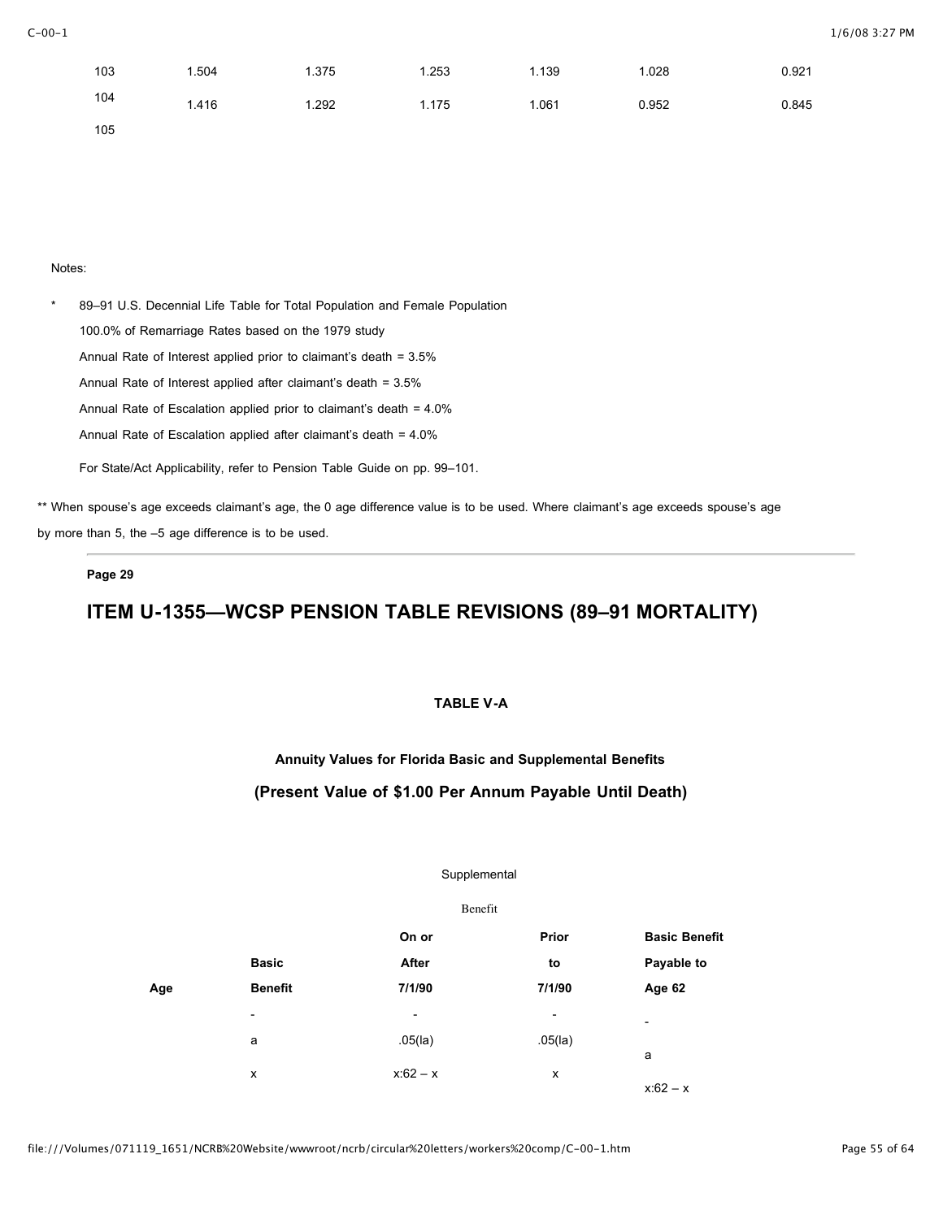| | | | | | | |
|---|---|---|---|---|---|---|
| 103 | 1.504 | 1.375 | 1.253 | 1.139 | 1.028 | 0.921 |
| 104 | 1.416 | 1.292 | 1.175 | 1.061 | 0.952 | 0.845 |
| 105 | | | | | | |

Notes:

\* 89–91 U.S. Decennial Life Table for Total Population and Female Population

100.0% of Remarriage Rates based on the 1979 study

Annual Rate of Interest applied prior to claimant's death = 3.5%

Annual Rate of Interest applied after claimant's death = 3.5%

Annual Rate of Escalation applied prior to claimant's death = 4.0%

Annual Rate of Escalation applied after claimant's death = 4.0%

For State/Act Applicability, refer to Pension Table Guide on pp. 99–101.

\*\* When spouse's age exceeds claimant's age, the 0 age difference value is to be used. Where claimant's age exceeds spouse's age by more than 5, the –5 age difference is to be used.

---

**Page 29**

# ITEM U-1355—WCSP PENSION TABLE REVISIONS (89–91 MORTALITY)

**TABLE V-A**

**Annuity Values for Florida Basic and Supplemental Benefits**

**(Present Value of $1.00 Per Annum Payable Until Death)**

| | | Supplemental Benefit | | |
|---|---|---|---|---|
| **Age** | **Basic Benefit** | **On or After 7/1/90** | **Prior to 7/1/90** | **Basic Benefit Payable to Age 62** |
| | - a x | - .05(la) x:62 – x | - .05(la) x | - a x:62 – x |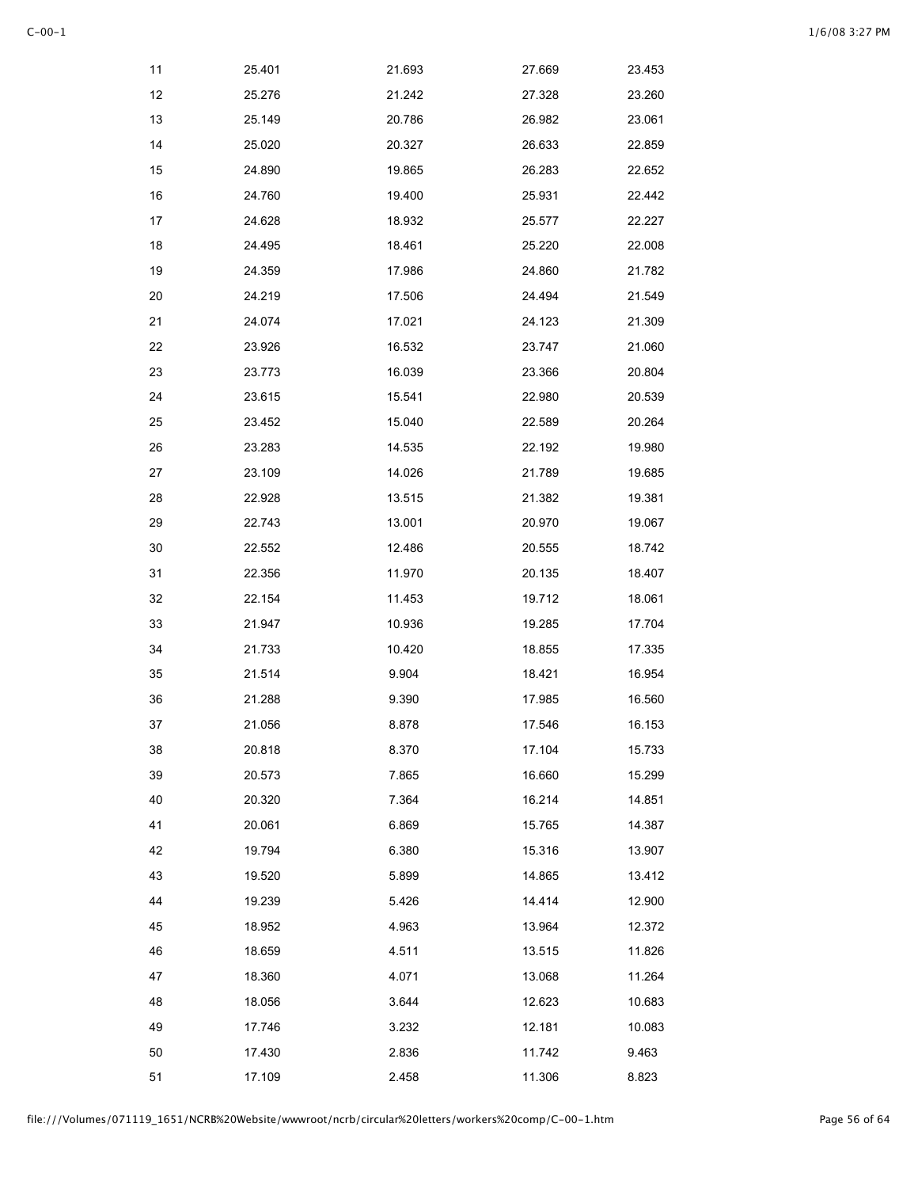| | | | | |
|---|---|---|---|---|
| 11 | 25.401 | 21.693 | 27.669 | 23.453 |
| 12 | 25.276 | 21.242 | 27.328 | 23.260 |
| 13 | 25.149 | 20.786 | 26.982 | 23.061 |
| 14 | 25.020 | 20.327 | 26.633 | 22.859 |
| 15 | 24.890 | 19.865 | 26.283 | 22.652 |
| 16 | 24.760 | 19.400 | 25.931 | 22.442 |
| 17 | 24.628 | 18.932 | 25.577 | 22.227 |
| 18 | 24.495 | 18.461 | 25.220 | 22.008 |
| 19 | 24.359 | 17.986 | 24.860 | 21.782 |
| 20 | 24.219 | 17.506 | 24.494 | 21.549 |
| 21 | 24.074 | 17.021 | 24.123 | 21.309 |
| 22 | 23.926 | 16.532 | 23.747 | 21.060 |
| 23 | 23.773 | 16.039 | 23.366 | 20.804 |
| 24 | 23.615 | 15.541 | 22.980 | 20.539 |
| 25 | 23.452 | 15.040 | 22.589 | 20.264 |
| 26 | 23.283 | 14.535 | 22.192 | 19.980 |
| 27 | 23.109 | 14.026 | 21.789 | 19.685 |
| 28 | 22.928 | 13.515 | 21.382 | 19.381 |
| 29 | 22.743 | 13.001 | 20.970 | 19.067 |
| 30 | 22.552 | 12.486 | 20.555 | 18.742 |
| 31 | 22.356 | 11.970 | 20.135 | 18.407 |
| 32 | 22.154 | 11.453 | 19.712 | 18.061 |
| 33 | 21.947 | 10.936 | 19.285 | 17.704 |
| 34 | 21.733 | 10.420 | 18.855 | 17.335 |
| 35 | 21.514 | 9.904 | 18.421 | 16.954 |
| 36 | 21.288 | 9.390 | 17.985 | 16.560 |
| 37 | 21.056 | 8.878 | 17.546 | 16.153 |
| 38 | 20.818 | 8.370 | 17.104 | 15.733 |
| 39 | 20.573 | 7.865 | 16.660 | 15.299 |
| 40 | 20.320 | 7.364 | 16.214 | 14.851 |
| 41 | 20.061 | 6.869 | 15.765 | 14.387 |
| 42 | 19.794 | 6.380 | 15.316 | 13.907 |
| 43 | 19.520 | 5.899 | 14.865 | 13.412 |
| 44 | 19.239 | 5.426 | 14.414 | 12.900 |
| 45 | 18.952 | 4.963 | 13.964 | 12.372 |
| 46 | 18.659 | 4.511 | 13.515 | 11.826 |
| 47 | 18.360 | 4.071 | 13.068 | 11.264 |
| 48 | 18.056 | 3.644 | 12.623 | 10.683 |
| 49 | 17.746 | 3.232 | 12.181 | 10.083 |
| 50 | 17.430 | 2.836 | 11.742 | 9.463 |
| 51 | 17.109 | 2.458 | 11.306 | 8.823 |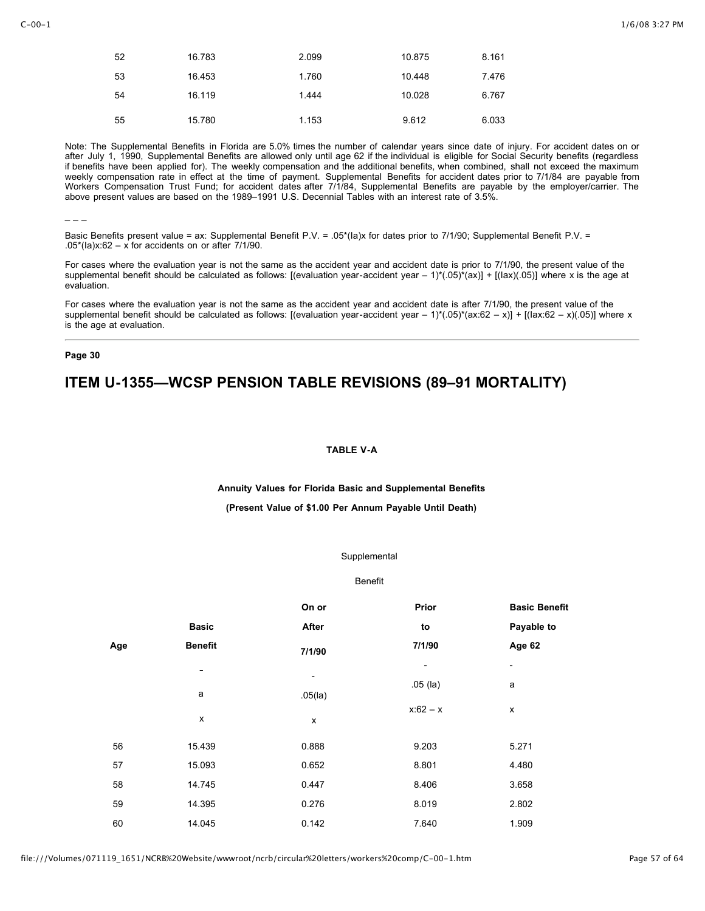| | | | | |
|---|---|---|---|---|
| 52 | 16.783 | 2.099 | 10.875 | 8.161 |
| 53 | 16.453 | 1.760 | 10.448 | 7.476 |
| 54 | 16.119 | 1.444 | 10.028 | 6.767 |
| 55 | 15.780 | 1.153 | 9.612 | 6.033 |

Note: The Supplemental Benefits in Florida are 5.0% times the number of calendar years since date of injury. For accident dates on or after July 1, 1990, Supplemental Benefits are allowed only until age 62 if the individual is eligible for Social Security benefits (regardless if benefits have been applied for). The weekly compensation and the additional benefits, when combined, shall not exceed the maximum weekly compensation rate in effect at the time of payment. Supplemental Benefits for accident dates prior to 7/1/84 are payable from Workers Compensation Trust Fund; for accident dates after 7/1/84, Supplemental Benefits are payable by the employer/carrier. The above present values are based on the 1989–1991 U.S. Decennial Tables with an interest rate of 3.5%.

\_ \_ \_

Basic Benefits present value = ax: Supplemental Benefit P.V. = .05\*(Ia)x for dates prior to 7/1/90; Supplemental Benefit P.V. = .05\*(Ia)x:62 – x for accidents on or after 7/1/90.

For cases where the evaluation year is not the same as the accident year and accident date is prior to 7/1/90, the present value of the supplemental benefit should be calculated as follows: [(evaluation year-accident year – 1)\*(.05)\*(ax)] + [(Iax)(.05)] where x is the age at evaluation.

For cases where the evaluation year is not the same as the accident year and accident date is after 7/1/90, the present value of the supplemental benefit should be calculated as follows: [(evaluation year-accident year – 1)\*(.05)\*(ax:62 – x)] + [(Iax:62 – x)(.05)] where x is the age at evaluation.

---

**Page 30**

## ITEM U-1355—WCSP PENSION TABLE REVISIONS (89–91 MORTALITY)

**TABLE V-A**

**Annuity Values for Florida Basic and Supplemental Benefits**

**(Present Value of $1.00 Per Annum Payable Until Death)**

| | | Supplemental Benefit | | |
|---|---|---|---|---|
| **Age** | **Basic Benefit** | **On or After 7/1/90** | **Prior to 7/1/90** | **Basic Benefit Payable to Age 62** |
| | - a x | - .05(Ia) x | - .05 (Ia) x:62 – x | - a x |
| 56 | 15.439 | 0.888 | 9.203 | 5.271 |
| 57 | 15.093 | 0.652 | 8.801 | 4.480 |
| 58 | 14.745 | 0.447 | 8.406 | 3.658 |
| 59 | 14.395 | 0.276 | 8.019 | 2.802 |
| 60 | 14.045 | 0.142 | 7.640 | 1.909 |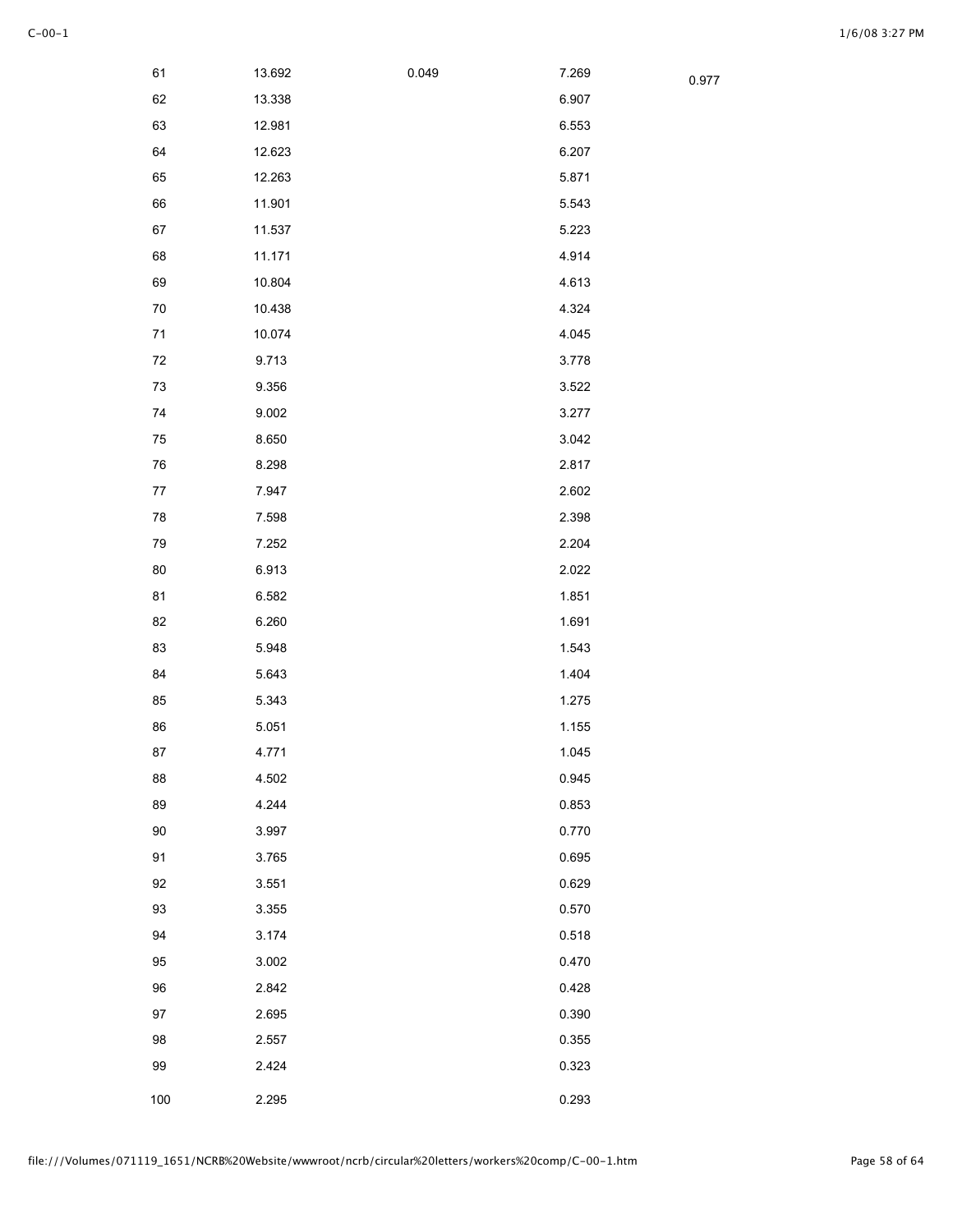| | | | | |
|---|---|---|---|---|
| 61 | 13.692 | 0.049 | 7.269 | 0.977 |
| 62 | 13.338 | | 6.907 | |
| 63 | 12.981 | | 6.553 | |
| 64 | 12.623 | | 6.207 | |
| 65 | 12.263 | | 5.871 | |
| 66 | 11.901 | | 5.543 | |
| 67 | 11.537 | | 5.223 | |
| 68 | 11.171 | | 4.914 | |
| 69 | 10.804 | | 4.613 | |
| 70 | 10.438 | | 4.324 | |
| 71 | 10.074 | | 4.045 | |
| 72 | 9.713 | | 3.778 | |
| 73 | 9.356 | | 3.522 | |
| 74 | 9.002 | | 3.277 | |
| 75 | 8.650 | | 3.042 | |
| 76 | 8.298 | | 2.817 | |
| 77 | 7.947 | | 2.602 | |
| 78 | 7.598 | | 2.398 | |
| 79 | 7.252 | | 2.204 | |
| 80 | 6.913 | | 2.022 | |
| 81 | 6.582 | | 1.851 | |
| 82 | 6.260 | | 1.691 | |
| 83 | 5.948 | | 1.543 | |
| 84 | 5.643 | | 1.404 | |
| 85 | 5.343 | | 1.275 | |
| 86 | 5.051 | | 1.155 | |
| 87 | 4.771 | | 1.045 | |
| 88 | 4.502 | | 0.945 | |
| 89 | 4.244 | | 0.853 | |
| 90 | 3.997 | | 0.770 | |
| 91 | 3.765 | | 0.695 | |
| 92 | 3.551 | | 0.629 | |
| 93 | 3.355 | | 0.570 | |
| 94 | 3.174 | | 0.518 | |
| 95 | 3.002 | | 0.470 | |
| 96 | 2.842 | | 0.428 | |
| 97 | 2.695 | | 0.390 | |
| 98 | 2.557 | | 0.355 | |
| 99 | 2.424 | | 0.323 | |
| 100 | 2.295 | | 0.293 | |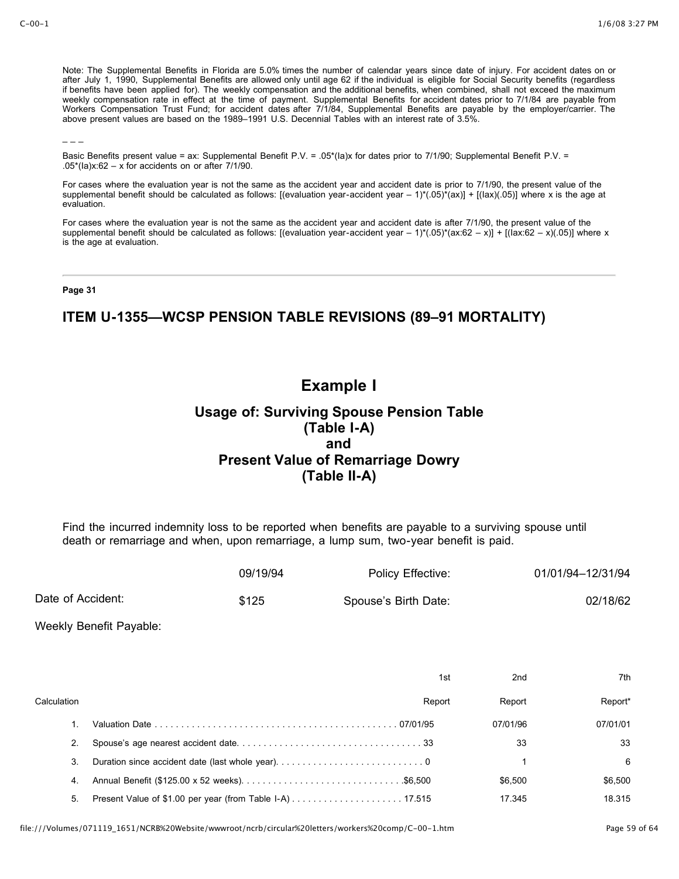Note: The Supplemental Benefits in Florida are 5.0% times the number of calendar years since date of injury. For accident dates on or after July 1, 1990, Supplemental Benefits are allowed only until age 62 if the individual is eligible for Social Security benefits (regardless if benefits have been applied for). The weekly compensation and the additional benefits, when combined, shall not exceed the maximum weekly compensation rate in effect at the time of payment. Supplemental Benefits for accident dates prior to 7/1/84 are payable from Workers Compensation Trust Fund; for accident dates after 7/1/84, Supplemental Benefits are payable by the employer/carrier. The above present values are based on the 1989–1991 U.S. Decennial Tables with an interest rate of 3.5%.

– – –

Basic Benefits present value = ax: Supplemental Benefit P.V. = .05*(Ia)x for dates prior to 7/1/90; Supplemental Benefit P.V. = .05*(Ia)x:62 – x for accidents on or after 7/1/90.

For cases where the evaluation year is not the same as the accident year and accident date is prior to 7/1/90, the present value of the supplemental benefit should be calculated as follows: [(evaluation year-accident year – 1)*(.05)*(ax)] + [(Iax)(.05)] where x is the age at evaluation.

For cases where the evaluation year is not the same as the accident year and accident date is after 7/1/90, the present value of the supplemental benefit should be calculated as follows: [(evaluation year-accident year – 1)*(.05)*(ax:62 – x)] + [(Iax:62 – x)(.05)] where x is the age at evaluation.

---

**Page 31**

## ITEM U-1355—WCSP PENSION TABLE REVISIONS (89–91 MORTALITY)

# Example I

### Usage of: Surviving Spouse Pension Table (Table I-A) and Present Value of Remarriage Dowry (Table II-A)

Find the incurred indemnity loss to be reported when benefits are payable to a surviving spouse until death or remarriage and when, upon remarriage, a lump sum, two-year benefit is paid.

| | | | |
|---|---|---|---|
| Date of Accident: | 09/19/94 | Policy Effective: | 01/01/94–12/31/94 |
| Weekly Benefit Payable: | $125 | Spouse's Birth Date: | 02/18/62 |

| Calculation | | 1st Report | 2nd Report | 7th Report* |
|---|---|---|---|---|
| 1. | Valuation Date | 07/01/95 | 07/01/96 | 07/01/01 |
| 2. | Spouse's age nearest accident date | 33 | 33 | 33 |
| 3. | Duration since accident date (last whole year) | 0 | 1 | 6 |
| 4. | Annual Benefit ($125.00 x 52 weeks) | $6,500 | $6,500 | $6,500 |
| 5. | Present Value of $1.00 per year (from Table I-A) | 17.515 | 17.345 | 18.315 |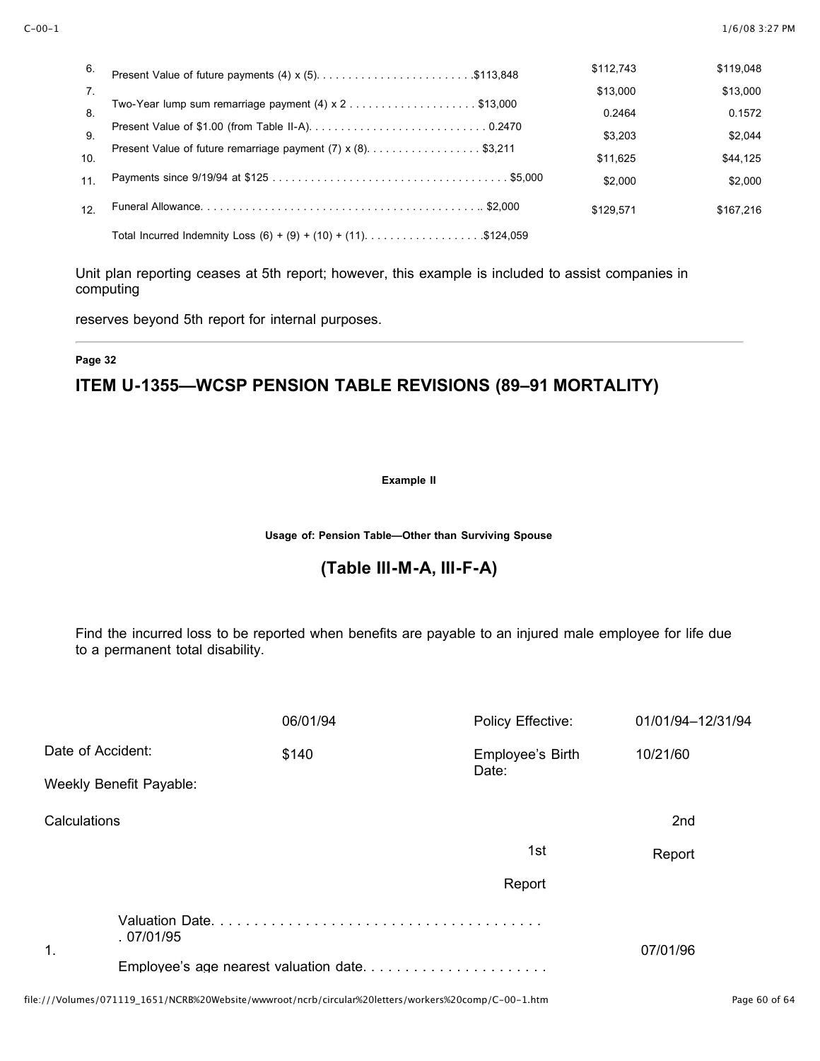| | | | | |
|---|---|---|---|---|
| 6. | Present Value of future payments (4) x (5) | $113,848 | $112,743 | $119,048 |
| 7. | Two-Year lump sum remarriage payment (4) x 2 | $13,000 | $13,000 | $13,000 |
| 8. | Present Value of $1.00 (from Table II-A) | 0.2470 | 0.2464 | 0.1572 |
| 9. | Present Value of future remarriage payment (7) x (8) | $3,211 | $3,203 | $2,044 |
| 10. | Payments since 9/19/94 at $125 | $5,000 | $11,625 | $44,125 |
| 11. | Funeral Allowance | $2,000 | $2,000 | $2,000 |
| 12. | Total Incurred Indemnity Loss (6) + (9) + (10) + (11) | $124,059 | $129,571 | $167,216 |

Unit plan reporting ceases at 5th report; however, this example is included to assist companies in computing

reserves beyond 5th report for internal purposes.

---

**Page 32**

## ITEM U-1355—WCSP PENSION TABLE REVISIONS (89–91 MORTALITY)

**Example II**

**Usage of: Pension Table—Other than Surviving Spouse**

### (Table III-M-A, III-F-A)

Find the incurred loss to be reported when benefits are payable to an injured male employee for life due to a permanent total disability.

| | | | |
|---|---|---|---|
| Date of Accident: | 06/01/94 | Policy Effective: | 01/01/94–12/31/94 |
| Weekly Benefit Payable: | $140 | Employee's Birth Date: | 10/21/60 |

| Calculations | | 1st Report | 2nd Report |
|---|---|---|---|
| 1. | Valuation Date | 07/01/95 | 07/01/96 |
| | Employee's age nearest valuation date | | |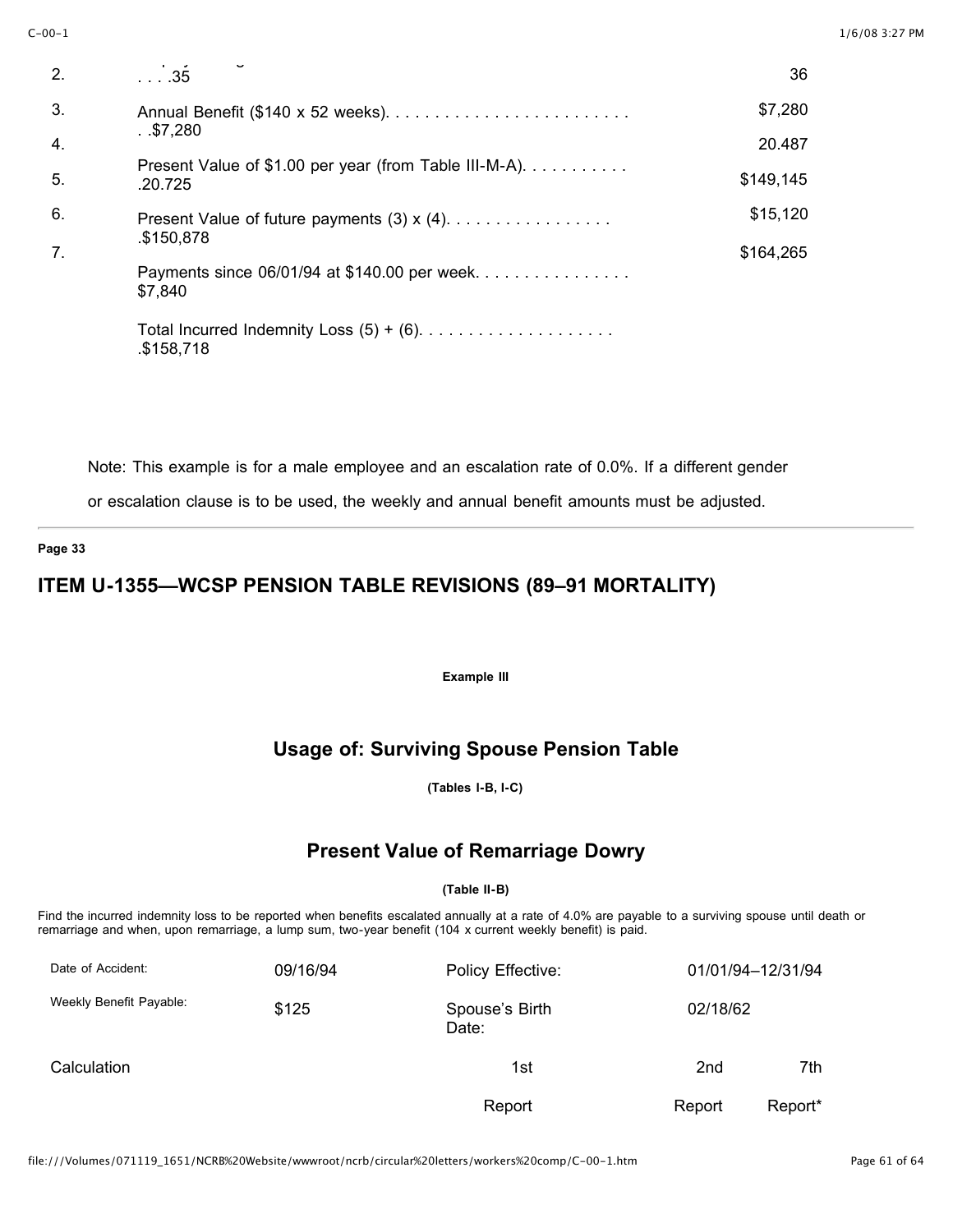| | | |
|---|---|---|
| 2. | . . . .35 | 36 |
| 3. | Annual Benefit ($140 x 52 weeks). . . . . . . . . . . . . . . . . . . . . . . . . . .$7,280 | $7,280 |
| 4. | Present Value of $1.00 per year (from Table III-M-A). . . . . . . . . . . .20.725 | 20.487 |
| 5. | Present Value of future payments (3) x (4). . . . . . . . . . . . . . . . . .$150,878 | $149,145 |
| 6. | Payments since 06/01/94 at $140.00 per week. . . . . . . . . . . . . . . . $7,840 | $15,120 |
| 7. | Total Incurred Indemnity Loss (5) + (6). . . . . . . . . . . . . . . . . . . . .$158,718 | $164,265 |

Note: This example is for a male employee and an escalation rate of 0.0%. If a different gender or escalation clause is to be used, the weekly and annual benefit amounts must be adjusted.

**Page 33**

## ITEM U-1355—WCSP PENSION TABLE REVISIONS (89–91 MORTALITY)

**Example III**

### Usage of: Surviving Spouse Pension Table

**(Tables I-B, I-C)**

### Present Value of Remarriage Dowry

**(Table II-B)**

Find the incurred indemnity loss to be reported when benefits escalated annually at a rate of 4.0% are payable to a surviving spouse until death or remarriage and when, upon remarriage, a lump sum, two-year benefit (104 x current weekly benefit) is paid.

| | | | |
|---|---|---|---|
| Date of Accident: | 09/16/94 | Policy Effective: | 01/01/94–12/31/94 |
| Weekly Benefit Payable: | $125 | Spouse's Birth Date: | 02/18/62 |

| Calculation | 1st Report | 2nd Report | 7th Report* |
|---|---|---|---|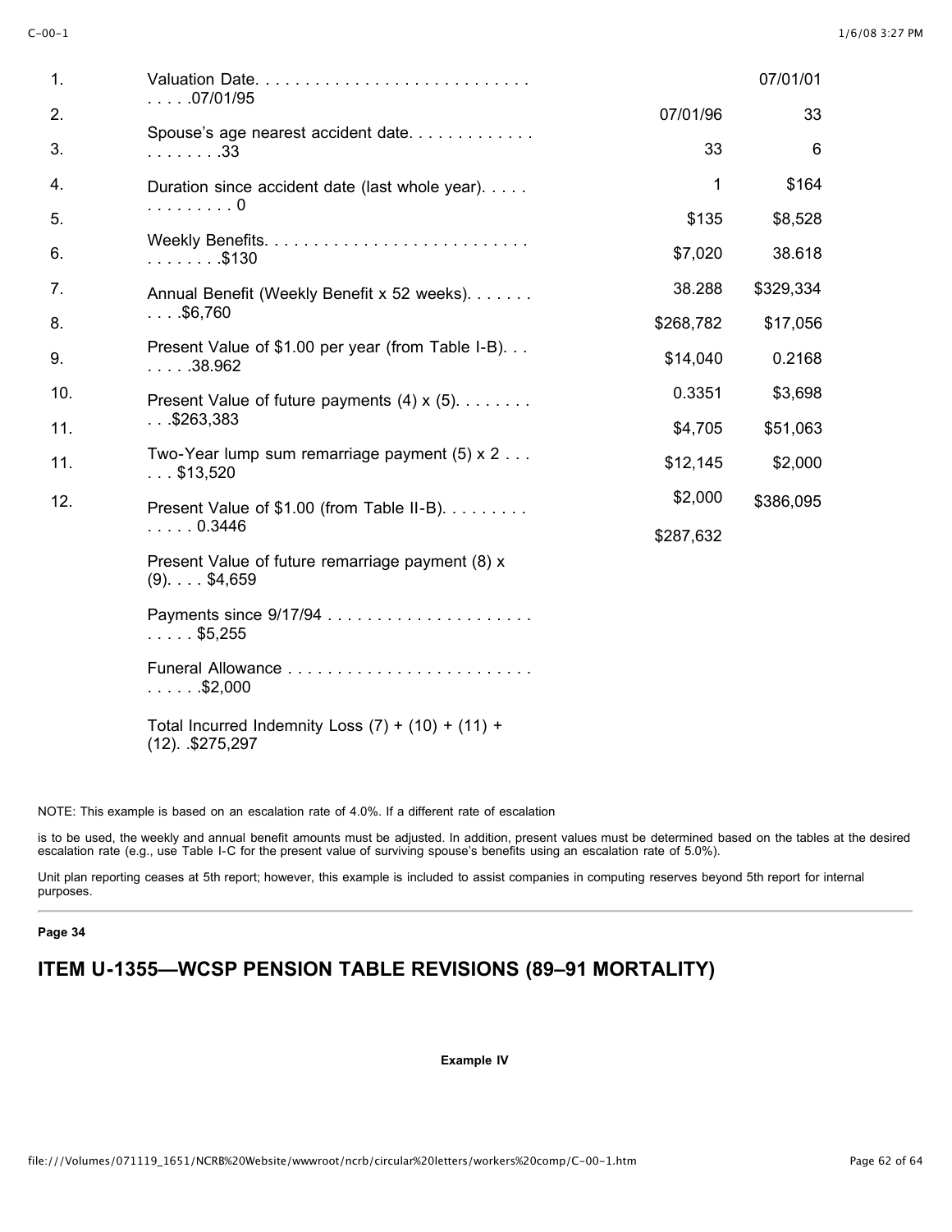| | | | | |
|---|---|---|---|---|
| 1. | Valuation Date | 07/01/95 | 07/01/96 | 07/01/01 |
| 2. | Spouse's age nearest accident date | 33 | 33 | 33 |
| 3. | Duration since accident date (last whole year) | 0 | 1 | 6 |
| 4. | Weekly Benefits | $130 | $135 | $164 |
| 5. | Annual Benefit (Weekly Benefit x 52 weeks) | $6,760 | $7,020 | $8,528 |
| 6. | Present Value of $1.00 per year (from Table I-B) | 38.962 | 38.288 | 38.618 |
| 7. | Present Value of future payments (4) x (5) | $263,383 | $268,782 | $329,334 |
| 8. | Two-Year lump sum remarriage payment (5) x 2 | $13,520 | $14,040 | $17,056 |
| 9. | Present Value of $1.00 (from Table II-B) | 0.3446 | 0.3351 | 0.2168 |
| 10. | Present Value of future remarriage payment (8) x (9) | $4,659 | $4,705 | $3,698 |
| 11. | Payments since 9/17/94 | $5,255 | $12,145 | $51,063 |
| 11. | Funeral Allowance | $2,000 | $2,000 | $2,000 |
| 12. | Total Incurred Indemnity Loss (7) + (10) + (11) + (12) | $275,297 | $287,632 | $386,095 |

NOTE: This example is based on an escalation rate of 4.0%. If a different rate of escalation

is to be used, the weekly and annual benefit amounts must be adjusted. In addition, present values must be determined based on the tables at the desired escalation rate (e.g., use Table I-C for the present value of surviving spouse's benefits using an escalation rate of 5.0%).

Unit plan reporting ceases at 5th report; however, this example is included to assist companies in computing reserves beyond 5th report for internal purposes.

---

**Page 34**

## ITEM U-1355—WCSP PENSION TABLE REVISIONS (89–91 MORTALITY)

**Example IV**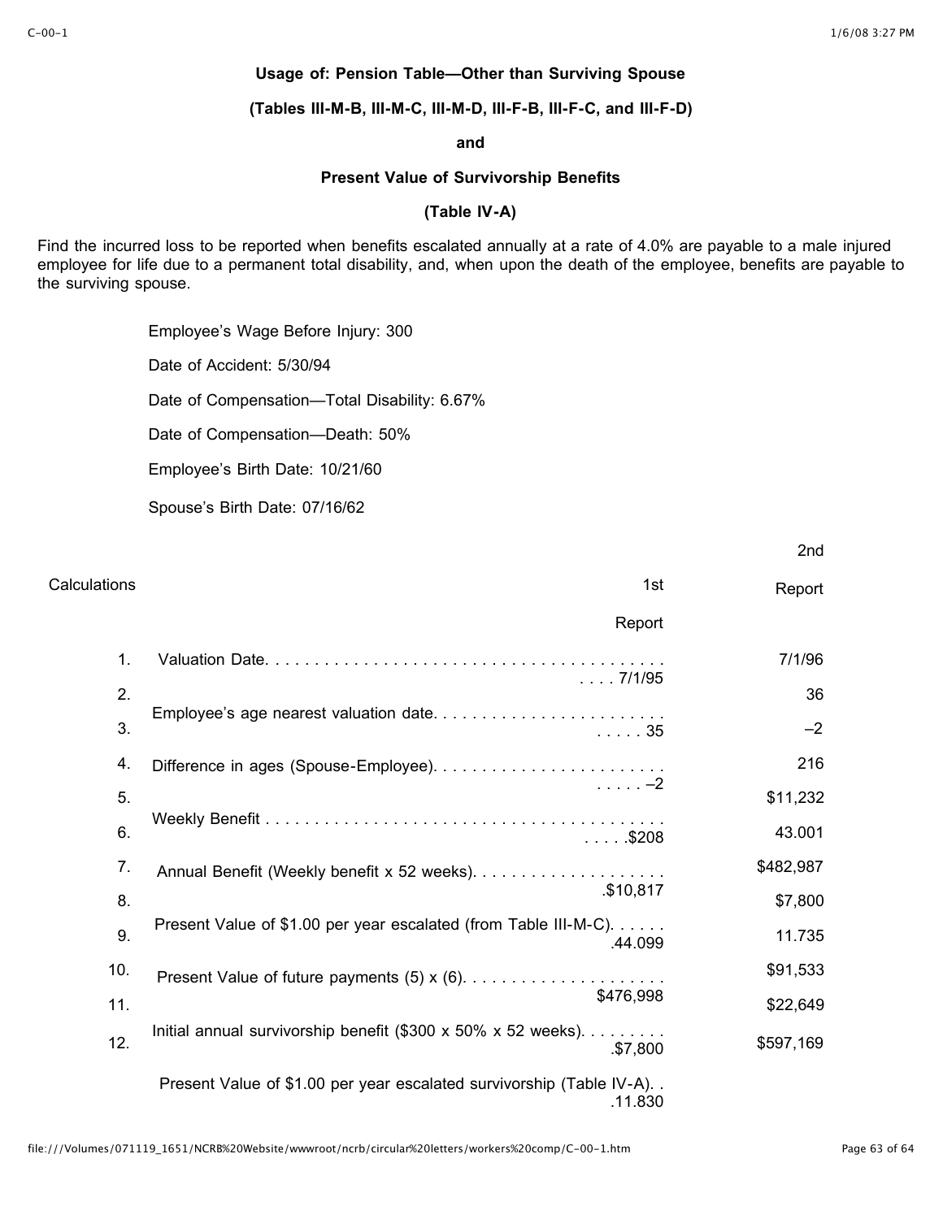**Usage of: Pension Table—Other than Surviving Spouse**

**(Tables III-M-B, III-M-C, III-M-D, III-F-B, III-F-C, and III-F-D)**

**and**

**Present Value of Survivorship Benefits**

**(Table IV-A)**

Find the incurred loss to be reported when benefits escalated annually at a rate of 4.0% are payable to a male injured employee for life due to a permanent total disability, and, when upon the death of the employee, benefits are payable to the surviving spouse.

Employee's Wage Before Injury: 300

Date of Accident: 5/30/94

Date of Compensation—Total Disability: 6.67%

Date of Compensation—Death: 50%

Employee's Birth Date: 10/21/60

Spouse's Birth Date: 07/16/62

| Calculations | | 1st Report | 2nd Report |
|---|---|---|---|
| 1. | Valuation Date | 7/1/95 | 7/1/96 |
| 2. | Employee's age nearest valuation date | 35 | 36 |
| 3. | Difference in ages (Spouse-Employee) | –2 | –2 |
| 4. | Weekly Benefit | $208 | 216 |
| 5. | Annual Benefit (Weekly benefit x 52 weeks) | $10,817 | $11,232 |
| 6. | Present Value of $1.00 per year escalated (from Table III-M-C) | 44.099 | 43.001 |
| 7. | Present Value of future payments (5) x (6) | $476,998 | $482,987 |
| 8. | Initial annual survivorship benefit ($300 x 50% x 52 weeks) | $7,800 | $7,800 |
| 9. | Present Value of $1.00 per year escalated survivorship (Table IV-A) | 11.830 | 11.735 |
| 10. | | | $91,533 |
| 11. | | | $22,649 |
| 12. | | | $597,169 |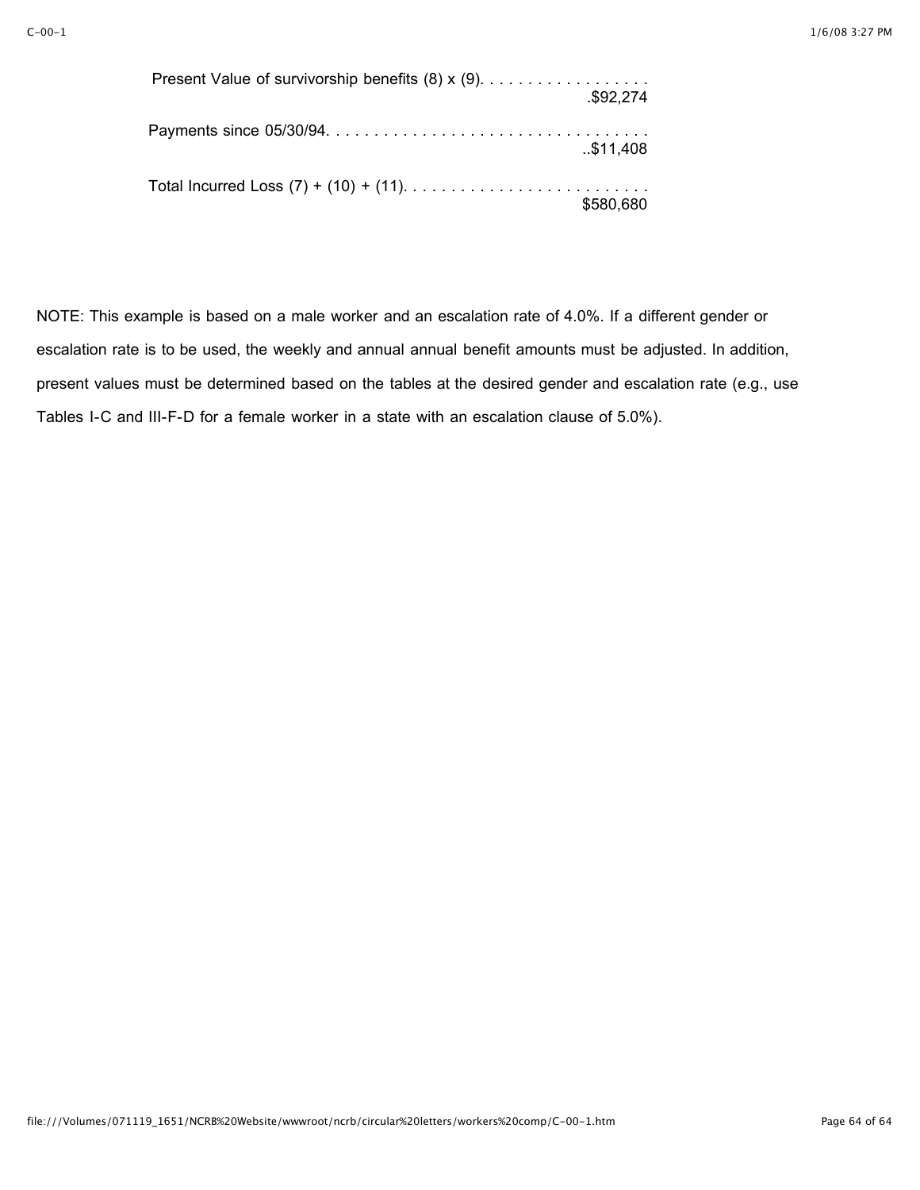Present Value of survivorship benefits (8) x (9). . . . . . . . . . . . . . . . . . .$92,274

Payments since 05/30/94. . . . . . . . . . . . . . . . . . . . . . . . . . . . . . . . . . ..$11,408

Total Incurred Loss (7) + (10) + (11). . . . . . . . . . . . . . . . . . . . . . . . . . $580,680

NOTE: This example is based on a male worker and an escalation rate of 4.0%. If a different gender or escalation rate is to be used, the weekly and annual annual benefit amounts must be adjusted. In addition, present values must be determined based on the tables at the desired gender and escalation rate (e.g., use Tables I-C and III-F-D for a female worker in a state with an escalation clause of 5.0%).